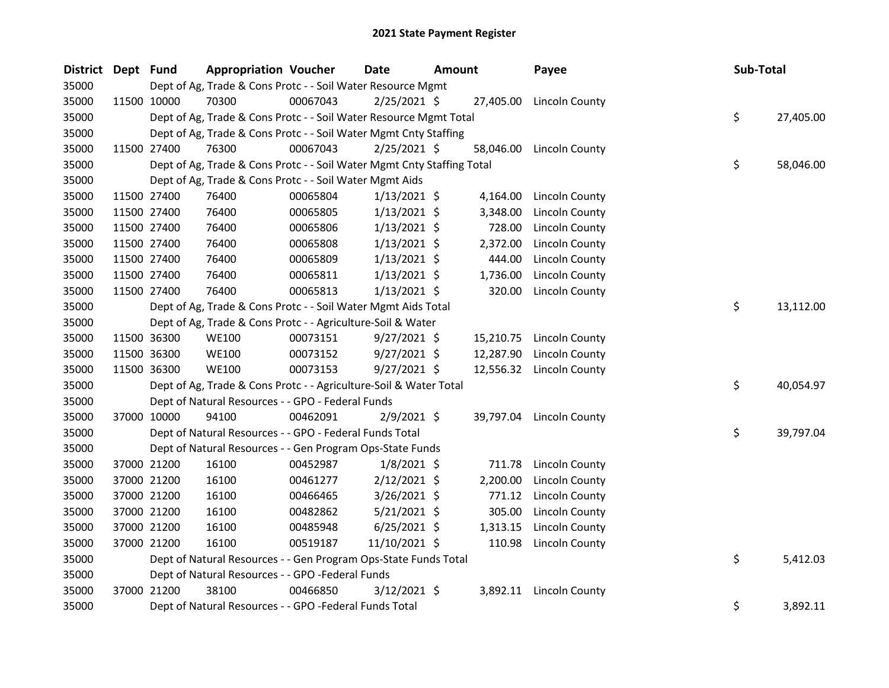# 2021 State Payment Register

| District | Dept | Fund | Appropriation | Voucher | Date | Amount | Payee | Sub-Total |
|---|---|---|---|---|---|---|---|---|
| 35000 | | Dept of Ag, Trade & Cons Protc - - Soil Water Resource Mgmt | | | | | | |
| 35000 | 11500 | 10000 | 70300 | 00067043 | 2/25/2021 | $ 27,405.00 | Lincoln County | |
| 35000 | | Dept of Ag, Trade & Cons Protc - - Soil Water Resource Mgmt Total | | | | | | $ 27,405.00 |
| 35000 | | Dept of Ag, Trade & Cons Protc - - Soil Water Mgmt Cnty Staffing | | | | | | |
| 35000 | 11500 | 27400 | 76300 | 00067043 | 2/25/2021 | $ 58,046.00 | Lincoln County | |
| 35000 | | Dept of Ag, Trade & Cons Protc - - Soil Water Mgmt Cnty Staffing Total | | | | | | $ 58,046.00 |
| 35000 | | Dept of Ag, Trade & Cons Protc - - Soil Water Mgmt Aids | | | | | | |
| 35000 | 11500 | 27400 | 76400 | 00065804 | 1/13/2021 | $ 4,164.00 | Lincoln County | |
| 35000 | 11500 | 27400 | 76400 | 00065805 | 1/13/2021 | $ 3,348.00 | Lincoln County | |
| 35000 | 11500 | 27400 | 76400 | 00065806 | 1/13/2021 | $ 728.00 | Lincoln County | |
| 35000 | 11500 | 27400 | 76400 | 00065808 | 1/13/2021 | $ 2,372.00 | Lincoln County | |
| 35000 | 11500 | 27400 | 76400 | 00065809 | 1/13/2021 | $ 444.00 | Lincoln County | |
| 35000 | 11500 | 27400 | 76400 | 00065811 | 1/13/2021 | $ 1,736.00 | Lincoln County | |
| 35000 | 11500 | 27400 | 76400 | 00065813 | 1/13/2021 | $ 320.00 | Lincoln County | |
| 35000 | | Dept of Ag, Trade & Cons Protc - - Soil Water Mgmt Aids Total | | | | | | $ 13,112.00 |
| 35000 | | Dept of Ag, Trade & Cons Protc - - Agriculture-Soil & Water | | | | | | |
| 35000 | 11500 | 36300 | WE100 | 00073151 | 9/27/2021 | $ 15,210.75 | Lincoln County | |
| 35000 | 11500 | 36300 | WE100 | 00073152 | 9/27/2021 | $ 12,287.90 | Lincoln County | |
| 35000 | 11500 | 36300 | WE100 | 00073153 | 9/27/2021 | $ 12,556.32 | Lincoln County | |
| 35000 | | Dept of Ag, Trade & Cons Protc - - Agriculture-Soil & Water Total | | | | | | $ 40,054.97 |
| 35000 | | Dept of Natural Resources - - GPO - Federal Funds | | | | | | |
| 35000 | 37000 | 10000 | 94100 | 00462091 | 2/9/2021 | $ 39,797.04 | Lincoln County | |
| 35000 | | Dept of Natural Resources - - GPO - Federal Funds Total | | | | | | $ 39,797.04 |
| 35000 | | Dept of Natural Resources - - Gen Program Ops-State Funds | | | | | | |
| 35000 | 37000 | 21200 | 16100 | 00452987 | 1/8/2021 | $ 711.78 | Lincoln County | |
| 35000 | 37000 | 21200 | 16100 | 00461277 | 2/12/2021 | $ 2,200.00 | Lincoln County | |
| 35000 | 37000 | 21200 | 16100 | 00466465 | 3/26/2021 | $ 771.12 | Lincoln County | |
| 35000 | 37000 | 21200 | 16100 | 00482862 | 5/21/2021 | $ 305.00 | Lincoln County | |
| 35000 | 37000 | 21200 | 16100 | 00485948 | 6/25/2021 | $ 1,313.15 | Lincoln County | |
| 35000 | 37000 | 21200 | 16100 | 00519187 | 11/10/2021 | $ 110.98 | Lincoln County | |
| 35000 | | Dept of Natural Resources - - Gen Program Ops-State Funds Total | | | | | | $ 5,412.03 |
| 35000 | | Dept of Natural Resources - - GPO -Federal Funds | | | | | | |
| 35000 | 37000 | 21200 | 38100 | 00466850 | 3/12/2021 | $ 3,892.11 | Lincoln County | |
| 35000 | | Dept of Natural Resources - - GPO -Federal Funds Total | | | | | | $ 3,892.11 |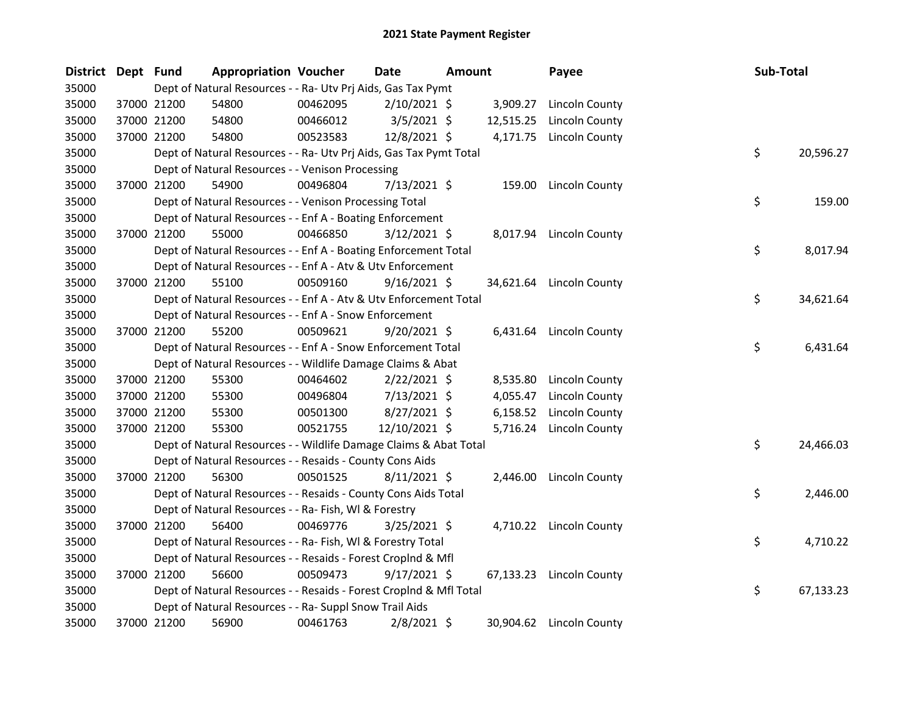# 2021 State Payment Register

| District | Dept | Fund | Appropriation | Voucher | Date | Amount | Payee | Sub-Total |
|---|---|---|---|---|---|---|---|---|
| 35000 | | Dept of Natural Resources - - Ra- Utv Prj Aids, Gas Tax Pymt | | | | | | |
| 35000 | 37000 | 21200 | 54800 | 00462095 | 2/10/2021 | $ 3,909.27 | Lincoln County | |
| 35000 | 37000 | 21200 | 54800 | 00466012 | 3/5/2021 | $ 12,515.25 | Lincoln County | |
| 35000 | 37000 | 21200 | 54800 | 00523583 | 12/8/2021 | $ 4,171.75 | Lincoln County | |
| 35000 | | Dept of Natural Resources - - Ra- Utv Prj Aids, Gas Tax Pymt Total | | | | | | $ 20,596.27 |
| 35000 | | Dept of Natural Resources - - Venison Processing | | | | | | |
| 35000 | 37000 | 21200 | 54900 | 00496804 | 7/13/2021 | $ 159.00 | Lincoln County | |
| 35000 | | Dept of Natural Resources - - Venison Processing Total | | | | | | $ 159.00 |
| 35000 | | Dept of Natural Resources - - Enf A - Boating Enforcement | | | | | | |
| 35000 | 37000 | 21200 | 55000 | 00466850 | 3/12/2021 | $ 8,017.94 | Lincoln County | |
| 35000 | | Dept of Natural Resources - - Enf A - Boating Enforcement Total | | | | | | $ 8,017.94 |
| 35000 | | Dept of Natural Resources - - Enf A - Atv & Utv Enforcement | | | | | | |
| 35000 | 37000 | 21200 | 55100 | 00509160 | 9/16/2021 | $ 34,621.64 | Lincoln County | |
| 35000 | | Dept of Natural Resources - - Enf A - Atv & Utv Enforcement Total | | | | | | $ 34,621.64 |
| 35000 | | Dept of Natural Resources - - Enf A - Snow Enforcement | | | | | | |
| 35000 | 37000 | 21200 | 55200 | 00509621 | 9/20/2021 | $ 6,431.64 | Lincoln County | |
| 35000 | | Dept of Natural Resources - - Enf A - Snow Enforcement Total | | | | | | $ 6,431.64 |
| 35000 | | Dept of Natural Resources - - Wildlife Damage Claims & Abat | | | | | | |
| 35000 | 37000 | 21200 | 55300 | 00464602 | 2/22/2021 | $ 8,535.80 | Lincoln County | |
| 35000 | 37000 | 21200 | 55300 | 00496804 | 7/13/2021 | $ 4,055.47 | Lincoln County | |
| 35000 | 37000 | 21200 | 55300 | 00501300 | 8/27/2021 | $ 6,158.52 | Lincoln County | |
| 35000 | 37000 | 21200 | 55300 | 00521755 | 12/10/2021 | $ 5,716.24 | Lincoln County | |
| 35000 | | Dept of Natural Resources - - Wildlife Damage Claims & Abat Total | | | | | | $ 24,466.03 |
| 35000 | | Dept of Natural Resources - - Resaids - County Cons Aids | | | | | | |
| 35000 | 37000 | 21200 | 56300 | 00501525 | 8/11/2021 | $ 2,446.00 | Lincoln County | |
| 35000 | | Dept of Natural Resources - - Resaids - County Cons Aids Total | | | | | | $ 2,446.00 |
| 35000 | | Dept of Natural Resources - - Ra- Fish, Wl & Forestry | | | | | | |
| 35000 | 37000 | 21200 | 56400 | 00469776 | 3/25/2021 | $ 4,710.22 | Lincoln County | |
| 35000 | | Dept of Natural Resources - - Ra- Fish, Wl & Forestry Total | | | | | | $ 4,710.22 |
| 35000 | | Dept of Natural Resources - - Resaids - Forest Croplnd & Mfl | | | | | | |
| 35000 | 37000 | 21200 | 56600 | 00509473 | 9/17/2021 | $ 67,133.23 | Lincoln County | |
| 35000 | | Dept of Natural Resources - - Resaids - Forest Croplnd & Mfl Total | | | | | | $ 67,133.23 |
| 35000 | | Dept of Natural Resources - - Ra- Suppl Snow Trail Aids | | | | | | |
| 35000 | 37000 | 21200 | 56900 | 00461763 | 2/8/2021 | $ 30,904.62 | Lincoln County | |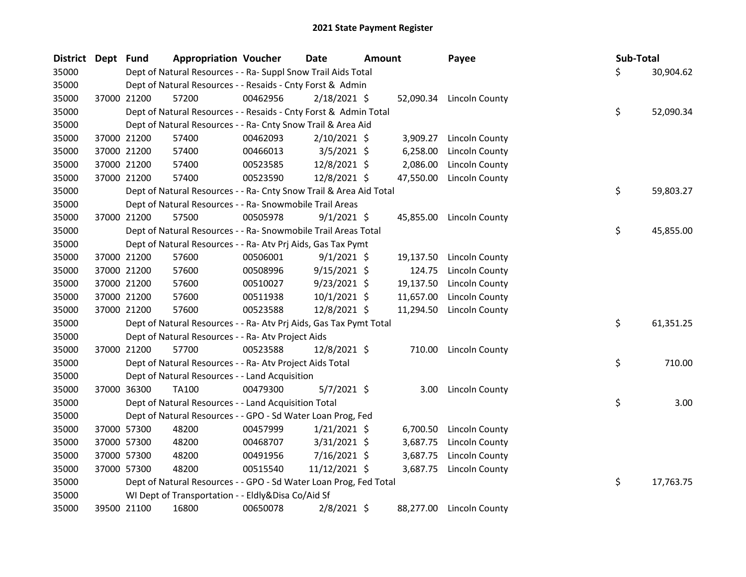# 2021 State Payment Register

| District | Dept | Fund | Appropriation | Voucher | Date | Amount | Payee | Sub-Total |
|---|---|---|---|---|---|---|---|---|
| 35000 | | Dept of Natural Resources - - Ra- Suppl Snow Trail Aids Total | | | | | | $ 30,904.62 |
| 35000 | | Dept of Natural Resources - - Resaids - Cnty Forst & Admin | | | | | | |
| 35000 | 37000 | 21200 | 57200 | 00462956 | 2/18/2021 | $ 52,090.34 | Lincoln County | |
| 35000 | | Dept of Natural Resources - - Resaids - Cnty Forst & Admin Total | | | | | | $ 52,090.34 |
| 35000 | | Dept of Natural Resources - - Ra- Cnty Snow Trail & Area Aid | | | | | | |
| 35000 | 37000 | 21200 | 57400 | 00462093 | 2/10/2021 | $ 3,909.27 | Lincoln County | |
| 35000 | 37000 | 21200 | 57400 | 00466013 | 3/5/2021 | $ 6,258.00 | Lincoln County | |
| 35000 | 37000 | 21200 | 57400 | 00523585 | 12/8/2021 | $ 2,086.00 | Lincoln County | |
| 35000 | 37000 | 21200 | 57400 | 00523590 | 12/8/2021 | $ 47,550.00 | Lincoln County | |
| 35000 | | Dept of Natural Resources - - Ra- Cnty Snow Trail & Area Aid Total | | | | | | $ 59,803.27 |
| 35000 | | Dept of Natural Resources - - Ra- Snowmobile Trail Areas | | | | | | |
| 35000 | 37000 | 21200 | 57500 | 00505978 | 9/1/2021 | $ 45,855.00 | Lincoln County | |
| 35000 | | Dept of Natural Resources - - Ra- Snowmobile Trail Areas Total | | | | | | $ 45,855.00 |
| 35000 | | Dept of Natural Resources - - Ra- Atv Prj Aids, Gas Tax Pymt | | | | | | |
| 35000 | 37000 | 21200 | 57600 | 00506001 | 9/1/2021 | $ 19,137.50 | Lincoln County | |
| 35000 | 37000 | 21200 | 57600 | 00508996 | 9/15/2021 | $ 124.75 | Lincoln County | |
| 35000 | 37000 | 21200 | 57600 | 00510027 | 9/23/2021 | $ 19,137.50 | Lincoln County | |
| 35000 | 37000 | 21200 | 57600 | 00511938 | 10/1/2021 | $ 11,657.00 | Lincoln County | |
| 35000 | 37000 | 21200 | 57600 | 00523588 | 12/8/2021 | $ 11,294.50 | Lincoln County | |
| 35000 | | Dept of Natural Resources - - Ra- Atv Prj Aids, Gas Tax Pymt Total | | | | | | $ 61,351.25 |
| 35000 | | Dept of Natural Resources - - Ra- Atv Project Aids | | | | | | |
| 35000 | 37000 | 21200 | 57700 | 00523588 | 12/8/2021 | $ 710.00 | Lincoln County | |
| 35000 | | Dept of Natural Resources - - Ra- Atv Project Aids Total | | | | | | $ 710.00 |
| 35000 | | Dept of Natural Resources - - Land Acquisition | | | | | | |
| 35000 | 37000 | 36300 | TA100 | 00479300 | 5/7/2021 | $ 3.00 | Lincoln County | |
| 35000 | | Dept of Natural Resources - - Land Acquisition Total | | | | | | $ 3.00 |
| 35000 | | Dept of Natural Resources - - GPO - Sd Water Loan Prog, Fed | | | | | | |
| 35000 | 37000 | 57300 | 48200 | 00457999 | 1/21/2021 | $ 6,700.50 | Lincoln County | |
| 35000 | 37000 | 57300 | 48200 | 00468707 | 3/31/2021 | $ 3,687.75 | Lincoln County | |
| 35000 | 37000 | 57300 | 48200 | 00491956 | 7/16/2021 | $ 3,687.75 | Lincoln County | |
| 35000 | 37000 | 57300 | 48200 | 00515540 | 11/12/2021 | $ 3,687.75 | Lincoln County | |
| 35000 | | Dept of Natural Resources - - GPO - Sd Water Loan Prog, Fed Total | | | | | | $ 17,763.75 |
| 35000 | | WI Dept of Transportation - - Eldly&Disa Co/Aid Sf | | | | | | |
| 35000 | 39500 | 21100 | 16800 | 00650078 | 2/8/2021 | $ 88,277.00 | Lincoln County | |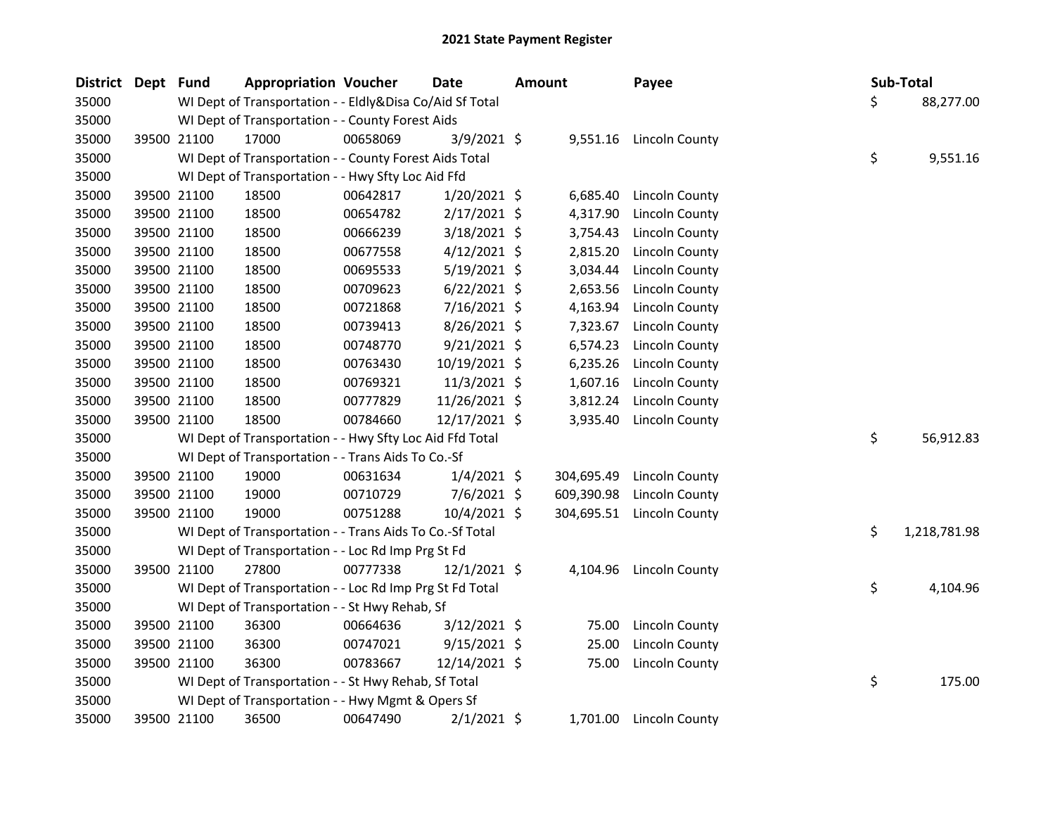# 2021 State Payment Register

| District | Dept | Fund | Appropriation | Voucher | Date | Amount | Payee | Sub-Total |
|---|---|---|---|---|---|---|---|---|
| 35000 | | WI Dept of Transportation - - Eldly&Disa Co/Aid Sf Total | | | | | | $ 88,277.00 |
| 35000 | | WI Dept of Transportation - - County Forest Aids | | | | | | |
| 35000 | 39500 | 21100 | 17000 | 00658069 | 3/9/2021 | $ 9,551.16 | Lincoln County | |
| 35000 | | WI Dept of Transportation - - County Forest Aids Total | | | | | | $ 9,551.16 |
| 35000 | | WI Dept of Transportation - - Hwy Sfty Loc Aid Ffd | | | | | | |
| 35000 | 39500 | 21100 | 18500 | 00642817 | 1/20/2021 | $ 6,685.40 | Lincoln County | |
| 35000 | 39500 | 21100 | 18500 | 00654782 | 2/17/2021 | $ 4,317.90 | Lincoln County | |
| 35000 | 39500 | 21100 | 18500 | 00666239 | 3/18/2021 | $ 3,754.43 | Lincoln County | |
| 35000 | 39500 | 21100 | 18500 | 00677558 | 4/12/2021 | $ 2,815.20 | Lincoln County | |
| 35000 | 39500 | 21100 | 18500 | 00695533 | 5/19/2021 | $ 3,034.44 | Lincoln County | |
| 35000 | 39500 | 21100 | 18500 | 00709623 | 6/22/2021 | $ 2,653.56 | Lincoln County | |
| 35000 | 39500 | 21100 | 18500 | 00721868 | 7/16/2021 | $ 4,163.94 | Lincoln County | |
| 35000 | 39500 | 21100 | 18500 | 00739413 | 8/26/2021 | $ 7,323.67 | Lincoln County | |
| 35000 | 39500 | 21100 | 18500 | 00748770 | 9/21/2021 | $ 6,574.23 | Lincoln County | |
| 35000 | 39500 | 21100 | 18500 | 00763430 | 10/19/2021 | $ 6,235.26 | Lincoln County | |
| 35000 | 39500 | 21100 | 18500 | 00769321 | 11/3/2021 | $ 1,607.16 | Lincoln County | |
| 35000 | 39500 | 21100 | 18500 | 00777829 | 11/26/2021 | $ 3,812.24 | Lincoln County | |
| 35000 | 39500 | 21100 | 18500 | 00784660 | 12/17/2021 | $ 3,935.40 | Lincoln County | |
| 35000 | | WI Dept of Transportation - - Hwy Sfty Loc Aid Ffd Total | | | | | | $ 56,912.83 |
| 35000 | | WI Dept of Transportation - - Trans Aids To Co.-Sf | | | | | | |
| 35000 | 39500 | 21100 | 19000 | 00631634 | 1/4/2021 | $ 304,695.49 | Lincoln County | |
| 35000 | 39500 | 21100 | 19000 | 00710729 | 7/6/2021 | $ 609,390.98 | Lincoln County | |
| 35000 | 39500 | 21100 | 19000 | 00751288 | 10/4/2021 | $ 304,695.51 | Lincoln County | |
| 35000 | | WI Dept of Transportation - - Trans Aids To Co.-Sf Total | | | | | | $ 1,218,781.98 |
| 35000 | | WI Dept of Transportation - - Loc Rd Imp Prg St Fd | | | | | | |
| 35000 | 39500 | 21100 | 27800 | 00777338 | 12/1/2021 | $ 4,104.96 | Lincoln County | |
| 35000 | | WI Dept of Transportation - - Loc Rd Imp Prg St Fd Total | | | | | | $ 4,104.96 |
| 35000 | | WI Dept of Transportation - - St Hwy Rehab, Sf | | | | | | |
| 35000 | 39500 | 21100 | 36300 | 00664636 | 3/12/2021 | $ 75.00 | Lincoln County | |
| 35000 | 39500 | 21100 | 36300 | 00747021 | 9/15/2021 | $ 25.00 | Lincoln County | |
| 35000 | 39500 | 21100 | 36300 | 00783667 | 12/14/2021 | $ 75.00 | Lincoln County | |
| 35000 | | WI Dept of Transportation - - St Hwy Rehab, Sf Total | | | | | | $ 175.00 |
| 35000 | | WI Dept of Transportation - - Hwy Mgmt & Opers Sf | | | | | | |
| 35000 | 39500 | 21100 | 36500 | 00647490 | 2/1/2021 | $ 1,701.00 | Lincoln County | |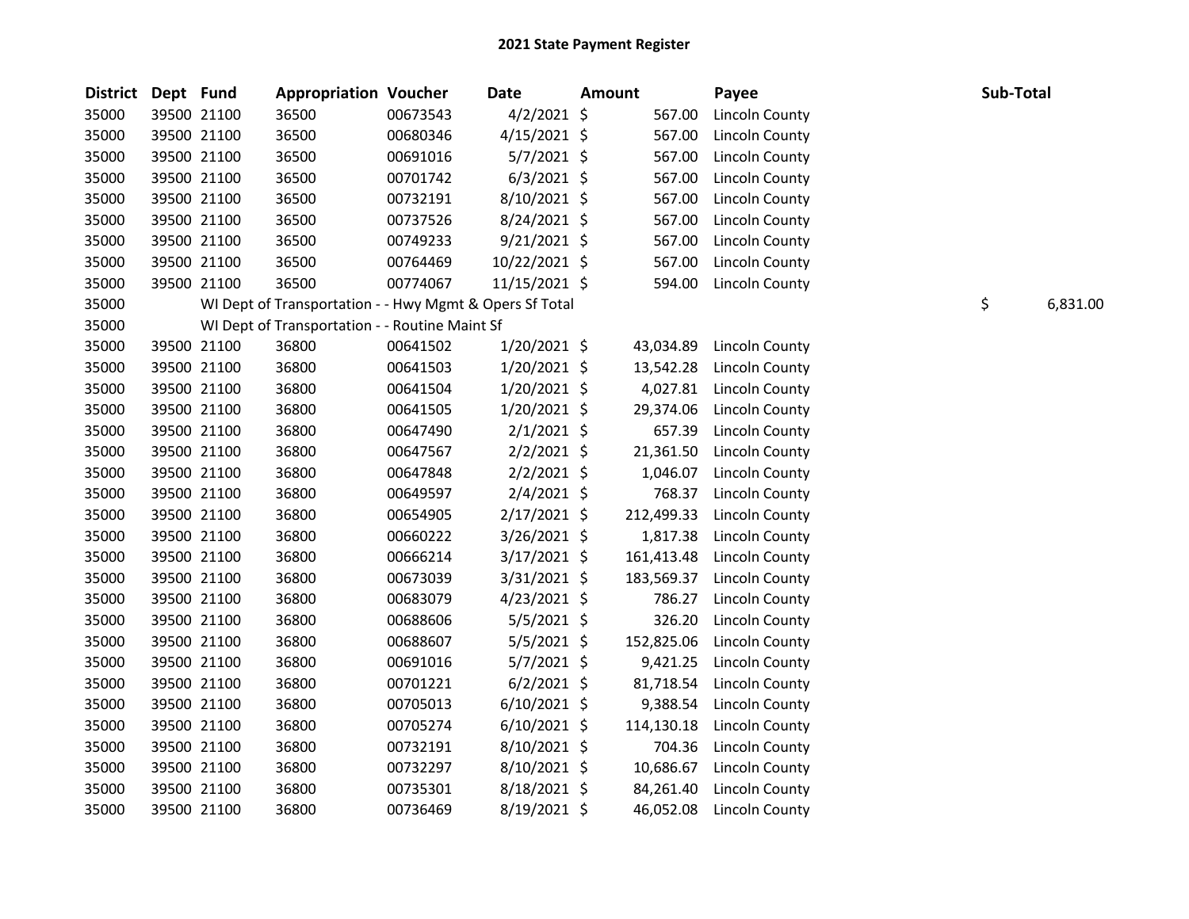# 2021 State Payment Register

| District | Dept | Fund | Appropriation | Voucher | Date | Amount | Payee | Sub-Total |
|---|---|---|---|---|---|---|---|---|
| 35000 | 39500 | 21100 | 36500 | 00673543 | 4/2/2021 | $ 567.00 | Lincoln County | |
| 35000 | 39500 | 21100 | 36500 | 00680346 | 4/15/2021 | $ 567.00 | Lincoln County | |
| 35000 | 39500 | 21100 | 36500 | 00691016 | 5/7/2021 | $ 567.00 | Lincoln County | |
| 35000 | 39500 | 21100 | 36500 | 00701742 | 6/3/2021 | $ 567.00 | Lincoln County | |
| 35000 | 39500 | 21100 | 36500 | 00732191 | 8/10/2021 | $ 567.00 | Lincoln County | |
| 35000 | 39500 | 21100 | 36500 | 00737526 | 8/24/2021 | $ 567.00 | Lincoln County | |
| 35000 | 39500 | 21100 | 36500 | 00749233 | 9/21/2021 | $ 567.00 | Lincoln County | |
| 35000 | 39500 | 21100 | 36500 | 00764469 | 10/22/2021 | $ 567.00 | Lincoln County | |
| 35000 | 39500 | 21100 | 36500 | 00774067 | 11/15/2021 | $ 594.00 | Lincoln County | |
| 35000 | | WI Dept of Transportation - - Hwy Mgmt & Opers Sf Total | | | | | | $ 6,831.00 |
| 35000 | | WI Dept of Transportation - - Routine Maint Sf | | | | | | |
| 35000 | 39500 | 21100 | 36800 | 00641502 | 1/20/2021 | $ 43,034.89 | Lincoln County | |
| 35000 | 39500 | 21100 | 36800 | 00641503 | 1/20/2021 | $ 13,542.28 | Lincoln County | |
| 35000 | 39500 | 21100 | 36800 | 00641504 | 1/20/2021 | $ 4,027.81 | Lincoln County | |
| 35000 | 39500 | 21100 | 36800 | 00641505 | 1/20/2021 | $ 29,374.06 | Lincoln County | |
| 35000 | 39500 | 21100 | 36800 | 00647490 | 2/1/2021 | $ 657.39 | Lincoln County | |
| 35000 | 39500 | 21100 | 36800 | 00647567 | 2/2/2021 | $ 21,361.50 | Lincoln County | |
| 35000 | 39500 | 21100 | 36800 | 00647848 | 2/2/2021 | $ 1,046.07 | Lincoln County | |
| 35000 | 39500 | 21100 | 36800 | 00649597 | 2/4/2021 | $ 768.37 | Lincoln County | |
| 35000 | 39500 | 21100 | 36800 | 00654905 | 2/17/2021 | $ 212,499.33 | Lincoln County | |
| 35000 | 39500 | 21100 | 36800 | 00660222 | 3/26/2021 | $ 1,817.38 | Lincoln County | |
| 35000 | 39500 | 21100 | 36800 | 00666214 | 3/17/2021 | $ 161,413.48 | Lincoln County | |
| 35000 | 39500 | 21100 | 36800 | 00673039 | 3/31/2021 | $ 183,569.37 | Lincoln County | |
| 35000 | 39500 | 21100 | 36800 | 00683079 | 4/23/2021 | $ 786.27 | Lincoln County | |
| 35000 | 39500 | 21100 | 36800 | 00688606 | 5/5/2021 | $ 326.20 | Lincoln County | |
| 35000 | 39500 | 21100 | 36800 | 00688607 | 5/5/2021 | $ 152,825.06 | Lincoln County | |
| 35000 | 39500 | 21100 | 36800 | 00691016 | 5/7/2021 | $ 9,421.25 | Lincoln County | |
| 35000 | 39500 | 21100 | 36800 | 00701221 | 6/2/2021 | $ 81,718.54 | Lincoln County | |
| 35000 | 39500 | 21100 | 36800 | 00705013 | 6/10/2021 | $ 9,388.54 | Lincoln County | |
| 35000 | 39500 | 21100 | 36800 | 00705274 | 6/10/2021 | $ 114,130.18 | Lincoln County | |
| 35000 | 39500 | 21100 | 36800 | 00732191 | 8/10/2021 | $ 704.36 | Lincoln County | |
| 35000 | 39500 | 21100 | 36800 | 00732297 | 8/10/2021 | $ 10,686.67 | Lincoln County | |
| 35000 | 39500 | 21100 | 36800 | 00735301 | 8/18/2021 | $ 84,261.40 | Lincoln County | |
| 35000 | 39500 | 21100 | 36800 | 00736469 | 8/19/2021 | $ 46,052.08 | Lincoln County | |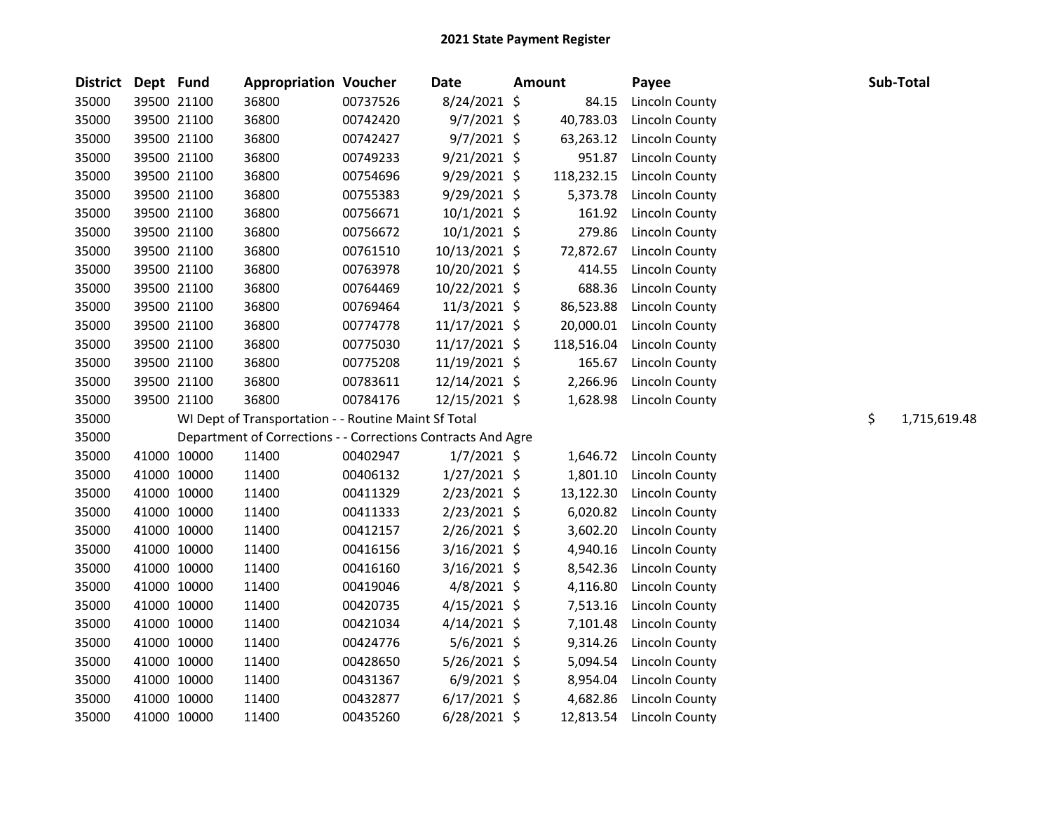# 2021 State Payment Register

| District | Dept | Fund | Appropriation | Voucher | Date | Amount | Payee | Sub-Total |
|---|---|---|---|---|---|---|---|---|
| 35000 | 39500 | 21100 | 36800 | 00737526 | 8/24/2021 | $ 84.15 | Lincoln County | |
| 35000 | 39500 | 21100 | 36800 | 00742420 | 9/7/2021 | $ 40,783.03 | Lincoln County | |
| 35000 | 39500 | 21100 | 36800 | 00742427 | 9/7/2021 | $ 63,263.12 | Lincoln County | |
| 35000 | 39500 | 21100 | 36800 | 00749233 | 9/21/2021 | $ 951.87 | Lincoln County | |
| 35000 | 39500 | 21100 | 36800 | 00754696 | 9/29/2021 | $ 118,232.15 | Lincoln County | |
| 35000 | 39500 | 21100 | 36800 | 00755383 | 9/29/2021 | $ 5,373.78 | Lincoln County | |
| 35000 | 39500 | 21100 | 36800 | 00756671 | 10/1/2021 | $ 161.92 | Lincoln County | |
| 35000 | 39500 | 21100 | 36800 | 00756672 | 10/1/2021 | $ 279.86 | Lincoln County | |
| 35000 | 39500 | 21100 | 36800 | 00761510 | 10/13/2021 | $ 72,872.67 | Lincoln County | |
| 35000 | 39500 | 21100 | 36800 | 00763978 | 10/20/2021 | $ 414.55 | Lincoln County | |
| 35000 | 39500 | 21100 | 36800 | 00764469 | 10/22/2021 | $ 688.36 | Lincoln County | |
| 35000 | 39500 | 21100 | 36800 | 00769464 | 11/3/2021 | $ 86,523.88 | Lincoln County | |
| 35000 | 39500 | 21100 | 36800 | 00774778 | 11/17/2021 | $ 20,000.01 | Lincoln County | |
| 35000 | 39500 | 21100 | 36800 | 00775030 | 11/17/2021 | $ 118,516.04 | Lincoln County | |
| 35000 | 39500 | 21100 | 36800 | 00775208 | 11/19/2021 | $ 165.67 | Lincoln County | |
| 35000 | 39500 | 21100 | 36800 | 00783611 | 12/14/2021 | $ 2,266.96 | Lincoln County | |
| 35000 | 39500 | 21100 | 36800 | 00784176 | 12/15/2021 | $ 1,628.98 | Lincoln County | |
| 35000 | | WI Dept of Transportation - - Routine Maint Sf Total | | | | | | $ 1,715,619.48 |
| 35000 | | Department of Corrections - - Corrections Contracts And Agre | | | | | | |
| 35000 | 41000 | 10000 | 11400 | 00402947 | 1/7/2021 | $ 1,646.72 | Lincoln County | |
| 35000 | 41000 | 10000 | 11400 | 00406132 | 1/27/2021 | $ 1,801.10 | Lincoln County | |
| 35000 | 41000 | 10000 | 11400 | 00411329 | 2/23/2021 | $ 13,122.30 | Lincoln County | |
| 35000 | 41000 | 10000 | 11400 | 00411333 | 2/23/2021 | $ 6,020.82 | Lincoln County | |
| 35000 | 41000 | 10000 | 11400 | 00412157 | 2/26/2021 | $ 3,602.20 | Lincoln County | |
| 35000 | 41000 | 10000 | 11400 | 00416156 | 3/16/2021 | $ 4,940.16 | Lincoln County | |
| 35000 | 41000 | 10000 | 11400 | 00416160 | 3/16/2021 | $ 8,542.36 | Lincoln County | |
| 35000 | 41000 | 10000 | 11400 | 00419046 | 4/8/2021 | $ 4,116.80 | Lincoln County | |
| 35000 | 41000 | 10000 | 11400 | 00420735 | 4/15/2021 | $ 7,513.16 | Lincoln County | |
| 35000 | 41000 | 10000 | 11400 | 00421034 | 4/14/2021 | $ 7,101.48 | Lincoln County | |
| 35000 | 41000 | 10000 | 11400 | 00424776 | 5/6/2021 | $ 9,314.26 | Lincoln County | |
| 35000 | 41000 | 10000 | 11400 | 00428650 | 5/26/2021 | $ 5,094.54 | Lincoln County | |
| 35000 | 41000 | 10000 | 11400 | 00431367 | 6/9/2021 | $ 8,954.04 | Lincoln County | |
| 35000 | 41000 | 10000 | 11400 | 00432877 | 6/17/2021 | $ 4,682.86 | Lincoln County | |
| 35000 | 41000 | 10000 | 11400 | 00435260 | 6/28/2021 | $ 12,813.54 | Lincoln County | |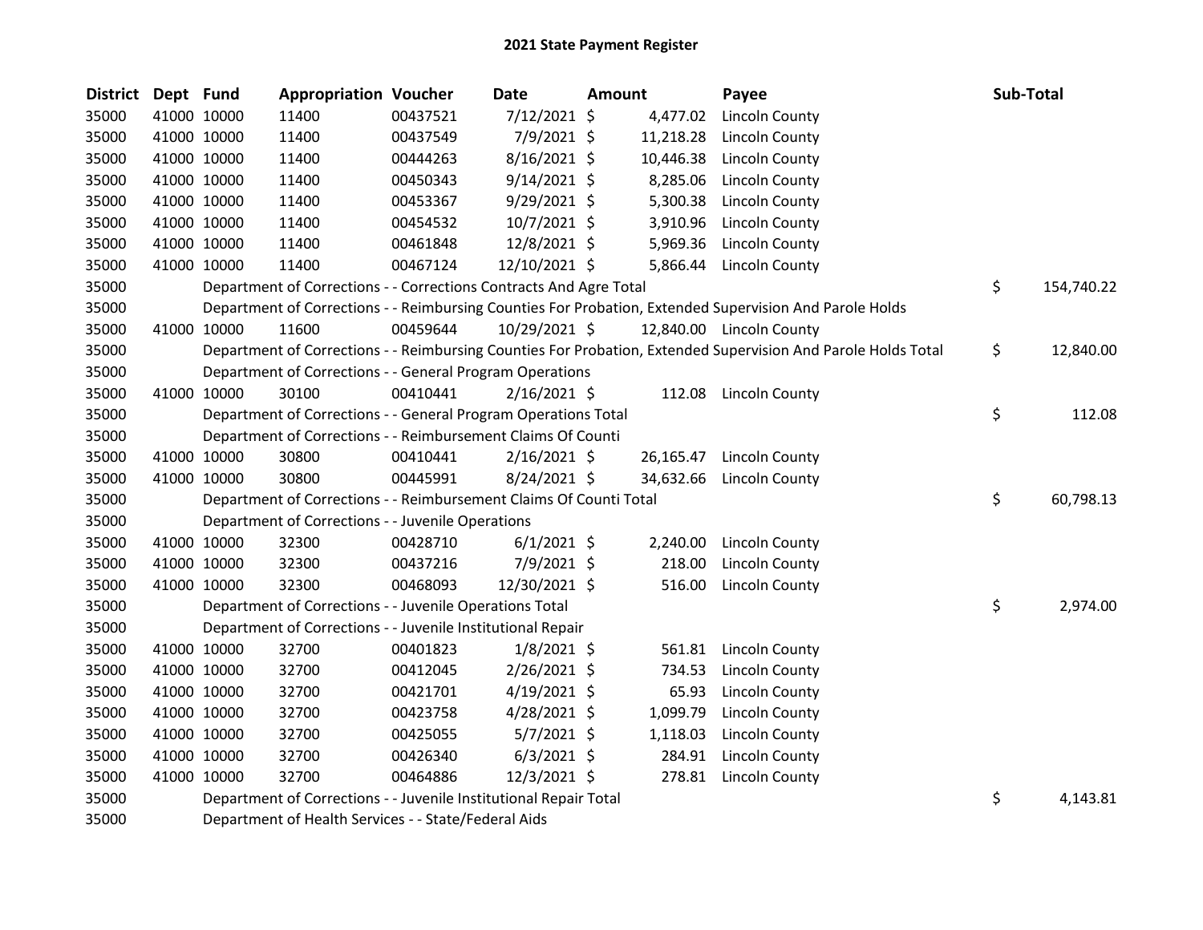# 2021 State Payment Register

| District | Dept | Fund | Appropriation | Voucher | Date | Amount | Payee | Sub-Total |
|---|---|---|---|---|---|---|---|---|
| 35000 | 41000 | 10000 | 11400 | 00437521 | 7/12/2021 | $ 4,477.02 | Lincoln County | |
| 35000 | 41000 | 10000 | 11400 | 00437549 | 7/9/2021 | $ 11,218.28 | Lincoln County | |
| 35000 | 41000 | 10000 | 11400 | 00444263 | 8/16/2021 | $ 10,446.38 | Lincoln County | |
| 35000 | 41000 | 10000 | 11400 | 00450343 | 9/14/2021 | $ 8,285.06 | Lincoln County | |
| 35000 | 41000 | 10000 | 11400 | 00453367 | 9/29/2021 | $ 5,300.38 | Lincoln County | |
| 35000 | 41000 | 10000 | 11400 | 00454532 | 10/7/2021 | $ 3,910.96 | Lincoln County | |
| 35000 | 41000 | 10000 | 11400 | 00461848 | 12/8/2021 | $ 5,969.36 | Lincoln County | |
| 35000 | 41000 | 10000 | 11400 | 00467124 | 12/10/2021 | $ 5,866.44 | Lincoln County | |
| 35000 | | Department of Corrections - - Corrections Contracts And Agre Total | | | | | | $ 154,740.22 |
| 35000 | | Department of Corrections - - Reimbursing Counties For Probation, Extended Supervision And Parole Holds | | | | | | |
| 35000 | 41000 | 10000 | 11600 | 00459644 | 10/29/2021 | $ 12,840.00 | Lincoln County | |
| 35000 | | Department of Corrections - - Reimbursing Counties For Probation, Extended Supervision And Parole Holds Total | | | | | | $ 12,840.00 |
| 35000 | | Department of Corrections - - General Program Operations | | | | | | |
| 35000 | 41000 | 10000 | 30100 | 00410441 | 2/16/2021 | $ 112.08 | Lincoln County | |
| 35000 | | Department of Corrections - - General Program Operations Total | | | | | | $ 112.08 |
| 35000 | | Department of Corrections - - Reimbursement Claims Of Counti | | | | | | |
| 35000 | 41000 | 10000 | 30800 | 00410441 | 2/16/2021 | $ 26,165.47 | Lincoln County | |
| 35000 | 41000 | 10000 | 30800 | 00445991 | 8/24/2021 | $ 34,632.66 | Lincoln County | |
| 35000 | | Department of Corrections - - Reimbursement Claims Of Counti Total | | | | | | $ 60,798.13 |
| 35000 | | Department of Corrections - - Juvenile Operations | | | | | | |
| 35000 | 41000 | 10000 | 32300 | 00428710 | 6/1/2021 | $ 2,240.00 | Lincoln County | |
| 35000 | 41000 | 10000 | 32300 | 00437216 | 7/9/2021 | $ 218.00 | Lincoln County | |
| 35000 | 41000 | 10000 | 32300 | 00468093 | 12/30/2021 | $ 516.00 | Lincoln County | |
| 35000 | | Department of Corrections - - Juvenile Operations Total | | | | | | $ 2,974.00 |
| 35000 | | Department of Corrections - - Juvenile Institutional Repair | | | | | | |
| 35000 | 41000 | 10000 | 32700 | 00401823 | 1/8/2021 | $ 561.81 | Lincoln County | |
| 35000 | 41000 | 10000 | 32700 | 00412045 | 2/26/2021 | $ 734.53 | Lincoln County | |
| 35000 | 41000 | 10000 | 32700 | 00421701 | 4/19/2021 | $ 65.93 | Lincoln County | |
| 35000 | 41000 | 10000 | 32700 | 00423758 | 4/28/2021 | $ 1,099.79 | Lincoln County | |
| 35000 | 41000 | 10000 | 32700 | 00425055 | 5/7/2021 | $ 1,118.03 | Lincoln County | |
| 35000 | 41000 | 10000 | 32700 | 00426340 | 6/3/2021 | $ 284.91 | Lincoln County | |
| 35000 | 41000 | 10000 | 32700 | 00464886 | 12/3/2021 | $ 278.81 | Lincoln County | |
| 35000 | | Department of Corrections - - Juvenile Institutional Repair Total | | | | | | $ 4,143.81 |
| 35000 | | Department of Health Services - - State/Federal Aids | | | | | | |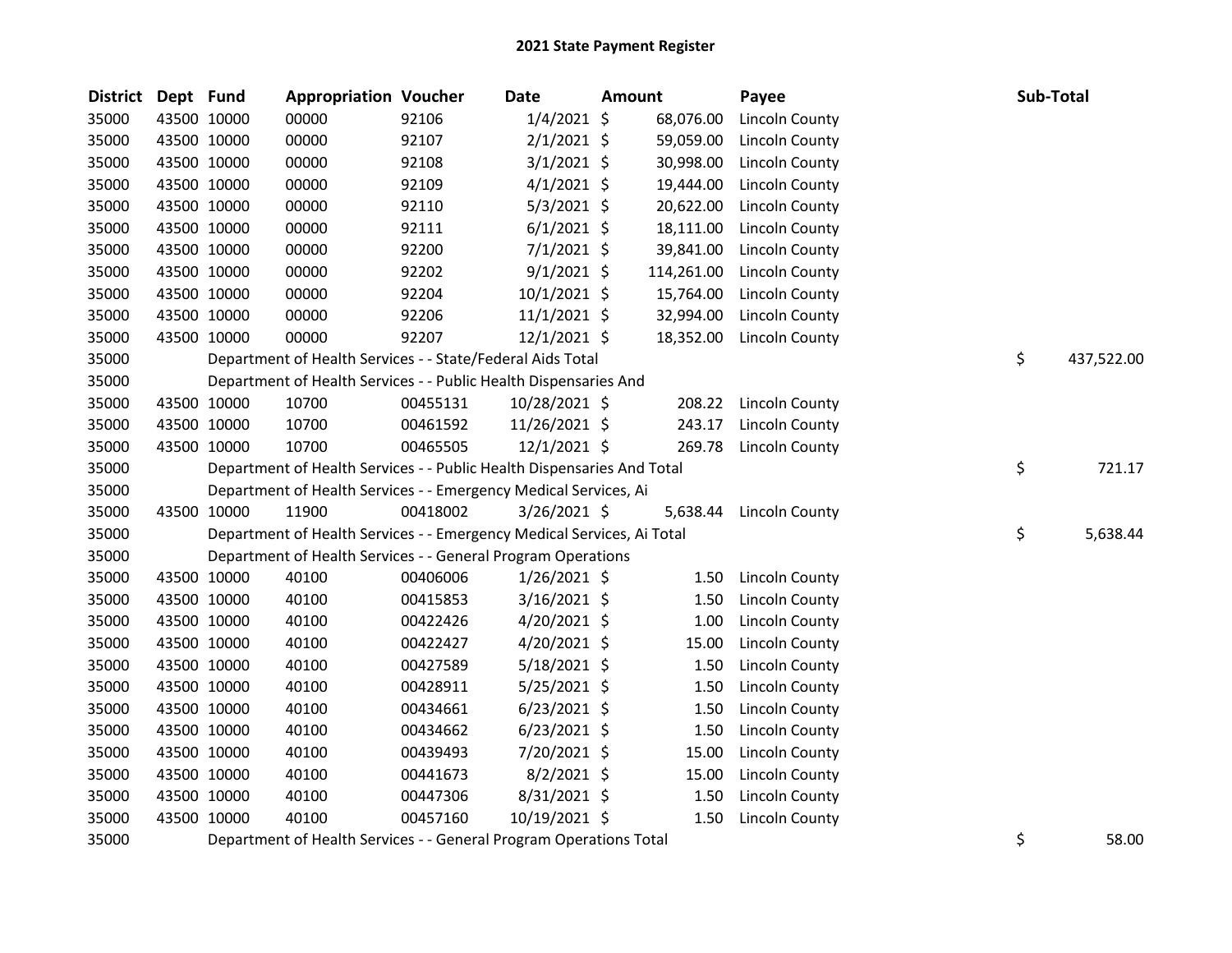# 2021 State Payment Register

| District | Dept | Fund | Appropriation | Voucher | Date | Amount | Payee | Sub-Total |
|---|---|---|---|---|---|---|---|---|
| 35000 | 43500 | 10000 | 00000 | 92106 | 1/4/2021 | $ 68,076.00 | Lincoln County | |
| 35000 | 43500 | 10000 | 00000 | 92107 | 2/1/2021 | $ 59,059.00 | Lincoln County | |
| 35000 | 43500 | 10000 | 00000 | 92108 | 3/1/2021 | $ 30,998.00 | Lincoln County | |
| 35000 | 43500 | 10000 | 00000 | 92109 | 4/1/2021 | $ 19,444.00 | Lincoln County | |
| 35000 | 43500 | 10000 | 00000 | 92110 | 5/3/2021 | $ 20,622.00 | Lincoln County | |
| 35000 | 43500 | 10000 | 00000 | 92111 | 6/1/2021 | $ 18,111.00 | Lincoln County | |
| 35000 | 43500 | 10000 | 00000 | 92200 | 7/1/2021 | $ 39,841.00 | Lincoln County | |
| 35000 | 43500 | 10000 | 00000 | 92202 | 9/1/2021 | $ 114,261.00 | Lincoln County | |
| 35000 | 43500 | 10000 | 00000 | 92204 | 10/1/2021 | $ 15,764.00 | Lincoln County | |
| 35000 | 43500 | 10000 | 00000 | 92206 | 11/1/2021 | $ 32,994.00 | Lincoln County | |
| 35000 | 43500 | 10000 | 00000 | 92207 | 12/1/2021 | $ 18,352.00 | Lincoln County | |
| 35000 | | Department of Health Services - - State/Federal Aids Total | | | | | | $ 437,522.00 |
| 35000 | | Department of Health Services - - Public Health Dispensaries And | | | | | | |
| 35000 | 43500 | 10000 | 10700 | 00455131 | 10/28/2021 | $ 208.22 | Lincoln County | |
| 35000 | 43500 | 10000 | 10700 | 00461592 | 11/26/2021 | $ 243.17 | Lincoln County | |
| 35000 | 43500 | 10000 | 10700 | 00465505 | 12/1/2021 | $ 269.78 | Lincoln County | |
| 35000 | | Department of Health Services - - Public Health Dispensaries And Total | | | | | | $ 721.17 |
| 35000 | | Department of Health Services - - Emergency Medical Services, Ai | | | | | | |
| 35000 | 43500 | 10000 | 11900 | 00418002 | 3/26/2021 | $ 5,638.44 | Lincoln County | |
| 35000 | | Department of Health Services - - Emergency Medical Services, Ai Total | | | | | | $ 5,638.44 |
| 35000 | | Department of Health Services - - General Program Operations | | | | | | |
| 35000 | 43500 | 10000 | 40100 | 00406006 | 1/26/2021 | $ 1.50 | Lincoln County | |
| 35000 | 43500 | 10000 | 40100 | 00415853 | 3/16/2021 | $ 1.50 | Lincoln County | |
| 35000 | 43500 | 10000 | 40100 | 00422426 | 4/20/2021 | $ 1.00 | Lincoln County | |
| 35000 | 43500 | 10000 | 40100 | 00422427 | 4/20/2021 | $ 15.00 | Lincoln County | |
| 35000 | 43500 | 10000 | 40100 | 00427589 | 5/18/2021 | $ 1.50 | Lincoln County | |
| 35000 | 43500 | 10000 | 40100 | 00428911 | 5/25/2021 | $ 1.50 | Lincoln County | |
| 35000 | 43500 | 10000 | 40100 | 00434661 | 6/23/2021 | $ 1.50 | Lincoln County | |
| 35000 | 43500 | 10000 | 40100 | 00434662 | 6/23/2021 | $ 1.50 | Lincoln County | |
| 35000 | 43500 | 10000 | 40100 | 00439493 | 7/20/2021 | $ 15.00 | Lincoln County | |
| 35000 | 43500 | 10000 | 40100 | 00441673 | 8/2/2021 | $ 15.00 | Lincoln County | |
| 35000 | 43500 | 10000 | 40100 | 00447306 | 8/31/2021 | $ 1.50 | Lincoln County | |
| 35000 | 43500 | 10000 | 40100 | 00457160 | 10/19/2021 | $ 1.50 | Lincoln County | |
| 35000 | | Department of Health Services - - General Program Operations Total | | | | | | $ 58.00 |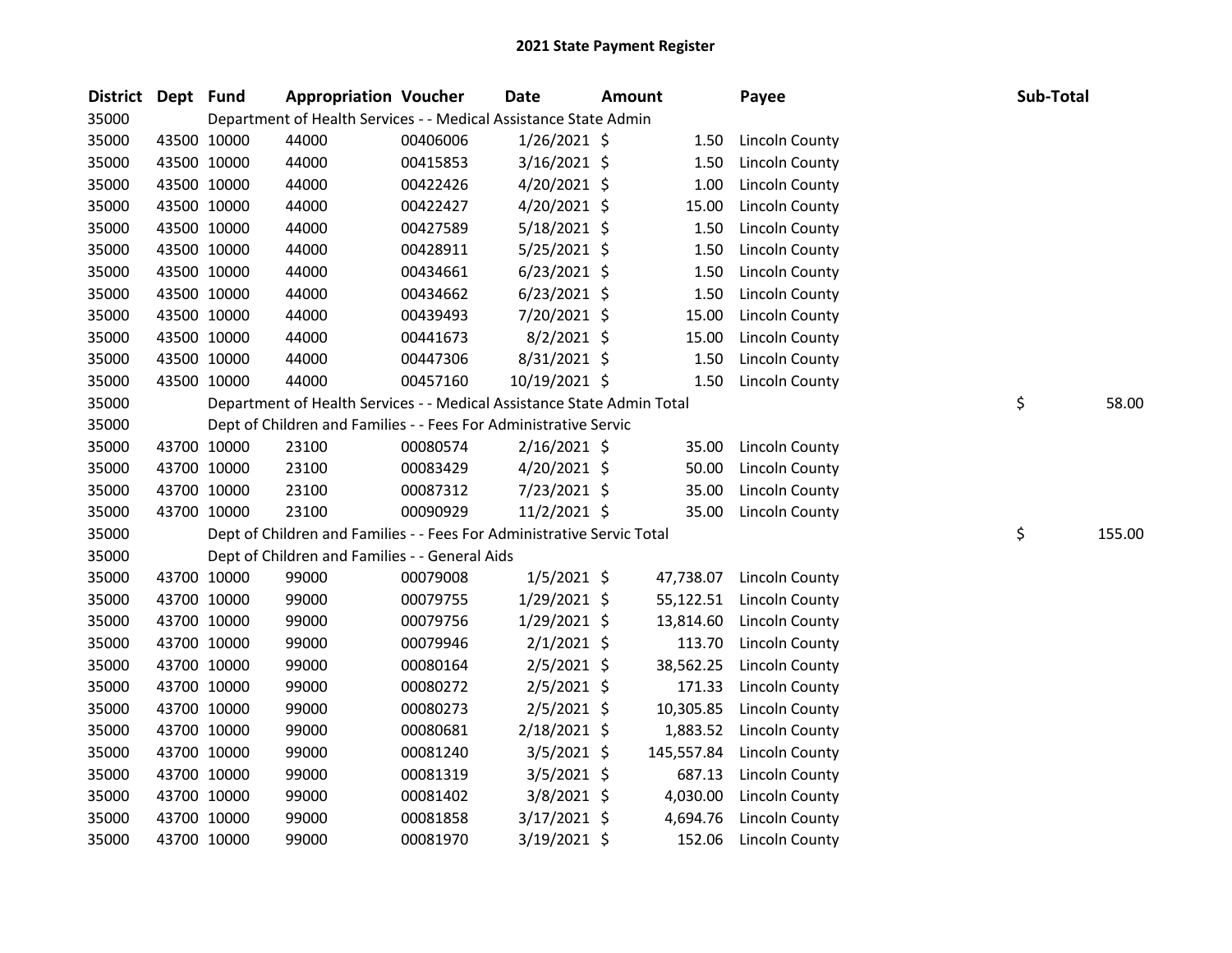# 2021 State Payment Register

| District | Dept | Fund | Appropriation | Voucher | Date | Amount | Payee | Sub-Total |
|---|---|---|---|---|---|---|---|---|
| 35000 | Department of Health Services - - Medical Assistance State Admin | | | | | | | |
| 35000 | 43500 | 10000 | 44000 | 00406006 | 1/26/2021 | $ 1.50 | Lincoln County | |
| 35000 | 43500 | 10000 | 44000 | 00415853 | 3/16/2021 | $ 1.50 | Lincoln County | |
| 35000 | 43500 | 10000 | 44000 | 00422426 | 4/20/2021 | $ 1.00 | Lincoln County | |
| 35000 | 43500 | 10000 | 44000 | 00422427 | 4/20/2021 | $ 15.00 | Lincoln County | |
| 35000 | 43500 | 10000 | 44000 | 00427589 | 5/18/2021 | $ 1.50 | Lincoln County | |
| 35000 | 43500 | 10000 | 44000 | 00428911 | 5/25/2021 | $ 1.50 | Lincoln County | |
| 35000 | 43500 | 10000 | 44000 | 00434661 | 6/23/2021 | $ 1.50 | Lincoln County | |
| 35000 | 43500 | 10000 | 44000 | 00434662 | 6/23/2021 | $ 1.50 | Lincoln County | |
| 35000 | 43500 | 10000 | 44000 | 00439493 | 7/20/2021 | $ 15.00 | Lincoln County | |
| 35000 | 43500 | 10000 | 44000 | 00441673 | 8/2/2021 | $ 15.00 | Lincoln County | |
| 35000 | 43500 | 10000 | 44000 | 00447306 | 8/31/2021 | $ 1.50 | Lincoln County | |
| 35000 | 43500 | 10000 | 44000 | 00457160 | 10/19/2021 | $ 1.50 | Lincoln County | |
| 35000 | Department of Health Services - - Medical Assistance State Admin Total | | | | | | | $ 58.00 |
| 35000 | Dept of Children and Families - - Fees For Administrative Servic | | | | | | | |
| 35000 | 43700 | 10000 | 23100 | 00080574 | 2/16/2021 | $ 35.00 | Lincoln County | |
| 35000 | 43700 | 10000 | 23100 | 00083429 | 4/20/2021 | $ 50.00 | Lincoln County | |
| 35000 | 43700 | 10000 | 23100 | 00087312 | 7/23/2021 | $ 35.00 | Lincoln County | |
| 35000 | 43700 | 10000 | 23100 | 00090929 | 11/2/2021 | $ 35.00 | Lincoln County | |
| 35000 | Dept of Children and Families - - Fees For Administrative Servic Total | | | | | | | $ 155.00 |
| 35000 | Dept of Children and Families - - General Aids | | | | | | | |
| 35000 | 43700 | 10000 | 99000 | 00079008 | 1/5/2021 | $ 47,738.07 | Lincoln County | |
| 35000 | 43700 | 10000 | 99000 | 00079755 | 1/29/2021 | $ 55,122.51 | Lincoln County | |
| 35000 | 43700 | 10000 | 99000 | 00079756 | 1/29/2021 | $ 13,814.60 | Lincoln County | |
| 35000 | 43700 | 10000 | 99000 | 00079946 | 2/1/2021 | $ 113.70 | Lincoln County | |
| 35000 | 43700 | 10000 | 99000 | 00080164 | 2/5/2021 | $ 38,562.25 | Lincoln County | |
| 35000 | 43700 | 10000 | 99000 | 00080272 | 2/5/2021 | $ 171.33 | Lincoln County | |
| 35000 | 43700 | 10000 | 99000 | 00080273 | 2/5/2021 | $ 10,305.85 | Lincoln County | |
| 35000 | 43700 | 10000 | 99000 | 00080681 | 2/18/2021 | $ 1,883.52 | Lincoln County | |
| 35000 | 43700 | 10000 | 99000 | 00081240 | 3/5/2021 | $ 145,557.84 | Lincoln County | |
| 35000 | 43700 | 10000 | 99000 | 00081319 | 3/5/2021 | $ 687.13 | Lincoln County | |
| 35000 | 43700 | 10000 | 99000 | 00081402 | 3/8/2021 | $ 4,030.00 | Lincoln County | |
| 35000 | 43700 | 10000 | 99000 | 00081858 | 3/17/2021 | $ 4,694.76 | Lincoln County | |
| 35000 | 43700 | 10000 | 99000 | 00081970 | 3/19/2021 | $ 152.06 | Lincoln County | |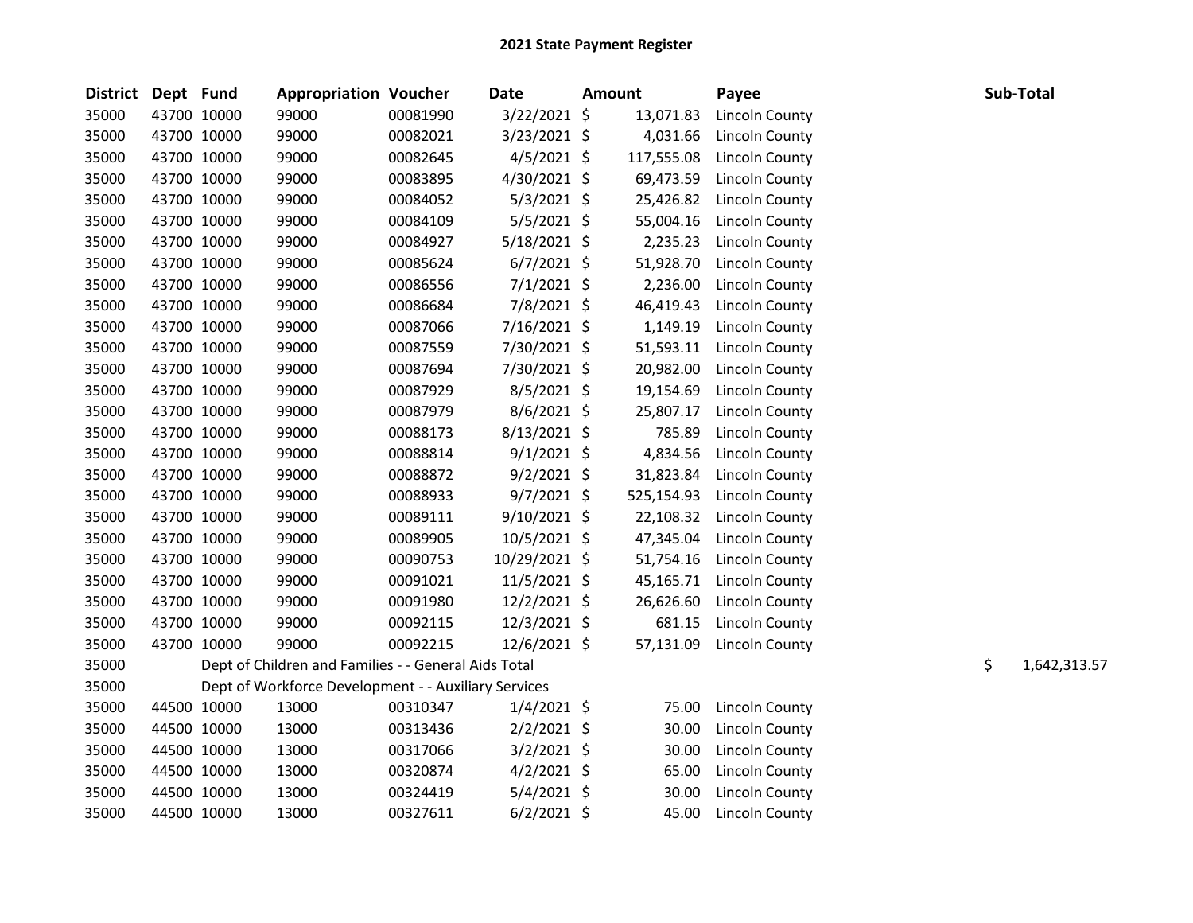# 2021 State Payment Register

| District | Dept | Fund | Appropriation | Voucher | Date | Amount | Payee | Sub-Total |
|---|---|---|---|---|---|---|---|---|
| 35000 | 43700 | 10000 | 99000 | 00081990 | 3/22/2021 | $ 13,071.83 | Lincoln County | |
| 35000 | 43700 | 10000 | 99000 | 00082021 | 3/23/2021 | $ 4,031.66 | Lincoln County | |
| 35000 | 43700 | 10000 | 99000 | 00082645 | 4/5/2021 | $ 117,555.08 | Lincoln County | |
| 35000 | 43700 | 10000 | 99000 | 00083895 | 4/30/2021 | $ 69,473.59 | Lincoln County | |
| 35000 | 43700 | 10000 | 99000 | 00084052 | 5/3/2021 | $ 25,426.82 | Lincoln County | |
| 35000 | 43700 | 10000 | 99000 | 00084109 | 5/5/2021 | $ 55,004.16 | Lincoln County | |
| 35000 | 43700 | 10000 | 99000 | 00084927 | 5/18/2021 | $ 2,235.23 | Lincoln County | |
| 35000 | 43700 | 10000 | 99000 | 00085624 | 6/7/2021 | $ 51,928.70 | Lincoln County | |
| 35000 | 43700 | 10000 | 99000 | 00086556 | 7/1/2021 | $ 2,236.00 | Lincoln County | |
| 35000 | 43700 | 10000 | 99000 | 00086684 | 7/8/2021 | $ 46,419.43 | Lincoln County | |
| 35000 | 43700 | 10000 | 99000 | 00087066 | 7/16/2021 | $ 1,149.19 | Lincoln County | |
| 35000 | 43700 | 10000 | 99000 | 00087559 | 7/30/2021 | $ 51,593.11 | Lincoln County | |
| 35000 | 43700 | 10000 | 99000 | 00087694 | 7/30/2021 | $ 20,982.00 | Lincoln County | |
| 35000 | 43700 | 10000 | 99000 | 00087929 | 8/5/2021 | $ 19,154.69 | Lincoln County | |
| 35000 | 43700 | 10000 | 99000 | 00087979 | 8/6/2021 | $ 25,807.17 | Lincoln County | |
| 35000 | 43700 | 10000 | 99000 | 00088173 | 8/13/2021 | $ 785.89 | Lincoln County | |
| 35000 | 43700 | 10000 | 99000 | 00088814 | 9/1/2021 | $ 4,834.56 | Lincoln County | |
| 35000 | 43700 | 10000 | 99000 | 00088872 | 9/2/2021 | $ 31,823.84 | Lincoln County | |
| 35000 | 43700 | 10000 | 99000 | 00088933 | 9/7/2021 | $ 525,154.93 | Lincoln County | |
| 35000 | 43700 | 10000 | 99000 | 00089111 | 9/10/2021 | $ 22,108.32 | Lincoln County | |
| 35000 | 43700 | 10000 | 99000 | 00089905 | 10/5/2021 | $ 47,345.04 | Lincoln County | |
| 35000 | 43700 | 10000 | 99000 | 00090753 | 10/29/2021 | $ 51,754.16 | Lincoln County | |
| 35000 | 43700 | 10000 | 99000 | 00091021 | 11/5/2021 | $ 45,165.71 | Lincoln County | |
| 35000 | 43700 | 10000 | 99000 | 00091980 | 12/2/2021 | $ 26,626.60 | Lincoln County | |
| 35000 | 43700 | 10000 | 99000 | 00092115 | 12/3/2021 | $ 681.15 | Lincoln County | |
| 35000 | 43700 | 10000 | 99000 | 00092215 | 12/6/2021 | $ 57,131.09 | Lincoln County | |
| 35000 | | Dept of Children and Families - - General Aids Total | | | | | | $ 1,642,313.57 |
| 35000 | | Dept of Workforce Development - - Auxiliary Services | | | | | | |
| 35000 | 44500 | 10000 | 13000 | 00310347 | 1/4/2021 | $ 75.00 | Lincoln County | |
| 35000 | 44500 | 10000 | 13000 | 00313436 | 2/2/2021 | $ 30.00 | Lincoln County | |
| 35000 | 44500 | 10000 | 13000 | 00317066 | 3/2/2021 | $ 30.00 | Lincoln County | |
| 35000 | 44500 | 10000 | 13000 | 00320874 | 4/2/2021 | $ 65.00 | Lincoln County | |
| 35000 | 44500 | 10000 | 13000 | 00324419 | 5/4/2021 | $ 30.00 | Lincoln County | |
| 35000 | 44500 | 10000 | 13000 | 00327611 | 6/2/2021 | $ 45.00 | Lincoln County | |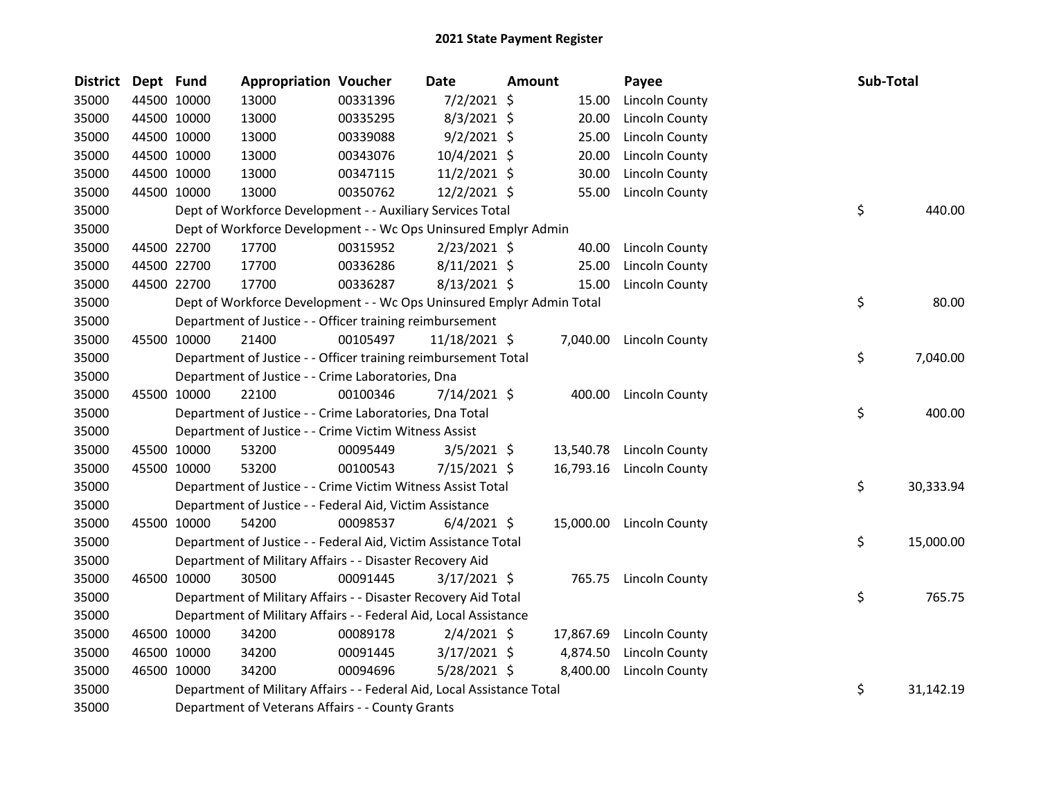# 2021 State Payment Register

| District | Dept | Fund | Appropriation | Voucher | Date | Amount | Payee | Sub-Total |
|---|---|---|---|---|---|---|---|---|
| 35000 | 44500 | 10000 | 13000 | 00331396 | 7/2/2021 | $ 15.00 | Lincoln County | |
| 35000 | 44500 | 10000 | 13000 | 00335295 | 8/3/2021 | $ 20.00 | Lincoln County | |
| 35000 | 44500 | 10000 | 13000 | 00339088 | 9/2/2021 | $ 25.00 | Lincoln County | |
| 35000 | 44500 | 10000 | 13000 | 00343076 | 10/4/2021 | $ 20.00 | Lincoln County | |
| 35000 | 44500 | 10000 | 13000 | 00347115 | 11/2/2021 | $ 30.00 | Lincoln County | |
| 35000 | 44500 | 10000 | 13000 | 00350762 | 12/2/2021 | $ 55.00 | Lincoln County | |
| 35000 | | Dept of Workforce Development - - Auxiliary Services Total | | | | | | $ 440.00 |
| 35000 | | Dept of Workforce Development - - Wc Ops Uninsured Emplyr Admin | | | | | | |
| 35000 | 44500 | 22700 | 17700 | 00315952 | 2/23/2021 | $ 40.00 | Lincoln County | |
| 35000 | 44500 | 22700 | 17700 | 00336286 | 8/11/2021 | $ 25.00 | Lincoln County | |
| 35000 | 44500 | 22700 | 17700 | 00336287 | 8/13/2021 | $ 15.00 | Lincoln County | |
| 35000 | | Dept of Workforce Development - - Wc Ops Uninsured Emplyr Admin Total | | | | | | $ 80.00 |
| 35000 | | Department of Justice - - Officer training reimbursement | | | | | | |
| 35000 | 45500 | 10000 | 21400 | 00105497 | 11/18/2021 | $ 7,040.00 | Lincoln County | |
| 35000 | | Department of Justice - - Officer training reimbursement Total | | | | | | $ 7,040.00 |
| 35000 | | Department of Justice - - Crime Laboratories, Dna | | | | | | |
| 35000 | 45500 | 10000 | 22100 | 00100346 | 7/14/2021 | $ 400.00 | Lincoln County | |
| 35000 | | Department of Justice - - Crime Laboratories, Dna Total | | | | | | $ 400.00 |
| 35000 | | Department of Justice - - Crime Victim Witness Assist | | | | | | |
| 35000 | 45500 | 10000 | 53200 | 00095449 | 3/5/2021 | $ 13,540.78 | Lincoln County | |
| 35000 | 45500 | 10000 | 53200 | 00100543 | 7/15/2021 | $ 16,793.16 | Lincoln County | |
| 35000 | | Department of Justice - - Crime Victim Witness Assist Total | | | | | | $ 30,333.94 |
| 35000 | | Department of Justice - - Federal Aid, Victim Assistance | | | | | | |
| 35000 | 45500 | 10000 | 54200 | 00098537 | 6/4/2021 | $ 15,000.00 | Lincoln County | |
| 35000 | | Department of Justice - - Federal Aid, Victim Assistance Total | | | | | | $ 15,000.00 |
| 35000 | | Department of Military Affairs - - Disaster Recovery Aid | | | | | | |
| 35000 | 46500 | 10000 | 30500 | 00091445 | 3/17/2021 | $ 765.75 | Lincoln County | |
| 35000 | | Department of Military Affairs - - Disaster Recovery Aid Total | | | | | | $ 765.75 |
| 35000 | | Department of Military Affairs - - Federal Aid, Local Assistance | | | | | | |
| 35000 | 46500 | 10000 | 34200 | 00089178 | 2/4/2021 | $ 17,867.69 | Lincoln County | |
| 35000 | 46500 | 10000 | 34200 | 00091445 | 3/17/2021 | $ 4,874.50 | Lincoln County | |
| 35000 | 46500 | 10000 | 34200 | 00094696 | 5/28/2021 | $ 8,400.00 | Lincoln County | |
| 35000 | | Department of Military Affairs - - Federal Aid, Local Assistance Total | | | | | | $ 31,142.19 |
| 35000 | | Department of Veterans Affairs - - County Grants | | | | | | |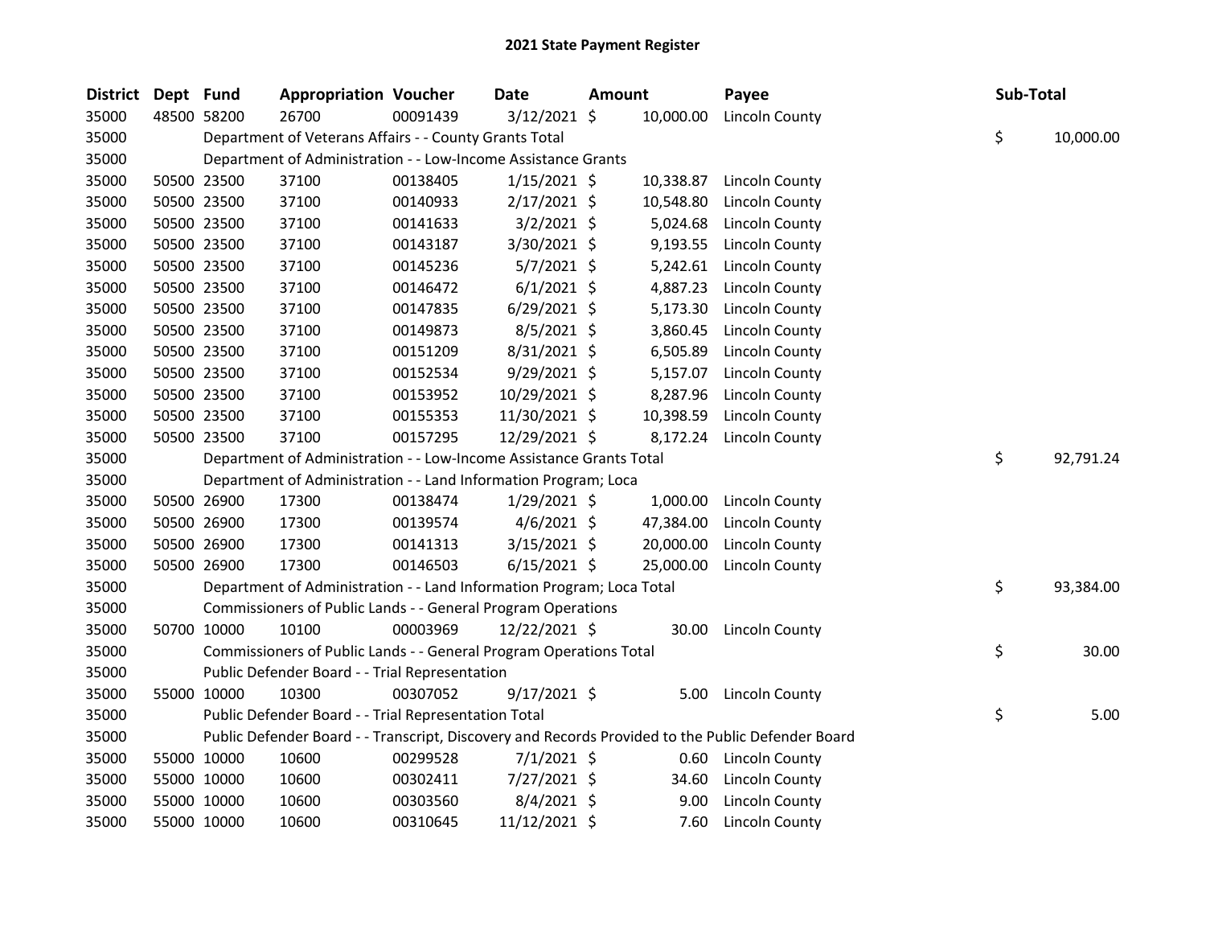# 2021 State Payment Register

| District | Dept | Fund | Appropriation | Voucher | Date | Amount | Payee | Sub-Total |
|---|---|---|---|---|---|---|---|---|
| 35000 | 48500 | 58200 | 26700 | 00091439 | 3/12/2021 | $ 10,000.00 | Lincoln County | |
| 35000 | | Department of Veterans Affairs - - County Grants Total | | | | | | $ 10,000.00 |
| 35000 | | Department of Administration - - Low-Income Assistance Grants | | | | | | |
| 35000 | 50500 | 23500 | 37100 | 00138405 | 1/15/2021 | $ 10,338.87 | Lincoln County | |
| 35000 | 50500 | 23500 | 37100 | 00140933 | 2/17/2021 | $ 10,548.80 | Lincoln County | |
| 35000 | 50500 | 23500 | 37100 | 00141633 | 3/2/2021 | $ 5,024.68 | Lincoln County | |
| 35000 | 50500 | 23500 | 37100 | 00143187 | 3/30/2021 | $ 9,193.55 | Lincoln County | |
| 35000 | 50500 | 23500 | 37100 | 00145236 | 5/7/2021 | $ 5,242.61 | Lincoln County | |
| 35000 | 50500 | 23500 | 37100 | 00146472 | 6/1/2021 | $ 4,887.23 | Lincoln County | |
| 35000 | 50500 | 23500 | 37100 | 00147835 | 6/29/2021 | $ 5,173.30 | Lincoln County | |
| 35000 | 50500 | 23500 | 37100 | 00149873 | 8/5/2021 | $ 3,860.45 | Lincoln County | |
| 35000 | 50500 | 23500 | 37100 | 00151209 | 8/31/2021 | $ 6,505.89 | Lincoln County | |
| 35000 | 50500 | 23500 | 37100 | 00152534 | 9/29/2021 | $ 5,157.07 | Lincoln County | |
| 35000 | 50500 | 23500 | 37100 | 00153952 | 10/29/2021 | $ 8,287.96 | Lincoln County | |
| 35000 | 50500 | 23500 | 37100 | 00155353 | 11/30/2021 | $ 10,398.59 | Lincoln County | |
| 35000 | 50500 | 23500 | 37100 | 00157295 | 12/29/2021 | $ 8,172.24 | Lincoln County | |
| 35000 | | Department of Administration - - Low-Income Assistance Grants Total | | | | | | $ 92,791.24 |
| 35000 | | Department of Administration - - Land Information Program; Loca | | | | | | |
| 35000 | 50500 | 26900 | 17300 | 00138474 | 1/29/2021 | $ 1,000.00 | Lincoln County | |
| 35000 | 50500 | 26900 | 17300 | 00139574 | 4/6/2021 | $ 47,384.00 | Lincoln County | |
| 35000 | 50500 | 26900 | 17300 | 00141313 | 3/15/2021 | $ 20,000.00 | Lincoln County | |
| 35000 | 50500 | 26900 | 17300 | 00146503 | 6/15/2021 | $ 25,000.00 | Lincoln County | |
| 35000 | | Department of Administration - - Land Information Program; Loca Total | | | | | | $ 93,384.00 |
| 35000 | | Commissioners of Public Lands - - General Program Operations | | | | | | |
| 35000 | 50700 | 10000 | 10100 | 00003969 | 12/22/2021 | $ 30.00 | Lincoln County | |
| 35000 | | Commissioners of Public Lands - - General Program Operations Total | | | | | | $ 30.00 |
| 35000 | | Public Defender Board - - Trial Representation | | | | | | |
| 35000 | 55000 | 10000 | 10300 | 00307052 | 9/17/2021 | $ 5.00 | Lincoln County | |
| 35000 | | Public Defender Board - - Trial Representation Total | | | | | | $ 5.00 |
| 35000 | | Public Defender Board - - Transcript, Discovery and Records Provided to the Public Defender Board | | | | | | |
| 35000 | 55000 | 10000 | 10600 | 00299528 | 7/1/2021 | $ 0.60 | Lincoln County | |
| 35000 | 55000 | 10000 | 10600 | 00302411 | 7/27/2021 | $ 34.60 | Lincoln County | |
| 35000 | 55000 | 10000 | 10600 | 00303560 | 8/4/2021 | $ 9.00 | Lincoln County | |
| 35000 | 55000 | 10000 | 10600 | 00310645 | 11/12/2021 | $ 7.60 | Lincoln County | |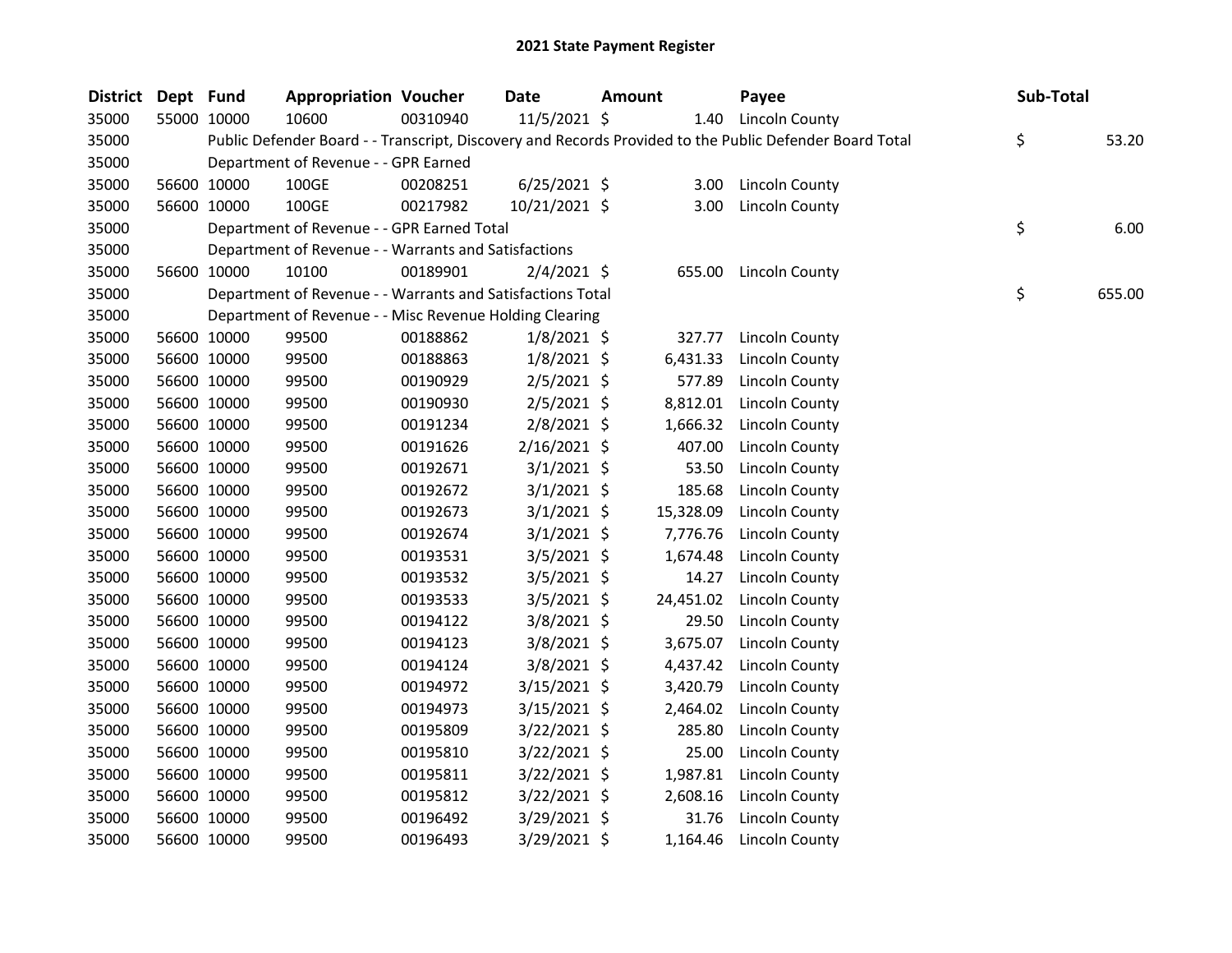# 2021 State Payment Register

| District | Dept | Fund | Appropriation | Voucher | Date | Amount | Payee | Sub-Total |
|---|---|---|---|---|---|---|---|---|
| 35000 | 55000 | 10000 | 10600 | 00310940 | 11/5/2021 | $ 1.40 | Lincoln County | |
| 35000 | | Public Defender Board - - Transcript, Discovery and Records Provided to the Public Defender Board Total | | | | | | $ 53.20 |
| 35000 | | Department of Revenue - - GPR Earned | | | | | | |
| 35000 | 56600 | 10000 | 100GE | 00208251 | 6/25/2021 | $ 3.00 | Lincoln County | |
| 35000 | 56600 | 10000 | 100GE | 00217982 | 10/21/2021 | $ 3.00 | Lincoln County | |
| 35000 | | Department of Revenue - - GPR Earned Total | | | | | | $ 6.00 |
| 35000 | | Department of Revenue - - Warrants and Satisfactions | | | | | | |
| 35000 | 56600 | 10000 | 10100 | 00189901 | 2/4/2021 | $ 655.00 | Lincoln County | |
| 35000 | | Department of Revenue - - Warrants and Satisfactions Total | | | | | | $ 655.00 |
| 35000 | | Department of Revenue - - Misc Revenue Holding Clearing | | | | | | |
| 35000 | 56600 | 10000 | 99500 | 00188862 | 1/8/2021 | $ 327.77 | Lincoln County | |
| 35000 | 56600 | 10000 | 99500 | 00188863 | 1/8/2021 | $ 6,431.33 | Lincoln County | |
| 35000 | 56600 | 10000 | 99500 | 00190929 | 2/5/2021 | $ 577.89 | Lincoln County | |
| 35000 | 56600 | 10000 | 99500 | 00190930 | 2/5/2021 | $ 8,812.01 | Lincoln County | |
| 35000 | 56600 | 10000 | 99500 | 00191234 | 2/8/2021 | $ 1,666.32 | Lincoln County | |
| 35000 | 56600 | 10000 | 99500 | 00191626 | 2/16/2021 | $ 407.00 | Lincoln County | |
| 35000 | 56600 | 10000 | 99500 | 00192671 | 3/1/2021 | $ 53.50 | Lincoln County | |
| 35000 | 56600 | 10000 | 99500 | 00192672 | 3/1/2021 | $ 185.68 | Lincoln County | |
| 35000 | 56600 | 10000 | 99500 | 00192673 | 3/1/2021 | $ 15,328.09 | Lincoln County | |
| 35000 | 56600 | 10000 | 99500 | 00192674 | 3/1/2021 | $ 7,776.76 | Lincoln County | |
| 35000 | 56600 | 10000 | 99500 | 00193531 | 3/5/2021 | $ 1,674.48 | Lincoln County | |
| 35000 | 56600 | 10000 | 99500 | 00193532 | 3/5/2021 | $ 14.27 | Lincoln County | |
| 35000 | 56600 | 10000 | 99500 | 00193533 | 3/5/2021 | $ 24,451.02 | Lincoln County | |
| 35000 | 56600 | 10000 | 99500 | 00194122 | 3/8/2021 | $ 29.50 | Lincoln County | |
| 35000 | 56600 | 10000 | 99500 | 00194123 | 3/8/2021 | $ 3,675.07 | Lincoln County | |
| 35000 | 56600 | 10000 | 99500 | 00194124 | 3/8/2021 | $ 4,437.42 | Lincoln County | |
| 35000 | 56600 | 10000 | 99500 | 00194972 | 3/15/2021 | $ 3,420.79 | Lincoln County | |
| 35000 | 56600 | 10000 | 99500 | 00194973 | 3/15/2021 | $ 2,464.02 | Lincoln County | |
| 35000 | 56600 | 10000 | 99500 | 00195809 | 3/22/2021 | $ 285.80 | Lincoln County | |
| 35000 | 56600 | 10000 | 99500 | 00195810 | 3/22/2021 | $ 25.00 | Lincoln County | |
| 35000 | 56600 | 10000 | 99500 | 00195811 | 3/22/2021 | $ 1,987.81 | Lincoln County | |
| 35000 | 56600 | 10000 | 99500 | 00195812 | 3/22/2021 | $ 2,608.16 | Lincoln County | |
| 35000 | 56600 | 10000 | 99500 | 00196492 | 3/29/2021 | $ 31.76 | Lincoln County | |
| 35000 | 56600 | 10000 | 99500 | 00196493 | 3/29/2021 | $ 1,164.46 | Lincoln County | |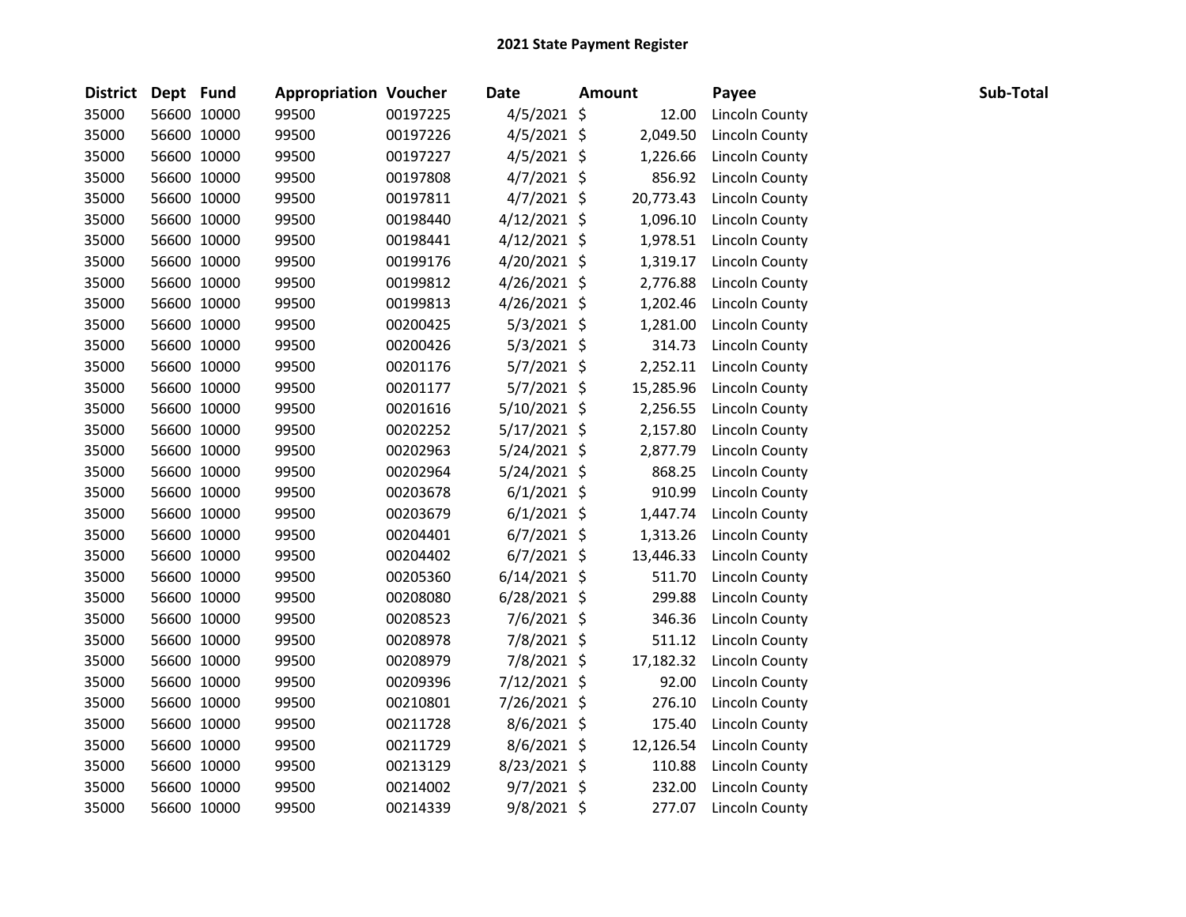## 2021 State Payment Register

| District | Dept | Fund | Appropriation | Voucher | Date | Amount | Payee | Sub-Total |
|---|---|---|---|---|---|---|---|---|
| 35000 | 56600 | 10000 | 99500 | 00197225 | 4/5/2021 | $ 12.00 | Lincoln County | |
| 35000 | 56600 | 10000 | 99500 | 00197226 | 4/5/2021 | $ 2,049.50 | Lincoln County | |
| 35000 | 56600 | 10000 | 99500 | 00197227 | 4/5/2021 | $ 1,226.66 | Lincoln County | |
| 35000 | 56600 | 10000 | 99500 | 00197808 | 4/7/2021 | $ 856.92 | Lincoln County | |
| 35000 | 56600 | 10000 | 99500 | 00197811 | 4/7/2021 | $ 20,773.43 | Lincoln County | |
| 35000 | 56600 | 10000 | 99500 | 00198440 | 4/12/2021 | $ 1,096.10 | Lincoln County | |
| 35000 | 56600 | 10000 | 99500 | 00198441 | 4/12/2021 | $ 1,978.51 | Lincoln County | |
| 35000 | 56600 | 10000 | 99500 | 00199176 | 4/20/2021 | $ 1,319.17 | Lincoln County | |
| 35000 | 56600 | 10000 | 99500 | 00199812 | 4/26/2021 | $ 2,776.88 | Lincoln County | |
| 35000 | 56600 | 10000 | 99500 | 00199813 | 4/26/2021 | $ 1,202.46 | Lincoln County | |
| 35000 | 56600 | 10000 | 99500 | 00200425 | 5/3/2021 | $ 1,281.00 | Lincoln County | |
| 35000 | 56600 | 10000 | 99500 | 00200426 | 5/3/2021 | $ 314.73 | Lincoln County | |
| 35000 | 56600 | 10000 | 99500 | 00201176 | 5/7/2021 | $ 2,252.11 | Lincoln County | |
| 35000 | 56600 | 10000 | 99500 | 00201177 | 5/7/2021 | $ 15,285.96 | Lincoln County | |
| 35000 | 56600 | 10000 | 99500 | 00201616 | 5/10/2021 | $ 2,256.55 | Lincoln County | |
| 35000 | 56600 | 10000 | 99500 | 00202252 | 5/17/2021 | $ 2,157.80 | Lincoln County | |
| 35000 | 56600 | 10000 | 99500 | 00202963 | 5/24/2021 | $ 2,877.79 | Lincoln County | |
| 35000 | 56600 | 10000 | 99500 | 00202964 | 5/24/2021 | $ 868.25 | Lincoln County | |
| 35000 | 56600 | 10000 | 99500 | 00203678 | 6/1/2021 | $ 910.99 | Lincoln County | |
| 35000 | 56600 | 10000 | 99500 | 00203679 | 6/1/2021 | $ 1,447.74 | Lincoln County | |
| 35000 | 56600 | 10000 | 99500 | 00204401 | 6/7/2021 | $ 1,313.26 | Lincoln County | |
| 35000 | 56600 | 10000 | 99500 | 00204402 | 6/7/2021 | $ 13,446.33 | Lincoln County | |
| 35000 | 56600 | 10000 | 99500 | 00205360 | 6/14/2021 | $ 511.70 | Lincoln County | |
| 35000 | 56600 | 10000 | 99500 | 00208080 | 6/28/2021 | $ 299.88 | Lincoln County | |
| 35000 | 56600 | 10000 | 99500 | 00208523 | 7/6/2021 | $ 346.36 | Lincoln County | |
| 35000 | 56600 | 10000 | 99500 | 00208978 | 7/8/2021 | $ 511.12 | Lincoln County | |
| 35000 | 56600 | 10000 | 99500 | 00208979 | 7/8/2021 | $ 17,182.32 | Lincoln County | |
| 35000 | 56600 | 10000 | 99500 | 00209396 | 7/12/2021 | $ 92.00 | Lincoln County | |
| 35000 | 56600 | 10000 | 99500 | 00210801 | 7/26/2021 | $ 276.10 | Lincoln County | |
| 35000 | 56600 | 10000 | 99500 | 00211728 | 8/6/2021 | $ 175.40 | Lincoln County | |
| 35000 | 56600 | 10000 | 99500 | 00211729 | 8/6/2021 | $ 12,126.54 | Lincoln County | |
| 35000 | 56600 | 10000 | 99500 | 00213129 | 8/23/2021 | $ 110.88 | Lincoln County | |
| 35000 | 56600 | 10000 | 99500 | 00214002 | 9/7/2021 | $ 232.00 | Lincoln County | |
| 35000 | 56600 | 10000 | 99500 | 00214339 | 9/8/2021 | $ 277.07 | Lincoln County | |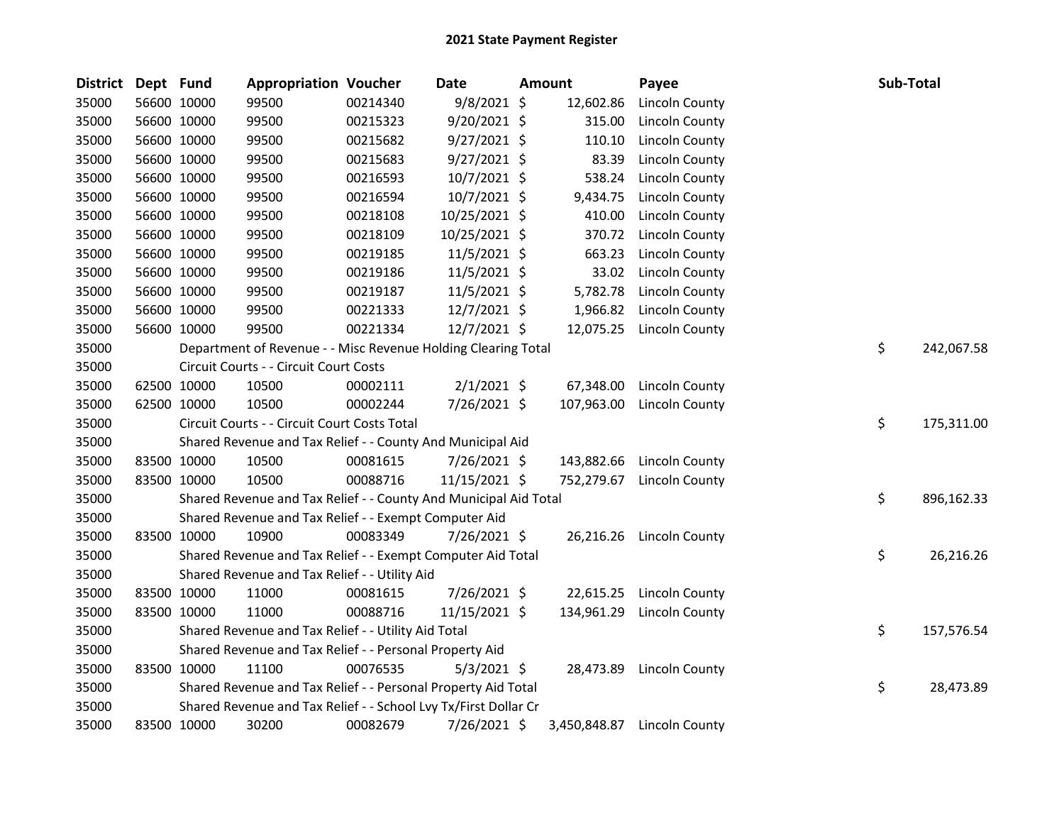# 2021 State Payment Register

| District | Dept | Fund | Appropriation | Voucher | Date | Amount | Payee | Sub-Total |
|---|---|---|---|---|---|---|---|---|
| 35000 | 56600 | 10000 | 99500 | 00214340 | 9/8/2021 | $ 12,602.86 | Lincoln County | |
| 35000 | 56600 | 10000 | 99500 | 00215323 | 9/20/2021 | $ 315.00 | Lincoln County | |
| 35000 | 56600 | 10000 | 99500 | 00215682 | 9/27/2021 | $ 110.10 | Lincoln County | |
| 35000 | 56600 | 10000 | 99500 | 00215683 | 9/27/2021 | $ 83.39 | Lincoln County | |
| 35000 | 56600 | 10000 | 99500 | 00216593 | 10/7/2021 | $ 538.24 | Lincoln County | |
| 35000 | 56600 | 10000 | 99500 | 00216594 | 10/7/2021 | $ 9,434.75 | Lincoln County | |
| 35000 | 56600 | 10000 | 99500 | 00218108 | 10/25/2021 | $ 410.00 | Lincoln County | |
| 35000 | 56600 | 10000 | 99500 | 00218109 | 10/25/2021 | $ 370.72 | Lincoln County | |
| 35000 | 56600 | 10000 | 99500 | 00219185 | 11/5/2021 | $ 663.23 | Lincoln County | |
| 35000 | 56600 | 10000 | 99500 | 00219186 | 11/5/2021 | $ 33.02 | Lincoln County | |
| 35000 | 56600 | 10000 | 99500 | 00219187 | 11/5/2021 | $ 5,782.78 | Lincoln County | |
| 35000 | 56600 | 10000 | 99500 | 00221333 | 12/7/2021 | $ 1,966.82 | Lincoln County | |
| 35000 | 56600 | 10000 | 99500 | 00221334 | 12/7/2021 | $ 12,075.25 | Lincoln County | |
| 35000 | | Department of Revenue - - Misc Revenue Holding Clearing Total | | | | | | $ 242,067.58 |
| 35000 | | Circuit Courts - - Circuit Court Costs | | | | | | |
| 35000 | 62500 | 10000 | 10500 | 00002111 | 2/1/2021 | $ 67,348.00 | Lincoln County | |
| 35000 | 62500 | 10000 | 10500 | 00002244 | 7/26/2021 | $ 107,963.00 | Lincoln County | |
| 35000 | | Circuit Courts - - Circuit Court Costs Total | | | | | | $ 175,311.00 |
| 35000 | | Shared Revenue and Tax Relief - - County And Municipal Aid | | | | | | |
| 35000 | 83500 | 10000 | 10500 | 00081615 | 7/26/2021 | $ 143,882.66 | Lincoln County | |
| 35000 | 83500 | 10000 | 10500 | 00088716 | 11/15/2021 | $ 752,279.67 | Lincoln County | |
| 35000 | | Shared Revenue and Tax Relief - - County And Municipal Aid Total | | | | | | $ 896,162.33 |
| 35000 | | Shared Revenue and Tax Relief - - Exempt Computer Aid | | | | | | |
| 35000 | 83500 | 10000 | 10900 | 00083349 | 7/26/2021 | $ 26,216.26 | Lincoln County | |
| 35000 | | Shared Revenue and Tax Relief - - Exempt Computer Aid Total | | | | | | $ 26,216.26 |
| 35000 | | Shared Revenue and Tax Relief - - Utility Aid | | | | | | |
| 35000 | 83500 | 10000 | 11000 | 00081615 | 7/26/2021 | $ 22,615.25 | Lincoln County | |
| 35000 | 83500 | 10000 | 11000 | 00088716 | 11/15/2021 | $ 134,961.29 | Lincoln County | |
| 35000 | | Shared Revenue and Tax Relief - - Utility Aid Total | | | | | | $ 157,576.54 |
| 35000 | | Shared Revenue and Tax Relief - - Personal Property Aid | | | | | | |
| 35000 | 83500 | 10000 | 11100 | 00076535 | 5/3/2021 | $ 28,473.89 | Lincoln County | |
| 35000 | | Shared Revenue and Tax Relief - - Personal Property Aid Total | | | | | | $ 28,473.89 |
| 35000 | | Shared Revenue and Tax Relief - - School Lvy Tx/First Dollar Cr | | | | | | |
| 35000 | 83500 | 10000 | 30200 | 00082679 | 7/26/2021 | $ 3,450,848.87 | Lincoln County | |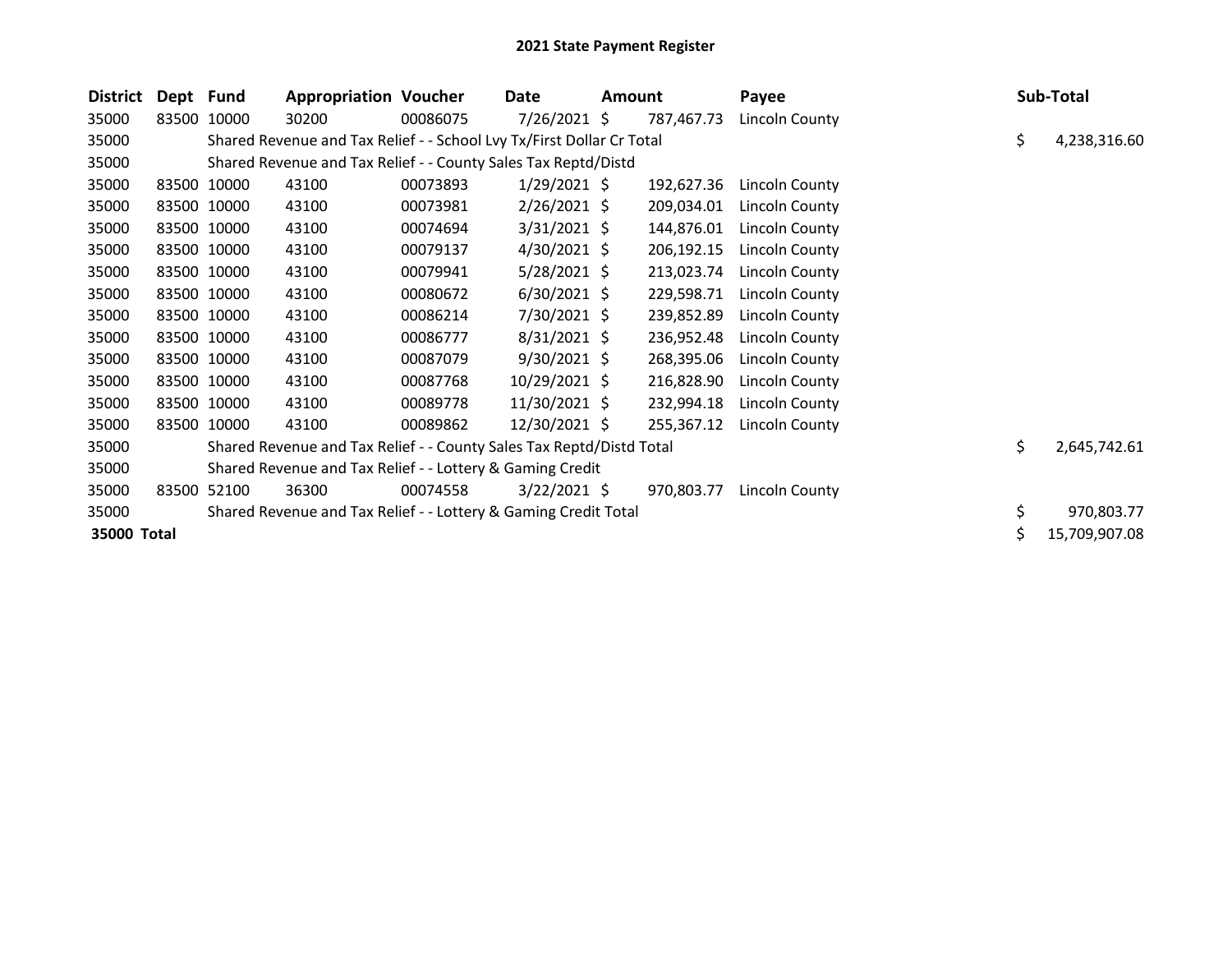# 2021 State Payment Register

| District | Dept | Fund | Appropriation | Voucher | Date | Amount | Payee | Sub-Total |
|---|---|---|---|---|---|---|---|---|
| 35000 | 83500 | 10000 | 30200 | 00086075 | 7/26/2021 | $ 787,467.73 | Lincoln County | |
| 35000 | | Shared Revenue and Tax Relief - - School Lvy Tx/First Dollar Cr Total | | | | | | $ 4,238,316.60 |
| 35000 | | Shared Revenue and Tax Relief - - County Sales Tax Reptd/Distd | | | | | | |
| 35000 | 83500 | 10000 | 43100 | 00073893 | 1/29/2021 | $ 192,627.36 | Lincoln County | |
| 35000 | 83500 | 10000 | 43100 | 00073981 | 2/26/2021 | $ 209,034.01 | Lincoln County | |
| 35000 | 83500 | 10000 | 43100 | 00074694 | 3/31/2021 | $ 144,876.01 | Lincoln County | |
| 35000 | 83500 | 10000 | 43100 | 00079137 | 4/30/2021 | $ 206,192.15 | Lincoln County | |
| 35000 | 83500 | 10000 | 43100 | 00079941 | 5/28/2021 | $ 213,023.74 | Lincoln County | |
| 35000 | 83500 | 10000 | 43100 | 00080672 | 6/30/2021 | $ 229,598.71 | Lincoln County | |
| 35000 | 83500 | 10000 | 43100 | 00086214 | 7/30/2021 | $ 239,852.89 | Lincoln County | |
| 35000 | 83500 | 10000 | 43100 | 00086777 | 8/31/2021 | $ 236,952.48 | Lincoln County | |
| 35000 | 83500 | 10000 | 43100 | 00087079 | 9/30/2021 | $ 268,395.06 | Lincoln County | |
| 35000 | 83500 | 10000 | 43100 | 00087768 | 10/29/2021 | $ 216,828.90 | Lincoln County | |
| 35000 | 83500 | 10000 | 43100 | 00089778 | 11/30/2021 | $ 232,994.18 | Lincoln County | |
| 35000 | 83500 | 10000 | 43100 | 00089862 | 12/30/2021 | $ 255,367.12 | Lincoln County | |
| 35000 | | Shared Revenue and Tax Relief - - County Sales Tax Reptd/Distd Total | | | | | | $ 2,645,742.61 |
| 35000 | | Shared Revenue and Tax Relief - - Lottery & Gaming Credit | | | | | | |
| 35000 | 83500 | 52100 | 36300 | 00074558 | 3/22/2021 | $ 970,803.77 | Lincoln County | |
| 35000 | | Shared Revenue and Tax Relief - - Lottery & Gaming Credit Total | | | | | | $ 970,803.77 |
| **35000 Total** | | | | | | | | $ 15,709,907.08 |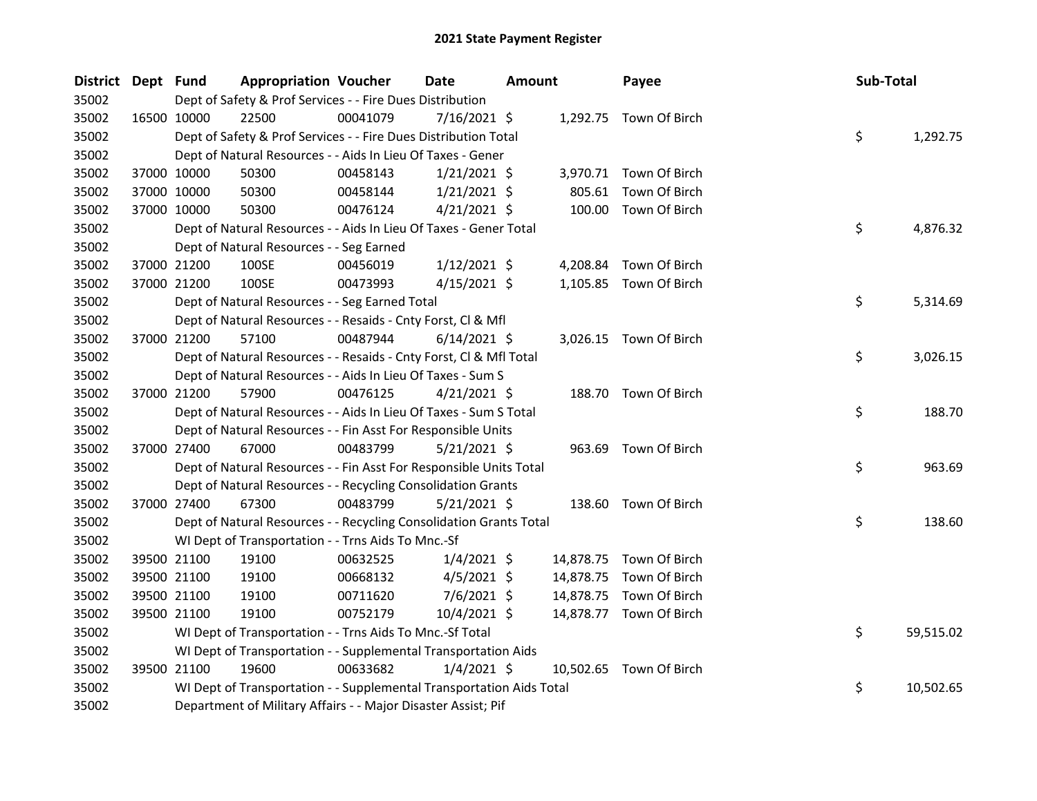# 2021 State Payment Register

| District | Dept | Fund | Appropriation | Voucher | Date | Amount | Payee | Sub-Total |
|---|---|---|---|---|---|---|---|---|
| 35002 | | Dept of Safety & Prof Services - - Fire Dues Distribution | | | | | | |
| 35002 | 16500 | 10000 | 22500 | 00041079 | 7/16/2021 | $ 1,292.75 | Town Of Birch | |
| 35002 | | Dept of Safety & Prof Services - - Fire Dues Distribution Total | | | | | | $ 1,292.75 |
| 35002 | | Dept of Natural Resources - - Aids In Lieu Of Taxes - Gener | | | | | | |
| 35002 | 37000 | 10000 | 50300 | 00458143 | 1/21/2021 | $ 3,970.71 | Town Of Birch | |
| 35002 | 37000 | 10000 | 50300 | 00458144 | 1/21/2021 | $ 805.61 | Town Of Birch | |
| 35002 | 37000 | 10000 | 50300 | 00476124 | 4/21/2021 | $ 100.00 | Town Of Birch | |
| 35002 | | Dept of Natural Resources - - Aids In Lieu Of Taxes - Gener Total | | | | | | $ 4,876.32 |
| 35002 | | Dept of Natural Resources - - Seg Earned | | | | | | |
| 35002 | 37000 | 21200 | 100SE | 00456019 | 1/12/2021 | $ 4,208.84 | Town Of Birch | |
| 35002 | 37000 | 21200 | 100SE | 00473993 | 4/15/2021 | $ 1,105.85 | Town Of Birch | |
| 35002 | | Dept of Natural Resources - - Seg Earned Total | | | | | | $ 5,314.69 |
| 35002 | | Dept of Natural Resources - - Resaids - Cnty Forst, Cl & Mfl | | | | | | |
| 35002 | 37000 | 21200 | 57100 | 00487944 | 6/14/2021 | $ 3,026.15 | Town Of Birch | |
| 35002 | | Dept of Natural Resources - - Resaids - Cnty Forst, Cl & Mfl Total | | | | | | $ 3,026.15 |
| 35002 | | Dept of Natural Resources - - Aids In Lieu Of Taxes - Sum S | | | | | | |
| 35002 | 37000 | 21200 | 57900 | 00476125 | 4/21/2021 | $ 188.70 | Town Of Birch | |
| 35002 | | Dept of Natural Resources - - Aids In Lieu Of Taxes - Sum S Total | | | | | | $ 188.70 |
| 35002 | | Dept of Natural Resources - - Fin Asst For Responsible Units | | | | | | |
| 35002 | 37000 | 27400 | 67000 | 00483799 | 5/21/2021 | $ 963.69 | Town Of Birch | |
| 35002 | | Dept of Natural Resources - - Fin Asst For Responsible Units Total | | | | | | $ 963.69 |
| 35002 | | Dept of Natural Resources - - Recycling Consolidation Grants | | | | | | |
| 35002 | 37000 | 27400 | 67300 | 00483799 | 5/21/2021 | $ 138.60 | Town Of Birch | |
| 35002 | | Dept of Natural Resources - - Recycling Consolidation Grants Total | | | | | | $ 138.60 |
| 35002 | | WI Dept of Transportation - - Trns Aids To Mnc.-Sf | | | | | | |
| 35002 | 39500 | 21100 | 19100 | 00632525 | 1/4/2021 | $ 14,878.75 | Town Of Birch | |
| 35002 | 39500 | 21100 | 19100 | 00668132 | 4/5/2021 | $ 14,878.75 | Town Of Birch | |
| 35002 | 39500 | 21100 | 19100 | 00711620 | 7/6/2021 | $ 14,878.75 | Town Of Birch | |
| 35002 | 39500 | 21100 | 19100 | 00752179 | 10/4/2021 | $ 14,878.77 | Town Of Birch | |
| 35002 | | WI Dept of Transportation - - Trns Aids To Mnc.-Sf Total | | | | | | $ 59,515.02 |
| 35002 | | WI Dept of Transportation - - Supplemental Transportation Aids | | | | | | |
| 35002 | 39500 | 21100 | 19600 | 00633682 | 1/4/2021 | $ 10,502.65 | Town Of Birch | |
| 35002 | | WI Dept of Transportation - - Supplemental Transportation Aids Total | | | | | | $ 10,502.65 |
| 35002 | | Department of Military Affairs - - Major Disaster Assist; Pif | | | | | | |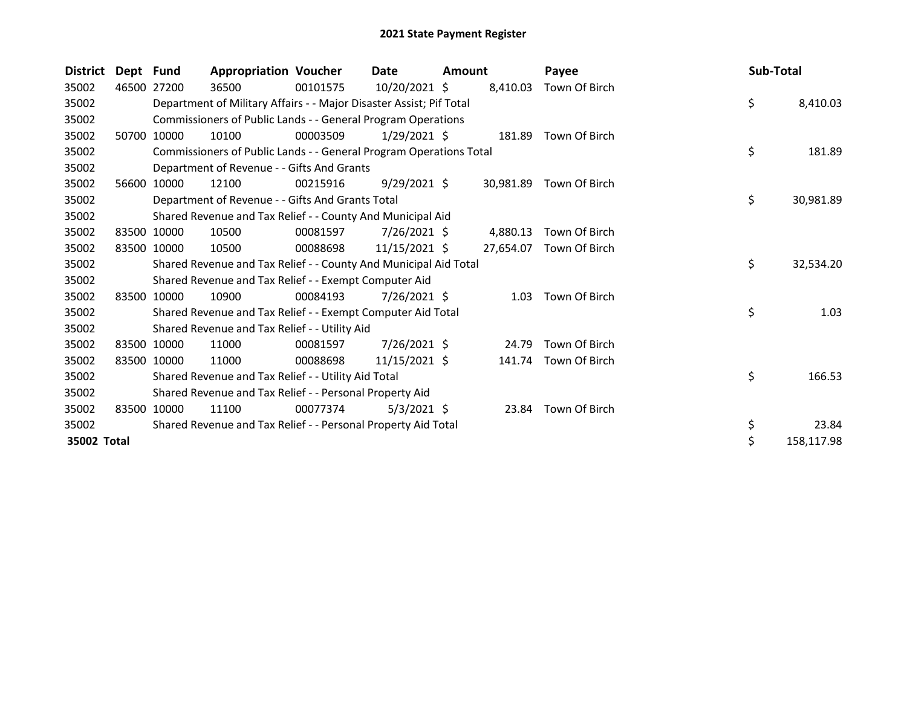# 2021 State Payment Register

| District | Dept | Fund | Appropriation | Voucher | Date | Amount | Payee | Sub-Total |
|---|---|---|---|---|---|---|---|---|
| 35002 | 46500 | 27200 | 36500 | 00101575 | 10/20/2021 | $ 8,410.03 | Town Of Birch | |
| 35002 | | Department of Military Affairs - - Major Disaster Assist; Pif Total | | | | | | $ 8,410.03 |
| 35002 | | Commissioners of Public Lands - - General Program Operations | | | | | | |
| 35002 | 50700 | 10000 | 10100 | 00003509 | 1/29/2021 | $ 181.89 | Town Of Birch | |
| 35002 | | Commissioners of Public Lands - - General Program Operations Total | | | | | | $ 181.89 |
| 35002 | | Department of Revenue - - Gifts And Grants | | | | | | |
| 35002 | 56600 | 10000 | 12100 | 00215916 | 9/29/2021 | $ 30,981.89 | Town Of Birch | |
| 35002 | | Department of Revenue - - Gifts And Grants Total | | | | | | $ 30,981.89 |
| 35002 | | Shared Revenue and Tax Relief - - County And Municipal Aid | | | | | | |
| 35002 | 83500 | 10000 | 10500 | 00081597 | 7/26/2021 | $ 4,880.13 | Town Of Birch | |
| 35002 | 83500 | 10000 | 10500 | 00088698 | 11/15/2021 | $ 27,654.07 | Town Of Birch | |
| 35002 | | Shared Revenue and Tax Relief - - County And Municipal Aid Total | | | | | | $ 32,534.20 |
| 35002 | | Shared Revenue and Tax Relief - - Exempt Computer Aid | | | | | | |
| 35002 | 83500 | 10000 | 10900 | 00084193 | 7/26/2021 | $ 1.03 | Town Of Birch | |
| 35002 | | Shared Revenue and Tax Relief - - Exempt Computer Aid Total | | | | | | $ 1.03 |
| 35002 | | Shared Revenue and Tax Relief - - Utility Aid | | | | | | |
| 35002 | 83500 | 10000 | 11000 | 00081597 | 7/26/2021 | $ 24.79 | Town Of Birch | |
| 35002 | 83500 | 10000 | 11000 | 00088698 | 11/15/2021 | $ 141.74 | Town Of Birch | |
| 35002 | | Shared Revenue and Tax Relief - - Utility Aid Total | | | | | | $ 166.53 |
| 35002 | | Shared Revenue and Tax Relief - - Personal Property Aid | | | | | | |
| 35002 | 83500 | 10000 | 11100 | 00077374 | 5/3/2021 | $ 23.84 | Town Of Birch | |
| 35002 | | Shared Revenue and Tax Relief - - Personal Property Aid Total | | | | | | $ 23.84 |
| **35002 Total** | | | | | | | | $ 158,117.98 |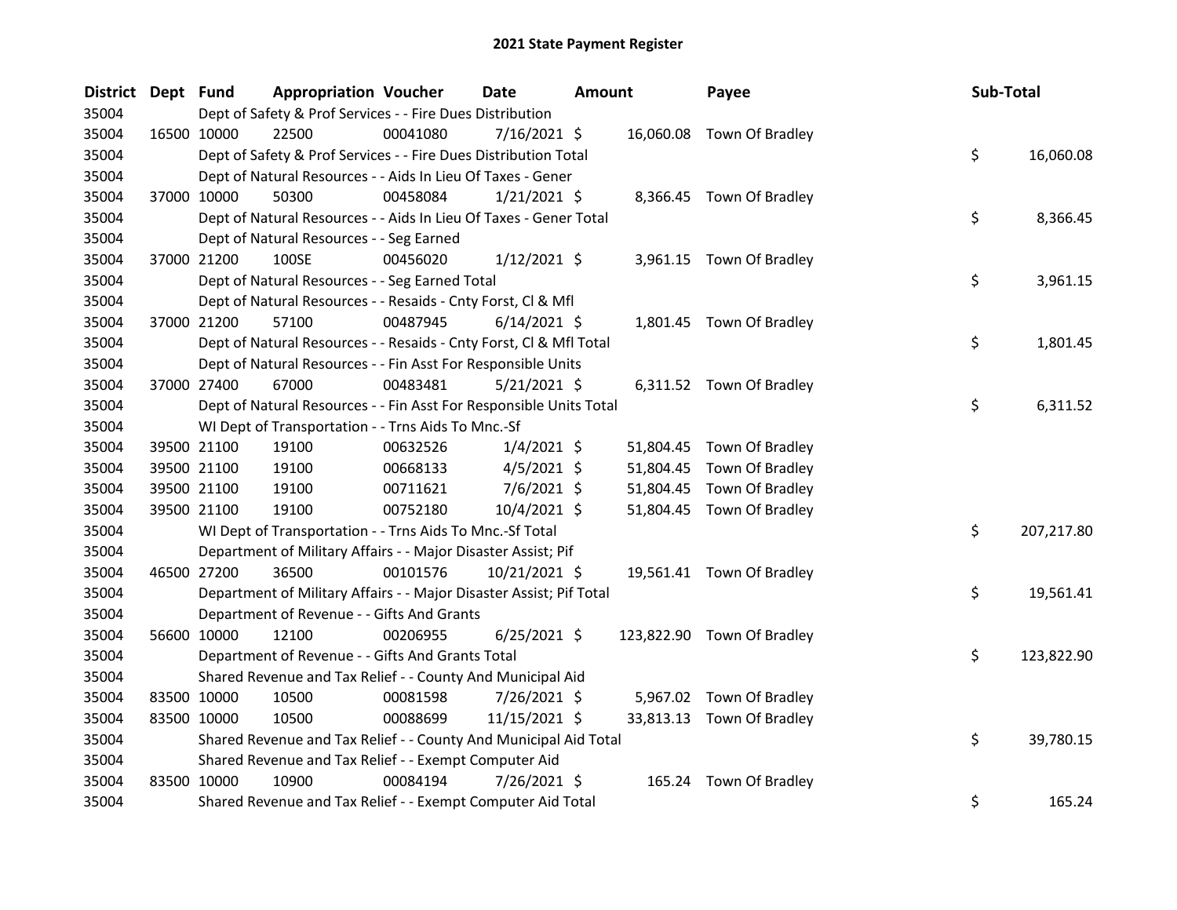# 2021 State Payment Register

| District | Dept | Fund | Appropriation | Voucher | Date | Amount | Payee | Sub-Total |
|---|---|---|---|---|---|---|---|---|
| 35004 | | Dept of Safety & Prof Services - - Fire Dues Distribution | | | | | | |
| 35004 | 16500 | 10000 | 22500 | 00041080 | 7/16/2021 | $ 16,060.08 | Town Of Bradley | |
| 35004 | | Dept of Safety & Prof Services - - Fire Dues Distribution Total | | | | | | $ 16,060.08 |
| 35004 | | Dept of Natural Resources - - Aids In Lieu Of Taxes - Gener | | | | | | |
| 35004 | 37000 | 10000 | 50300 | 00458084 | 1/21/2021 | $ 8,366.45 | Town Of Bradley | |
| 35004 | | Dept of Natural Resources - - Aids In Lieu Of Taxes - Gener Total | | | | | | $ 8,366.45 |
| 35004 | | Dept of Natural Resources - - Seg Earned | | | | | | |
| 35004 | 37000 | 21200 | 100SE | 00456020 | 1/12/2021 | $ 3,961.15 | Town Of Bradley | |
| 35004 | | Dept of Natural Resources - - Seg Earned Total | | | | | | $ 3,961.15 |
| 35004 | | Dept of Natural Resources - - Resaids - Cnty Forst, Cl & Mfl | | | | | | |
| 35004 | 37000 | 21200 | 57100 | 00487945 | 6/14/2021 | $ 1,801.45 | Town Of Bradley | |
| 35004 | | Dept of Natural Resources - - Resaids - Cnty Forst, Cl & Mfl Total | | | | | | $ 1,801.45 |
| 35004 | | Dept of Natural Resources - - Fin Asst For Responsible Units | | | | | | |
| 35004 | 37000 | 27400 | 67000 | 00483481 | 5/21/2021 | $ 6,311.52 | Town Of Bradley | |
| 35004 | | Dept of Natural Resources - - Fin Asst For Responsible Units Total | | | | | | $ 6,311.52 |
| 35004 | | WI Dept of Transportation - - Trns Aids To Mnc.-Sf | | | | | | |
| 35004 | 39500 | 21100 | 19100 | 00632526 | 1/4/2021 | $ 51,804.45 | Town Of Bradley | |
| 35004 | 39500 | 21100 | 19100 | 00668133 | 4/5/2021 | $ 51,804.45 | Town Of Bradley | |
| 35004 | 39500 | 21100 | 19100 | 00711621 | 7/6/2021 | $ 51,804.45 | Town Of Bradley | |
| 35004 | 39500 | 21100 | 19100 | 00752180 | 10/4/2021 | $ 51,804.45 | Town Of Bradley | |
| 35004 | | WI Dept of Transportation - - Trns Aids To Mnc.-Sf Total | | | | | | $ 207,217.80 |
| 35004 | | Department of Military Affairs - - Major Disaster Assist; Pif | | | | | | |
| 35004 | 46500 | 27200 | 36500 | 00101576 | 10/21/2021 | $ 19,561.41 | Town Of Bradley | |
| 35004 | | Department of Military Affairs - - Major Disaster Assist; Pif Total | | | | | | $ 19,561.41 |
| 35004 | | Department of Revenue - - Gifts And Grants | | | | | | |
| 35004 | 56600 | 10000 | 12100 | 00206955 | 6/25/2021 | $ 123,822.90 | Town Of Bradley | |
| 35004 | | Department of Revenue - - Gifts And Grants Total | | | | | | $ 123,822.90 |
| 35004 | | Shared Revenue and Tax Relief - - County And Municipal Aid | | | | | | |
| 35004 | 83500 | 10000 | 10500 | 00081598 | 7/26/2021 | $ 5,967.02 | Town Of Bradley | |
| 35004 | 83500 | 10000 | 10500 | 00088699 | 11/15/2021 | $ 33,813.13 | Town Of Bradley | |
| 35004 | | Shared Revenue and Tax Relief - - County And Municipal Aid Total | | | | | | $ 39,780.15 |
| 35004 | | Shared Revenue and Tax Relief - - Exempt Computer Aid | | | | | | |
| 35004 | 83500 | 10000 | 10900 | 00084194 | 7/26/2021 | $ 165.24 | Town Of Bradley | |
| 35004 | | Shared Revenue and Tax Relief - - Exempt Computer Aid Total | | | | | | $ 165.24 |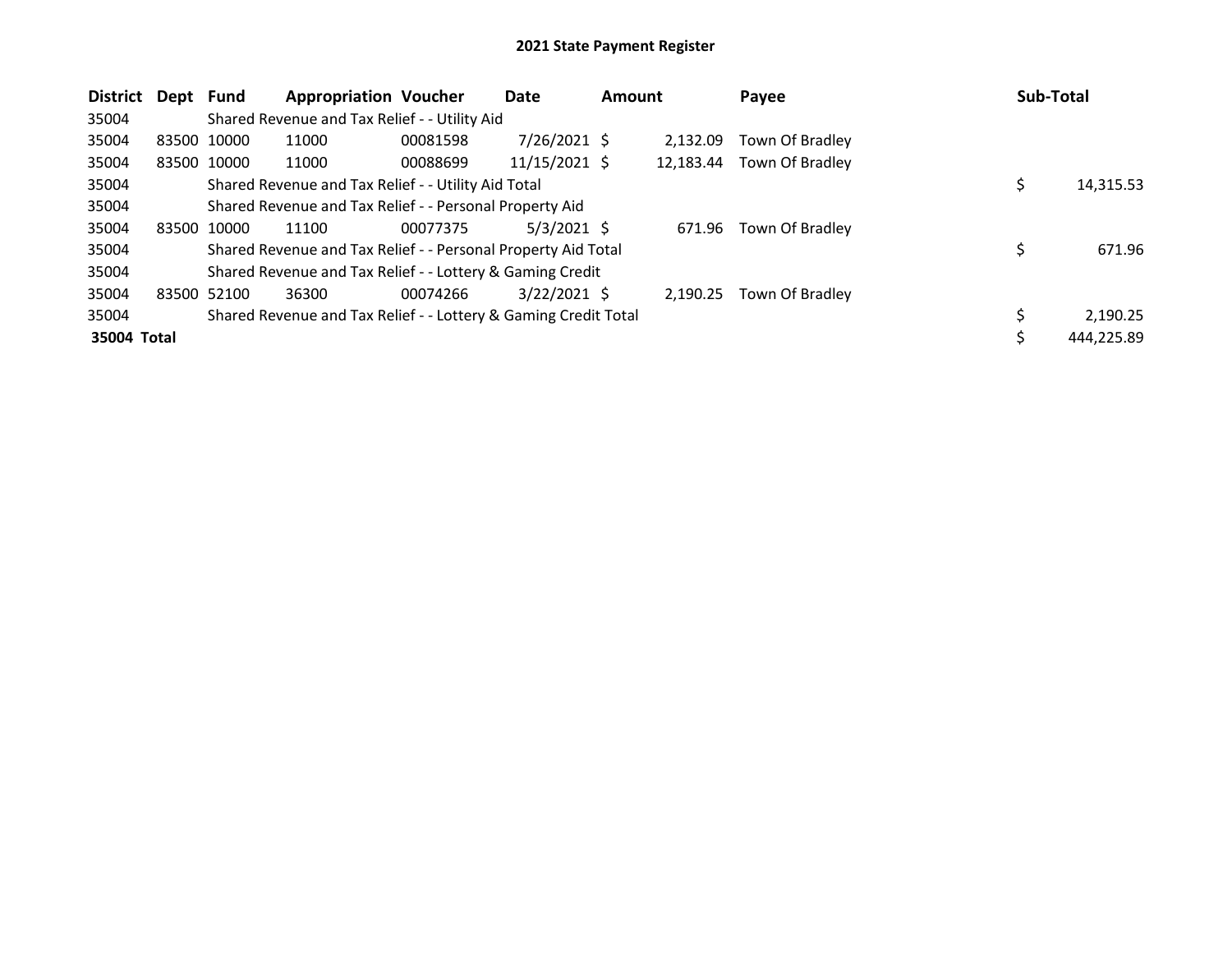## 2021 State Payment Register

| District | Dept | Fund | Appropriation | Voucher | Date | Amount | Payee | Sub-Total |
|---|---|---|---|---|---|---|---|---|
| 35004 | | Shared Revenue and Tax Relief - - Utility Aid | | | | | | |
| 35004 | 83500 | 10000 | 11000 | 00081598 | 7/26/2021 | $ 2,132.09 | Town Of Bradley | |
| 35004 | 83500 | 10000 | 11000 | 00088699 | 11/15/2021 | $ 12,183.44 | Town Of Bradley | |
| 35004 | | Shared Revenue and Tax Relief - - Utility Aid Total | | | | | | $ 14,315.53 |
| 35004 | | Shared Revenue and Tax Relief - - Personal Property Aid | | | | | | |
| 35004 | 83500 | 10000 | 11100 | 00077375 | 5/3/2021 | $ 671.96 | Town Of Bradley | |
| 35004 | | Shared Revenue and Tax Relief - - Personal Property Aid Total | | | | | | $ 671.96 |
| 35004 | | Shared Revenue and Tax Relief - - Lottery & Gaming Credit | | | | | | |
| 35004 | 83500 | 52100 | 36300 | 00074266 | 3/22/2021 | $ 2,190.25 | Town Of Bradley | |
| 35004 | | Shared Revenue and Tax Relief - - Lottery & Gaming Credit Total | | | | | | $ 2,190.25 |
| **35004 Total** | | | | | | | | $ 444,225.89 |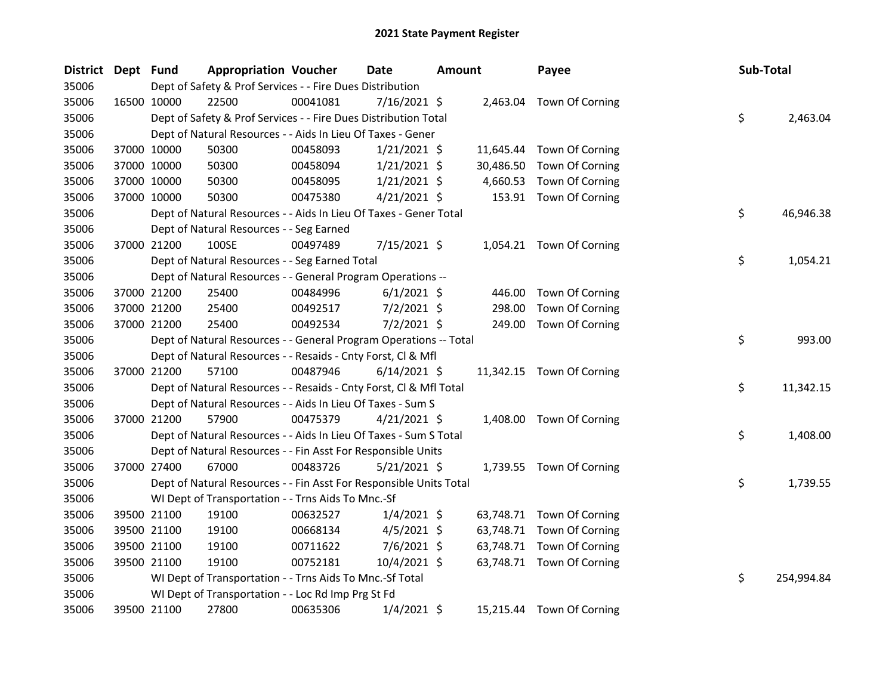# 2021 State Payment Register

| District | Dept | Fund | Appropriation | Voucher | Date | Amount | Payee | Sub-Total |
|---|---|---|---|---|---|---|---|---|
| 35006 | | Dept of Safety & Prof Services - - Fire Dues Distribution | | | | | | |
| 35006 | 16500 | 10000 | 22500 | 00041081 | 7/16/2021 | $ 2,463.04 | Town Of Corning | |
| 35006 | | Dept of Safety & Prof Services - - Fire Dues Distribution Total | | | | | | $ 2,463.04 |
| 35006 | | Dept of Natural Resources - - Aids In Lieu Of Taxes - Gener | | | | | | |
| 35006 | 37000 | 10000 | 50300 | 00458093 | 1/21/2021 | $ 11,645.44 | Town Of Corning | |
| 35006 | 37000 | 10000 | 50300 | 00458094 | 1/21/2021 | $ 30,486.50 | Town Of Corning | |
| 35006 | 37000 | 10000 | 50300 | 00458095 | 1/21/2021 | $ 4,660.53 | Town Of Corning | |
| 35006 | 37000 | 10000 | 50300 | 00475380 | 4/21/2021 | $ 153.91 | Town Of Corning | |
| 35006 | | Dept of Natural Resources - - Aids In Lieu Of Taxes - Gener Total | | | | | | $ 46,946.38 |
| 35006 | | Dept of Natural Resources - - Seg Earned | | | | | | |
| 35006 | 37000 | 21200 | 100SE | 00497489 | 7/15/2021 | $ 1,054.21 | Town Of Corning | |
| 35006 | | Dept of Natural Resources - - Seg Earned Total | | | | | | $ 1,054.21 |
| 35006 | | Dept of Natural Resources - - General Program Operations -- | | | | | | |
| 35006 | 37000 | 21200 | 25400 | 00484996 | 6/1/2021 | $ 446.00 | Town Of Corning | |
| 35006 | 37000 | 21200 | 25400 | 00492517 | 7/2/2021 | $ 298.00 | Town Of Corning | |
| 35006 | 37000 | 21200 | 25400 | 00492534 | 7/2/2021 | $ 249.00 | Town Of Corning | |
| 35006 | | Dept of Natural Resources - - General Program Operations -- Total | | | | | | $ 993.00 |
| 35006 | | Dept of Natural Resources - - Resaids - Cnty Forst, Cl & Mfl | | | | | | |
| 35006 | 37000 | 21200 | 57100 | 00487946 | 6/14/2021 | $ 11,342.15 | Town Of Corning | |
| 35006 | | Dept of Natural Resources - - Resaids - Cnty Forst, Cl & Mfl Total | | | | | | $ 11,342.15 |
| 35006 | | Dept of Natural Resources - - Aids In Lieu Of Taxes - Sum S | | | | | | |
| 35006 | 37000 | 21200 | 57900 | 00475379 | 4/21/2021 | $ 1,408.00 | Town Of Corning | |
| 35006 | | Dept of Natural Resources - - Aids In Lieu Of Taxes - Sum S Total | | | | | | $ 1,408.00 |
| 35006 | | Dept of Natural Resources - - Fin Asst For Responsible Units | | | | | | |
| 35006 | 37000 | 27400 | 67000 | 00483726 | 5/21/2021 | $ 1,739.55 | Town Of Corning | |
| 35006 | | Dept of Natural Resources - - Fin Asst For Responsible Units Total | | | | | | $ 1,739.55 |
| 35006 | | WI Dept of Transportation - - Trns Aids To Mnc.-Sf | | | | | | |
| 35006 | 39500 | 21100 | 19100 | 00632527 | 1/4/2021 | $ 63,748.71 | Town Of Corning | |
| 35006 | 39500 | 21100 | 19100 | 00668134 | 4/5/2021 | $ 63,748.71 | Town Of Corning | |
| 35006 | 39500 | 21100 | 19100 | 00711622 | 7/6/2021 | $ 63,748.71 | Town Of Corning | |
| 35006 | 39500 | 21100 | 19100 | 00752181 | 10/4/2021 | $ 63,748.71 | Town Of Corning | |
| 35006 | | WI Dept of Transportation - - Trns Aids To Mnc.-Sf Total | | | | | | $ 254,994.84 |
| 35006 | | WI Dept of Transportation - - Loc Rd Imp Prg St Fd | | | | | | |
| 35006 | 39500 | 21100 | 27800 | 00635306 | 1/4/2021 | $ 15,215.44 | Town Of Corning | |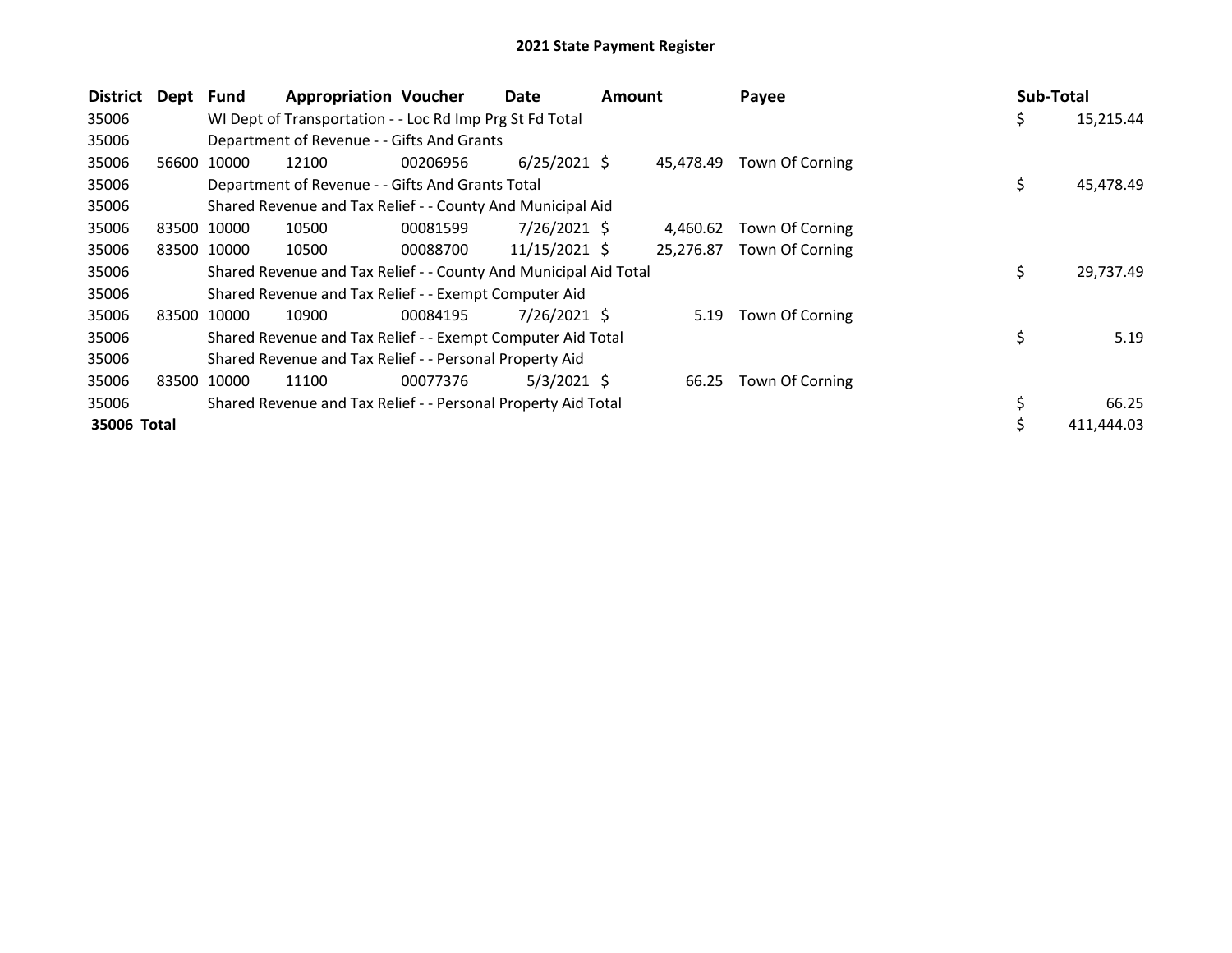# 2021 State Payment Register

| District | Dept | Fund | Appropriation | Voucher | Date | Amount | Payee | Sub-Total |
|---|---|---|---|---|---|---|---|---|
| 35006 | | WI Dept of Transportation - - Loc Rd Imp Prg St Fd Total | | | | | | $ 15,215.44 |
| 35006 | | Department of Revenue - - Gifts And Grants | | | | | | |
| 35006 | 56600 | 10000 | 12100 | 00206956 | 6/25/2021 | $ 45,478.49 | Town Of Corning | |
| 35006 | | Department of Revenue - - Gifts And Grants Total | | | | | | $ 45,478.49 |
| 35006 | | Shared Revenue and Tax Relief - - County And Municipal Aid | | | | | | |
| 35006 | 83500 | 10000 | 10500 | 00081599 | 7/26/2021 | $ 4,460.62 | Town Of Corning | |
| 35006 | 83500 | 10000 | 10500 | 00088700 | 11/15/2021 | $ 25,276.87 | Town Of Corning | |
| 35006 | | Shared Revenue and Tax Relief - - County And Municipal Aid Total | | | | | | $ 29,737.49 |
| 35006 | | Shared Revenue and Tax Relief - - Exempt Computer Aid | | | | | | |
| 35006 | 83500 | 10000 | 10900 | 00084195 | 7/26/2021 | $ 5.19 | Town Of Corning | |
| 35006 | | Shared Revenue and Tax Relief - - Exempt Computer Aid Total | | | | | | $ 5.19 |
| 35006 | | Shared Revenue and Tax Relief - - Personal Property Aid | | | | | | |
| 35006 | 83500 | 10000 | 11100 | 00077376 | 5/3/2021 | $ 66.25 | Town Of Corning | |
| 35006 | | Shared Revenue and Tax Relief - - Personal Property Aid Total | | | | | | $ 66.25 |
| **35006 Total** | | | | | | | | $ 411,444.03 |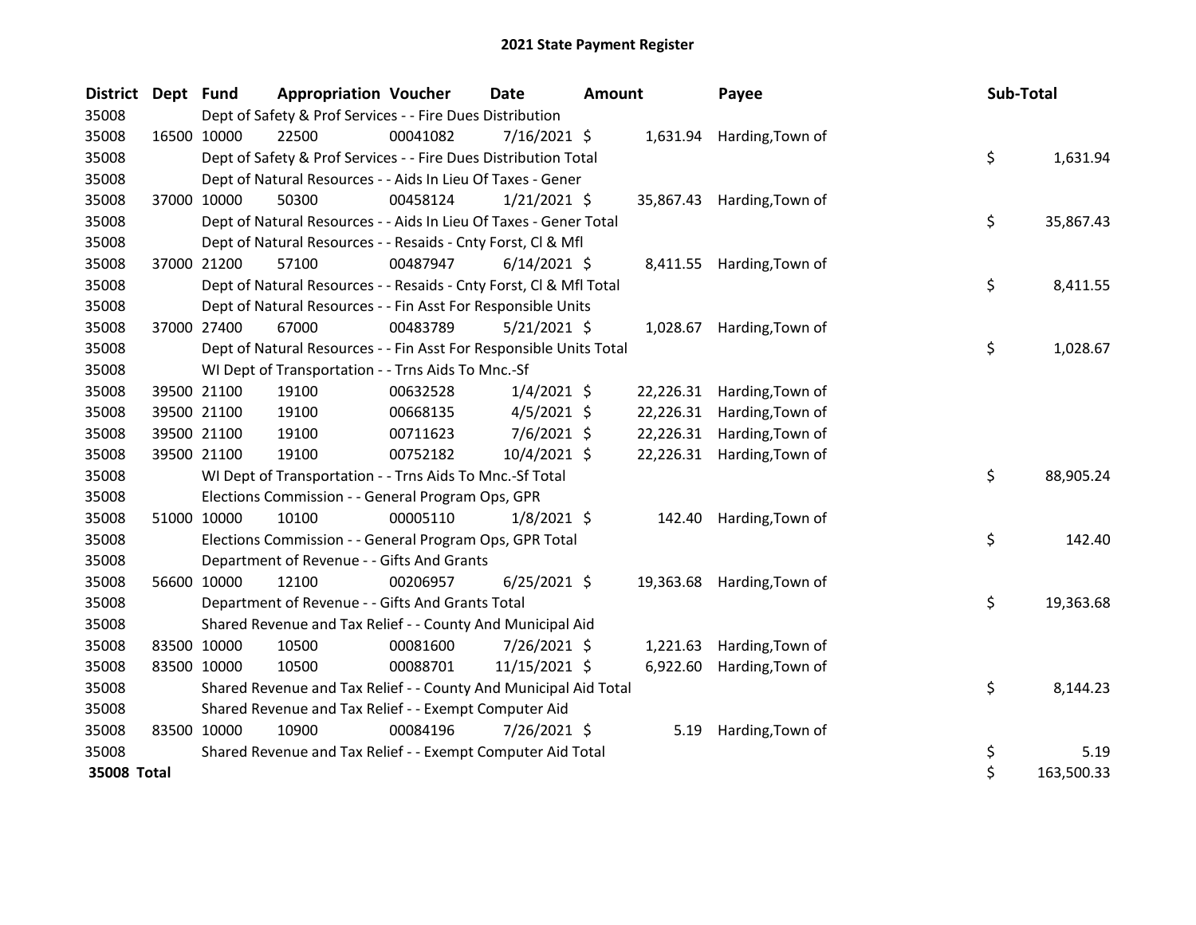# 2021 State Payment Register

| District | Dept | Fund | Appropriation | Voucher | Date | Amount | Payee | Sub-Total |
|---|---|---|---|---|---|---|---|---|
| 35008 | | Dept of Safety & Prof Services - - Fire Dues Distribution | | | | | | |
| 35008 | 16500 | 10000 | 22500 | 00041082 | 7/16/2021 | $ 1,631.94 | Harding,Town of | |
| 35008 | | Dept of Safety & Prof Services - - Fire Dues Distribution Total | | | | | | $ 1,631.94 |
| 35008 | | Dept of Natural Resources - - Aids In Lieu Of Taxes - Gener | | | | | | |
| 35008 | 37000 | 10000 | 50300 | 00458124 | 1/21/2021 | $ 35,867.43 | Harding,Town of | |
| 35008 | | Dept of Natural Resources - - Aids In Lieu Of Taxes - Gener Total | | | | | | $ 35,867.43 |
| 35008 | | Dept of Natural Resources - - Resaids - Cnty Forst, Cl & Mfl | | | | | | |
| 35008 | 37000 | 21200 | 57100 | 00487947 | 6/14/2021 | $ 8,411.55 | Harding,Town of | |
| 35008 | | Dept of Natural Resources - - Resaids - Cnty Forst, Cl & Mfl Total | | | | | | $ 8,411.55 |
| 35008 | | Dept of Natural Resources - - Fin Asst For Responsible Units | | | | | | |
| 35008 | 37000 | 27400 | 67000 | 00483789 | 5/21/2021 | $ 1,028.67 | Harding,Town of | |
| 35008 | | Dept of Natural Resources - - Fin Asst For Responsible Units Total | | | | | | $ 1,028.67 |
| 35008 | | WI Dept of Transportation - - Trns Aids To Mnc.-Sf | | | | | | |
| 35008 | 39500 | 21100 | 19100 | 00632528 | 1/4/2021 | $ 22,226.31 | Harding,Town of | |
| 35008 | 39500 | 21100 | 19100 | 00668135 | 4/5/2021 | $ 22,226.31 | Harding,Town of | |
| 35008 | 39500 | 21100 | 19100 | 00711623 | 7/6/2021 | $ 22,226.31 | Harding,Town of | |
| 35008 | 39500 | 21100 | 19100 | 00752182 | 10/4/2021 | $ 22,226.31 | Harding,Town of | |
| 35008 | | WI Dept of Transportation - - Trns Aids To Mnc.-Sf Total | | | | | | $ 88,905.24 |
| 35008 | | Elections Commission - - General Program Ops, GPR | | | | | | |
| 35008 | 51000 | 10000 | 10100 | 00005110 | 1/8/2021 | $ 142.40 | Harding,Town of | |
| 35008 | | Elections Commission - - General Program Ops, GPR Total | | | | | | $ 142.40 |
| 35008 | | Department of Revenue - - Gifts And Grants | | | | | | |
| 35008 | 56600 | 10000 | 12100 | 00206957 | 6/25/2021 | $ 19,363.68 | Harding,Town of | |
| 35008 | | Department of Revenue - - Gifts And Grants Total | | | | | | $ 19,363.68 |
| 35008 | | Shared Revenue and Tax Relief - - County And Municipal Aid | | | | | | |
| 35008 | 83500 | 10000 | 10500 | 00081600 | 7/26/2021 | $ 1,221.63 | Harding,Town of | |
| 35008 | 83500 | 10000 | 10500 | 00088701 | 11/15/2021 | $ 6,922.60 | Harding,Town of | |
| 35008 | | Shared Revenue and Tax Relief - - County And Municipal Aid Total | | | | | | $ 8,144.23 |
| 35008 | | Shared Revenue and Tax Relief - - Exempt Computer Aid | | | | | | |
| 35008 | 83500 | 10000 | 10900 | 00084196 | 7/26/2021 | $ 5.19 | Harding,Town of | |
| 35008 | | Shared Revenue and Tax Relief - - Exempt Computer Aid Total | | | | | | $ 5.19 |
| **35008 Total** | | | | | | | | $ 163,500.33 |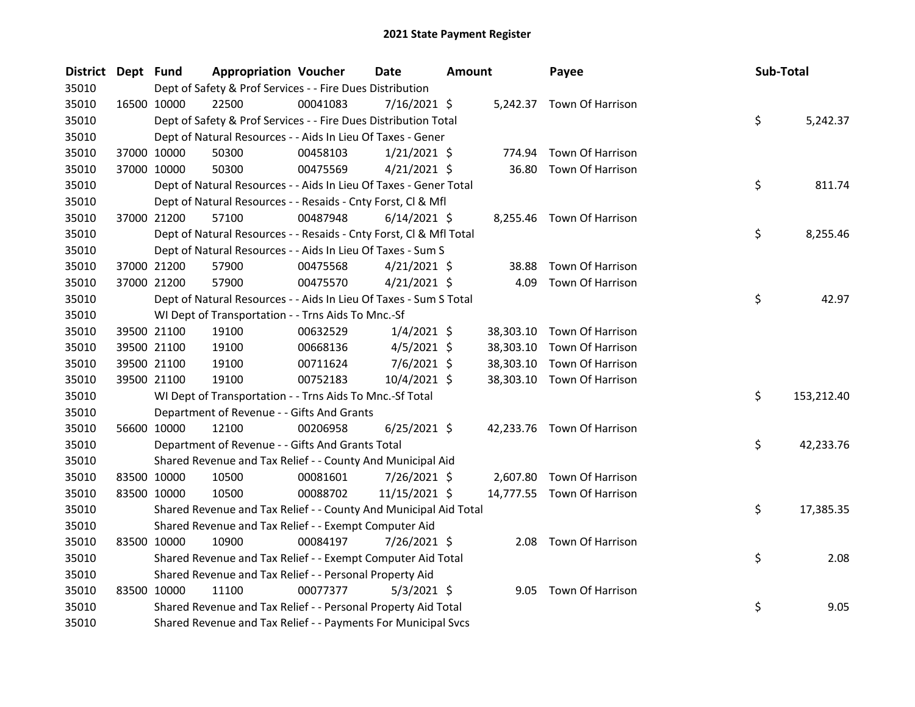# 2021 State Payment Register

| District | Dept | Fund | Appropriation | Voucher | Date | Amount | Payee | Sub-Total |
|---|---|---|---|---|---|---|---|---|
| 35010 | | Dept of Safety & Prof Services - - Fire Dues Distribution | | | | | | |
| 35010 | 16500 | 10000 | 22500 | 00041083 | 7/16/2021 | $ 5,242.37 | Town Of Harrison | |
| 35010 | | Dept of Safety & Prof Services - - Fire Dues Distribution Total | | | | | | $ 5,242.37 |
| 35010 | | Dept of Natural Resources - - Aids In Lieu Of Taxes - Gener | | | | | | |
| 35010 | 37000 | 10000 | 50300 | 00458103 | 1/21/2021 | $ 774.94 | Town Of Harrison | |
| 35010 | 37000 | 10000 | 50300 | 00475569 | 4/21/2021 | $ 36.80 | Town Of Harrison | |
| 35010 | | Dept of Natural Resources - - Aids In Lieu Of Taxes - Gener Total | | | | | | $ 811.74 |
| 35010 | | Dept of Natural Resources - - Resaids - Cnty Forst, Cl & Mfl | | | | | | |
| 35010 | 37000 | 21200 | 57100 | 00487948 | 6/14/2021 | $ 8,255.46 | Town Of Harrison | |
| 35010 | | Dept of Natural Resources - - Resaids - Cnty Forst, Cl & Mfl Total | | | | | | $ 8,255.46 |
| 35010 | | Dept of Natural Resources - - Aids In Lieu Of Taxes - Sum S | | | | | | |
| 35010 | 37000 | 21200 | 57900 | 00475568 | 4/21/2021 | $ 38.88 | Town Of Harrison | |
| 35010 | 37000 | 21200 | 57900 | 00475570 | 4/21/2021 | $ 4.09 | Town Of Harrison | |
| 35010 | | Dept of Natural Resources - - Aids In Lieu Of Taxes - Sum S Total | | | | | | $ 42.97 |
| 35010 | | WI Dept of Transportation - - Trns Aids To Mnc.-Sf | | | | | | |
| 35010 | 39500 | 21100 | 19100 | 00632529 | 1/4/2021 | $ 38,303.10 | Town Of Harrison | |
| 35010 | 39500 | 21100 | 19100 | 00668136 | 4/5/2021 | $ 38,303.10 | Town Of Harrison | |
| 35010 | 39500 | 21100 | 19100 | 00711624 | 7/6/2021 | $ 38,303.10 | Town Of Harrison | |
| 35010 | 39500 | 21100 | 19100 | 00752183 | 10/4/2021 | $ 38,303.10 | Town Of Harrison | |
| 35010 | | WI Dept of Transportation - - Trns Aids To Mnc.-Sf Total | | | | | | $ 153,212.40 |
| 35010 | | Department of Revenue - - Gifts And Grants | | | | | | |
| 35010 | 56600 | 10000 | 12100 | 00206958 | 6/25/2021 | $ 42,233.76 | Town Of Harrison | |
| 35010 | | Department of Revenue - - Gifts And Grants Total | | | | | | $ 42,233.76 |
| 35010 | | Shared Revenue and Tax Relief - - County And Municipal Aid | | | | | | |
| 35010 | 83500 | 10000 | 10500 | 00081601 | 7/26/2021 | $ 2,607.80 | Town Of Harrison | |
| 35010 | 83500 | 10000 | 10500 | 00088702 | 11/15/2021 | $ 14,777.55 | Town Of Harrison | |
| 35010 | | Shared Revenue and Tax Relief - - County And Municipal Aid Total | | | | | | $ 17,385.35 |
| 35010 | | Shared Revenue and Tax Relief - - Exempt Computer Aid | | | | | | |
| 35010 | 83500 | 10000 | 10900 | 00084197 | 7/26/2021 | $ 2.08 | Town Of Harrison | |
| 35010 | | Shared Revenue and Tax Relief - - Exempt Computer Aid Total | | | | | | $ 2.08 |
| 35010 | | Shared Revenue and Tax Relief - - Personal Property Aid | | | | | | |
| 35010 | 83500 | 10000 | 11100 | 00077377 | 5/3/2021 | $ 9.05 | Town Of Harrison | |
| 35010 | | Shared Revenue and Tax Relief - - Personal Property Aid Total | | | | | | $ 9.05 |
| 35010 | | Shared Revenue and Tax Relief - - Payments For Municipal Svcs | | | | | | |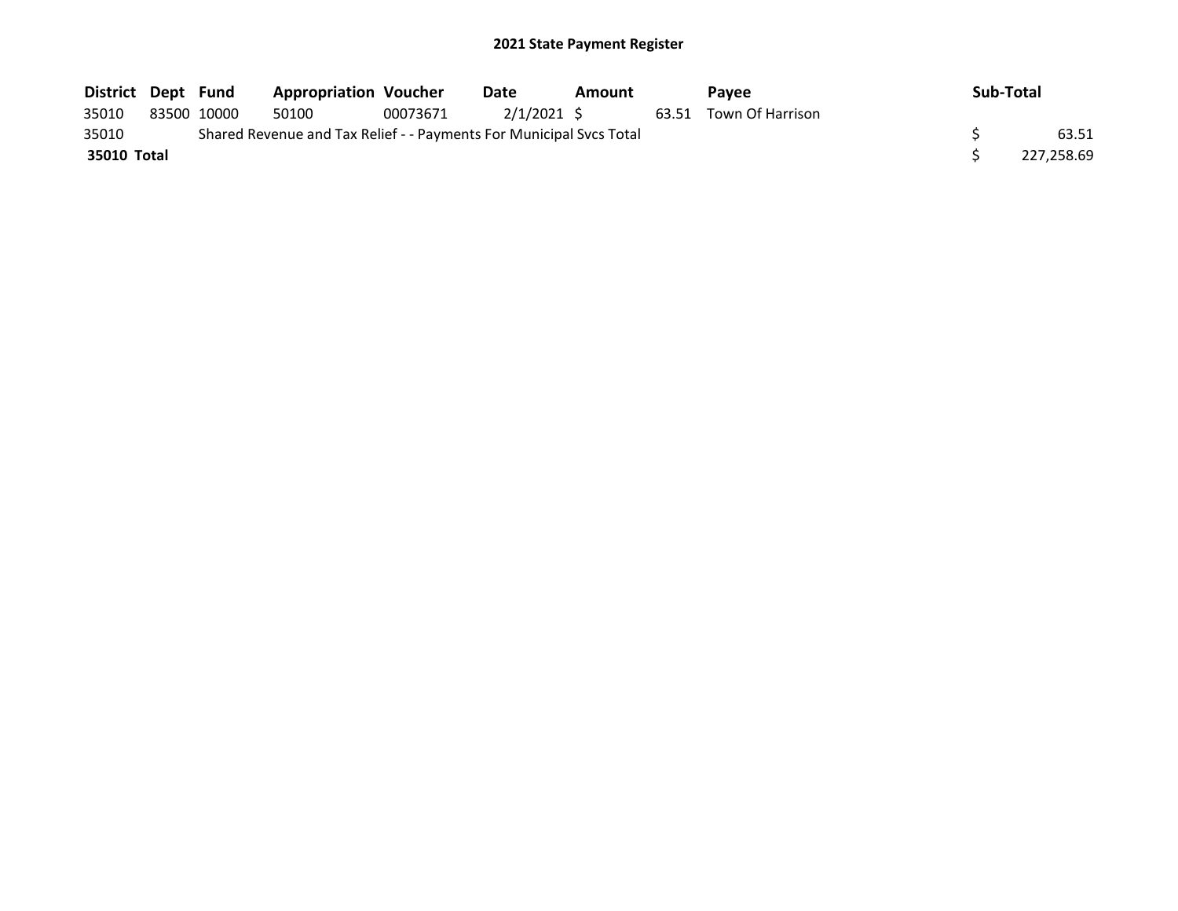**2021 State Payment Register**

| District | Dept | Fund | Appropriation | Voucher | Date | Amount | Payee | Sub-Total |
|---|---|---|---|---|---|---|---|---|
| 35010 | 83500 | 10000 | 50100 | 00073671 | 2/1/2021 | $ 63.51 | Town Of Harrison | |
| 35010 | | Shared Revenue and Tax Relief - - Payments For Municipal Svcs Total | | | | | | $ 63.51 |
| **35010 Total** | | | | | | | | $ 227,258.69 |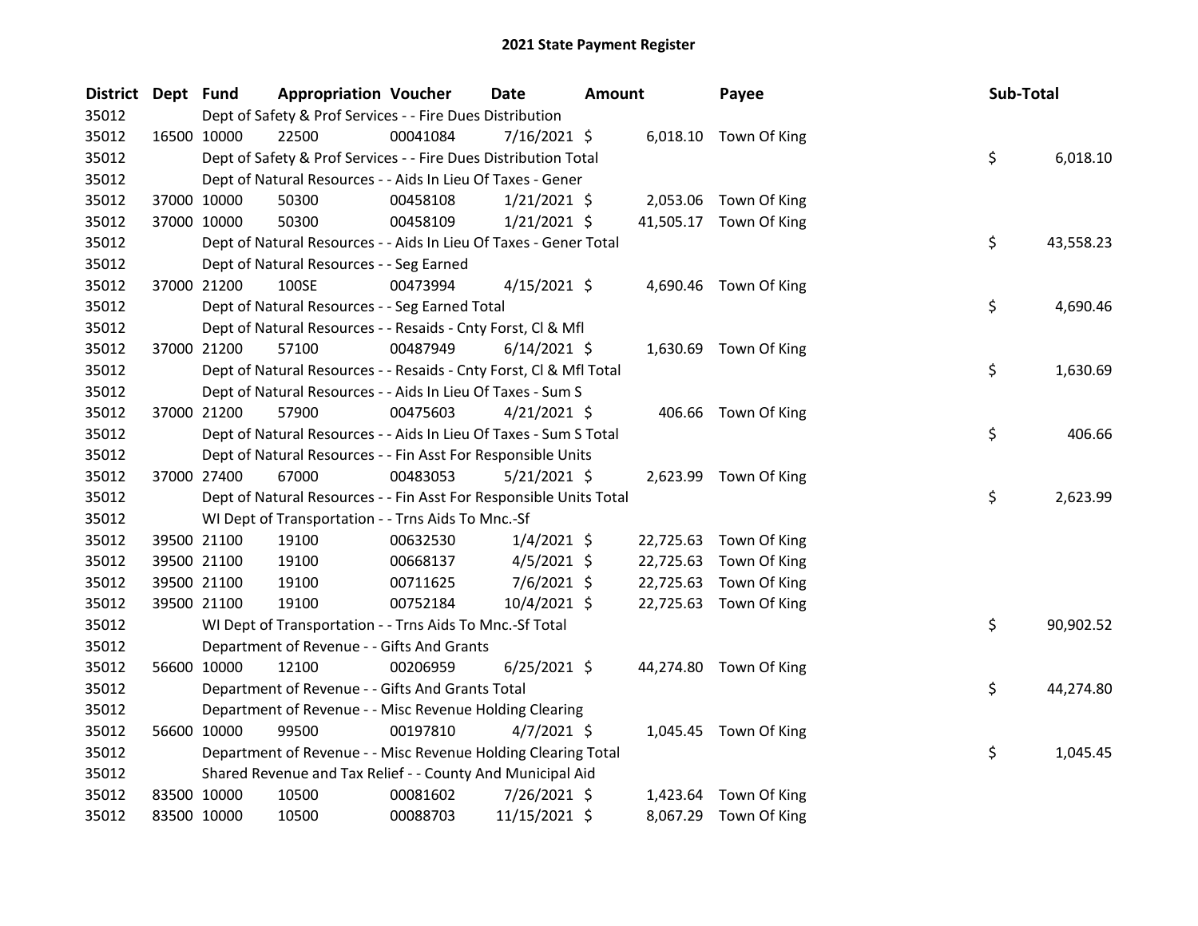# 2021 State Payment Register

| District | Dept | Fund | Appropriation | Voucher | Date | Amount | Payee | Sub-Total |
|---|---|---|---|---|---|---|---|---|
| 35012 | | | Dept of Safety & Prof Services - - Fire Dues Distribution | | | | | |
| 35012 | 16500 | 10000 | 22500 | 00041084 | 7/16/2021 | $ 6,018.10 | Town Of King | |
| 35012 | | | Dept of Safety & Prof Services - - Fire Dues Distribution Total | | | | | $ 6,018.10 |
| 35012 | | | Dept of Natural Resources - - Aids In Lieu Of Taxes - Gener | | | | | |
| 35012 | 37000 | 10000 | 50300 | 00458108 | 1/21/2021 | $ 2,053.06 | Town Of King | |
| 35012 | 37000 | 10000 | 50300 | 00458109 | 1/21/2021 | $ 41,505.17 | Town Of King | |
| 35012 | | | Dept of Natural Resources - - Aids In Lieu Of Taxes - Gener Total | | | | | $ 43,558.23 |
| 35012 | | | Dept of Natural Resources - - Seg Earned | | | | | |
| 35012 | 37000 | 21200 | 100SE | 00473994 | 4/15/2021 | $ 4,690.46 | Town Of King | |
| 35012 | | | Dept of Natural Resources - - Seg Earned Total | | | | | $ 4,690.46 |
| 35012 | | | Dept of Natural Resources - - Resaids - Cnty Forst, Cl & Mfl | | | | | |
| 35012 | 37000 | 21200 | 57100 | 00487949 | 6/14/2021 | $ 1,630.69 | Town Of King | |
| 35012 | | | Dept of Natural Resources - - Resaids - Cnty Forst, Cl & Mfl Total | | | | | $ 1,630.69 |
| 35012 | | | Dept of Natural Resources - - Aids In Lieu Of Taxes - Sum S | | | | | |
| 35012 | 37000 | 21200 | 57900 | 00475603 | 4/21/2021 | $ 406.66 | Town Of King | |
| 35012 | | | Dept of Natural Resources - - Aids In Lieu Of Taxes - Sum S Total | | | | | $ 406.66 |
| 35012 | | | Dept of Natural Resources - - Fin Asst For Responsible Units | | | | | |
| 35012 | 37000 | 27400 | 67000 | 00483053 | 5/21/2021 | $ 2,623.99 | Town Of King | |
| 35012 | | | Dept of Natural Resources - - Fin Asst For Responsible Units Total | | | | | $ 2,623.99 |
| 35012 | | | WI Dept of Transportation - - Trns Aids To Mnc.-Sf | | | | | |
| 35012 | 39500 | 21100 | 19100 | 00632530 | 1/4/2021 | $ 22,725.63 | Town Of King | |
| 35012 | 39500 | 21100 | 19100 | 00668137 | 4/5/2021 | $ 22,725.63 | Town Of King | |
| 35012 | 39500 | 21100 | 19100 | 00711625 | 7/6/2021 | $ 22,725.63 | Town Of King | |
| 35012 | 39500 | 21100 | 19100 | 00752184 | 10/4/2021 | $ 22,725.63 | Town Of King | |
| 35012 | | | WI Dept of Transportation - - Trns Aids To Mnc.-Sf Total | | | | | $ 90,902.52 |
| 35012 | | | Department of Revenue - - Gifts And Grants | | | | | |
| 35012 | 56600 | 10000 | 12100 | 00206959 | 6/25/2021 | $ 44,274.80 | Town Of King | |
| 35012 | | | Department of Revenue - - Gifts And Grants Total | | | | | $ 44,274.80 |
| 35012 | | | Department of Revenue - - Misc Revenue Holding Clearing | | | | | |
| 35012 | 56600 | 10000 | 99500 | 00197810 | 4/7/2021 | $ 1,045.45 | Town Of King | |
| 35012 | | | Department of Revenue - - Misc Revenue Holding Clearing Total | | | | | $ 1,045.45 |
| 35012 | | | Shared Revenue and Tax Relief - - County And Municipal Aid | | | | | |
| 35012 | 83500 | 10000 | 10500 | 00081602 | 7/26/2021 | $ 1,423.64 | Town Of King | |
| 35012 | 83500 | 10000 | 10500 | 00088703 | 11/15/2021 | $ 8,067.29 | Town Of King | |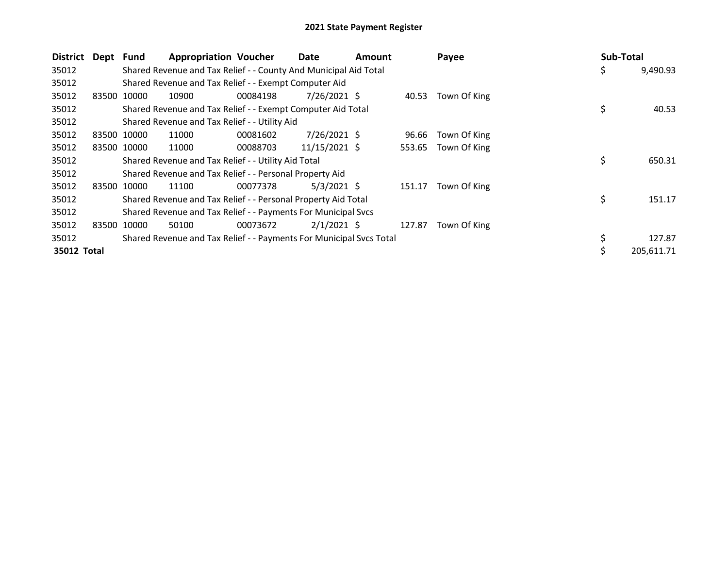# 2021 State Payment Register

| District | Dept | Fund | Appropriation | Voucher | Date | Amount | Payee | Sub-Total |
|---|---|---|---|---|---|---|---|---|
| 35012 | | Shared Revenue and Tax Relief - - County And Municipal Aid Total | | | | | | $ 9,490.93 |
| 35012 | | Shared Revenue and Tax Relief - - Exempt Computer Aid | | | | | | |
| 35012 | 83500 | 10000 | 10900 | 00084198 | 7/26/2021 | $ 40.53 | Town Of King | |
| 35012 | | Shared Revenue and Tax Relief - - Exempt Computer Aid Total | | | | | | $ 40.53 |
| 35012 | | Shared Revenue and Tax Relief - - Utility Aid | | | | | | |
| 35012 | 83500 | 10000 | 11000 | 00081602 | 7/26/2021 | $ 96.66 | Town Of King | |
| 35012 | 83500 | 10000 | 11000 | 00088703 | 11/15/2021 | $ 553.65 | Town Of King | |
| 35012 | | Shared Revenue and Tax Relief - - Utility Aid Total | | | | | | $ 650.31 |
| 35012 | | Shared Revenue and Tax Relief - - Personal Property Aid | | | | | | |
| 35012 | 83500 | 10000 | 11100 | 00077378 | 5/3/2021 | $ 151.17 | Town Of King | |
| 35012 | | Shared Revenue and Tax Relief - - Personal Property Aid Total | | | | | | $ 151.17 |
| 35012 | | Shared Revenue and Tax Relief - - Payments For Municipal Svcs | | | | | | |
| 35012 | 83500 | 10000 | 50100 | 00073672 | 2/1/2021 | $ 127.87 | Town Of King | |
| 35012 | | Shared Revenue and Tax Relief - - Payments For Municipal Svcs Total | | | | | | $ 127.87 |
| **35012 Total** | | | | | | | | $ 205,611.71 |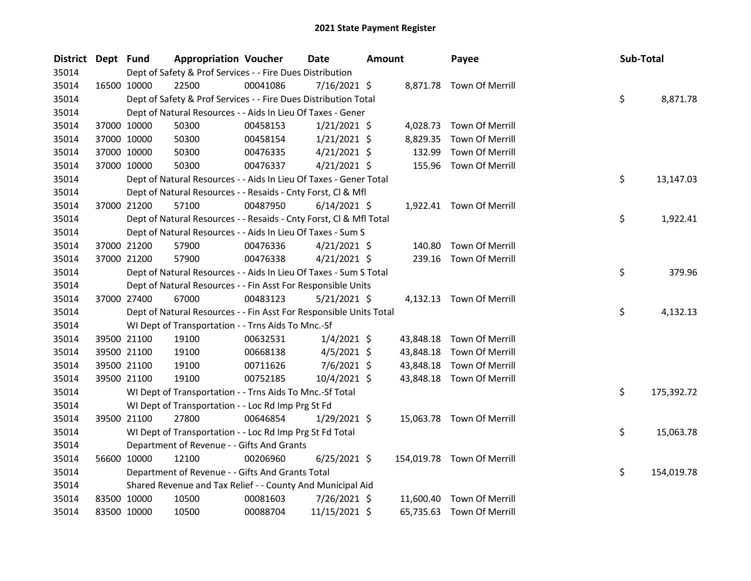# 2021 State Payment Register

| District | Dept | Fund | Appropriation | Voucher | Date | Amount | Payee | Sub-Total |
|---|---|---|---|---|---|---|---|---|
| 35014 | | | Dept of Safety & Prof Services - - Fire Dues Distribution | | | | | |
| 35014 | 16500 | 10000 | 22500 | 00041086 | 7/16/2021 | $ 8,871.78 | Town Of Merrill | |
| 35014 | | | Dept of Safety & Prof Services - - Fire Dues Distribution Total | | | | | $ 8,871.78 |
| 35014 | | | Dept of Natural Resources - - Aids In Lieu Of Taxes - Gener | | | | | |
| 35014 | 37000 | 10000 | 50300 | 00458153 | 1/21/2021 | $ 4,028.73 | Town Of Merrill | |
| 35014 | 37000 | 10000 | 50300 | 00458154 | 1/21/2021 | $ 8,829.35 | Town Of Merrill | |
| 35014 | 37000 | 10000 | 50300 | 00476335 | 4/21/2021 | $ 132.99 | Town Of Merrill | |
| 35014 | 37000 | 10000 | 50300 | 00476337 | 4/21/2021 | $ 155.96 | Town Of Merrill | |
| 35014 | | | Dept of Natural Resources - - Aids In Lieu Of Taxes - Gener Total | | | | | $ 13,147.03 |
| 35014 | | | Dept of Natural Resources - - Resaids - Cnty Forst, Cl & Mfl | | | | | |
| 35014 | 37000 | 21200 | 57100 | 00487950 | 6/14/2021 | $ 1,922.41 | Town Of Merrill | |
| 35014 | | | Dept of Natural Resources - - Resaids - Cnty Forst, Cl & Mfl Total | | | | | $ 1,922.41 |
| 35014 | | | Dept of Natural Resources - - Aids In Lieu Of Taxes - Sum S | | | | | |
| 35014 | 37000 | 21200 | 57900 | 00476336 | 4/21/2021 | $ 140.80 | Town Of Merrill | |
| 35014 | 37000 | 21200 | 57900 | 00476338 | 4/21/2021 | $ 239.16 | Town Of Merrill | |
| 35014 | | | Dept of Natural Resources - - Aids In Lieu Of Taxes - Sum S Total | | | | | $ 379.96 |
| 35014 | | | Dept of Natural Resources - - Fin Asst For Responsible Units | | | | | |
| 35014 | 37000 | 27400 | 67000 | 00483123 | 5/21/2021 | $ 4,132.13 | Town Of Merrill | |
| 35014 | | | Dept of Natural Resources - - Fin Asst For Responsible Units Total | | | | | $ 4,132.13 |
| 35014 | | | WI Dept of Transportation - - Trns Aids To Mnc.-Sf | | | | | |
| 35014 | 39500 | 21100 | 19100 | 00632531 | 1/4/2021 | $ 43,848.18 | Town Of Merrill | |
| 35014 | 39500 | 21100 | 19100 | 00668138 | 4/5/2021 | $ 43,848.18 | Town Of Merrill | |
| 35014 | 39500 | 21100 | 19100 | 00711626 | 7/6/2021 | $ 43,848.18 | Town Of Merrill | |
| 35014 | 39500 | 21100 | 19100 | 00752185 | 10/4/2021 | $ 43,848.18 | Town Of Merrill | |
| 35014 | | | WI Dept of Transportation - - Trns Aids To Mnc.-Sf Total | | | | | $ 175,392.72 |
| 35014 | | | WI Dept of Transportation - - Loc Rd Imp Prg St Fd | | | | | |
| 35014 | 39500 | 21100 | 27800 | 00646854 | 1/29/2021 | $ 15,063.78 | Town Of Merrill | |
| 35014 | | | WI Dept of Transportation - - Loc Rd Imp Prg St Fd Total | | | | | $ 15,063.78 |
| 35014 | | | Department of Revenue - - Gifts And Grants | | | | | |
| 35014 | 56600 | 10000 | 12100 | 00206960 | 6/25/2021 | $ 154,019.78 | Town Of Merrill | |
| 35014 | | | Department of Revenue - - Gifts And Grants Total | | | | | $ 154,019.78 |
| 35014 | | | Shared Revenue and Tax Relief - - County And Municipal Aid | | | | | |
| 35014 | 83500 | 10000 | 10500 | 00081603 | 7/26/2021 | $ 11,600.40 | Town Of Merrill | |
| 35014 | 83500 | 10000 | 10500 | 00088704 | 11/15/2021 | $ 65,735.63 | Town Of Merrill | |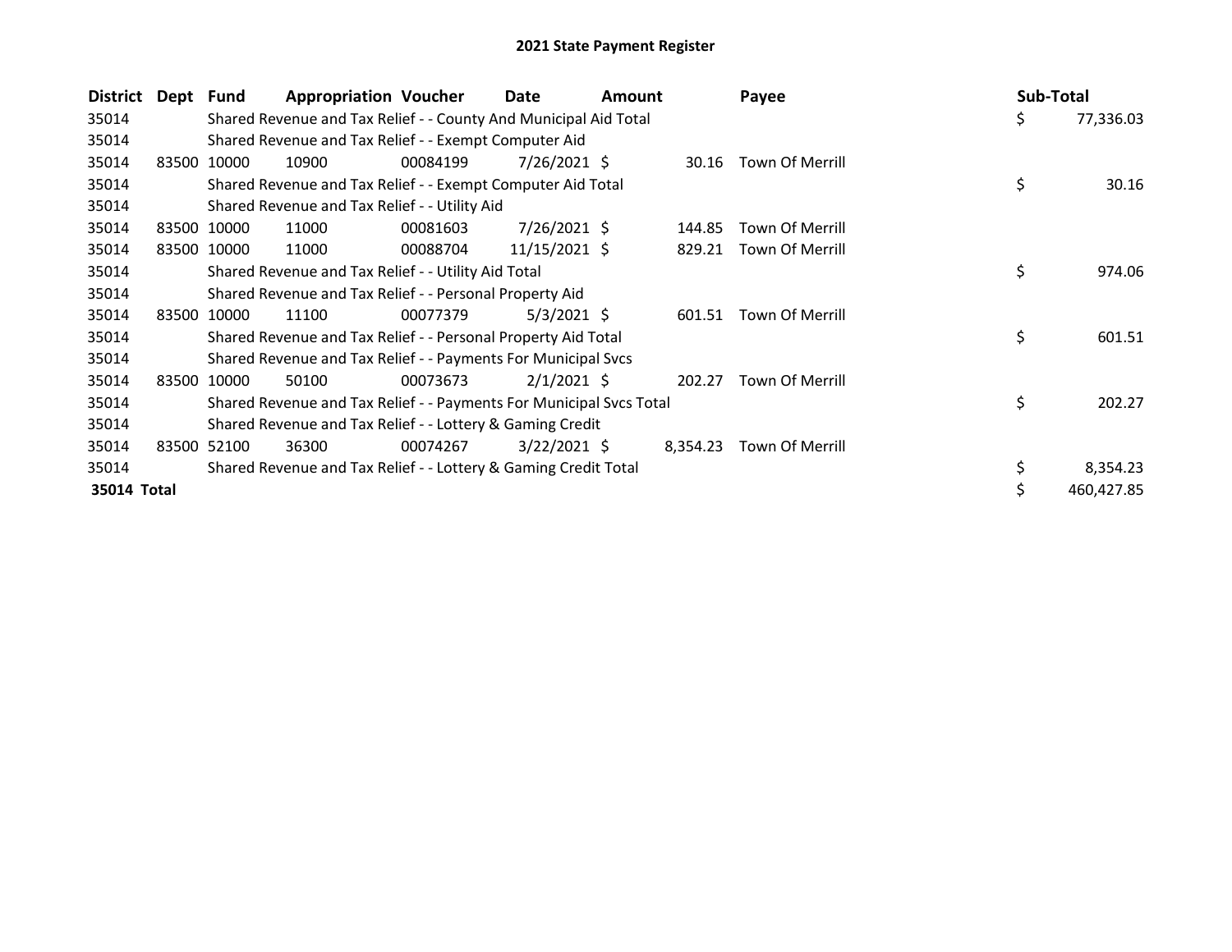# 2021 State Payment Register

| District | Dept | Fund | Appropriation | Voucher | Date | Amount | Payee | Sub-Total |
|---|---|---|---|---|---|---|---|---|
| 35014 | | Shared Revenue and Tax Relief - - County And Municipal Aid Total | | | | | | $ 77,336.03 |
| 35014 | | Shared Revenue and Tax Relief - - Exempt Computer Aid | | | | | | |
| 35014 | 83500 | 10000 | 10900 | 00084199 | 7/26/2021 | $ 30.16 | Town Of Merrill | |
| 35014 | | Shared Revenue and Tax Relief - - Exempt Computer Aid Total | | | | | | $ 30.16 |
| 35014 | | Shared Revenue and Tax Relief - - Utility Aid | | | | | | |
| 35014 | 83500 | 10000 | 11000 | 00081603 | 7/26/2021 | $ 144.85 | Town Of Merrill | |
| 35014 | 83500 | 10000 | 11000 | 00088704 | 11/15/2021 | $ 829.21 | Town Of Merrill | |
| 35014 | | Shared Revenue and Tax Relief - - Utility Aid Total | | | | | | $ 974.06 |
| 35014 | | Shared Revenue and Tax Relief - - Personal Property Aid | | | | | | |
| 35014 | 83500 | 10000 | 11100 | 00077379 | 5/3/2021 | $ 601.51 | Town Of Merrill | |
| 35014 | | Shared Revenue and Tax Relief - - Personal Property Aid Total | | | | | | $ 601.51 |
| 35014 | | Shared Revenue and Tax Relief - - Payments For Municipal Svcs | | | | | | |
| 35014 | 83500 | 10000 | 50100 | 00073673 | 2/1/2021 | $ 202.27 | Town Of Merrill | |
| 35014 | | Shared Revenue and Tax Relief - - Payments For Municipal Svcs Total | | | | | | $ 202.27 |
| 35014 | | Shared Revenue and Tax Relief - - Lottery & Gaming Credit | | | | | | |
| 35014 | 83500 | 52100 | 36300 | 00074267 | 3/22/2021 | $ 8,354.23 | Town Of Merrill | |
| 35014 | | Shared Revenue and Tax Relief - - Lottery & Gaming Credit Total | | | | | | $ 8,354.23 |
| **35014 Total** | | | | | | | | $ 460,427.85 |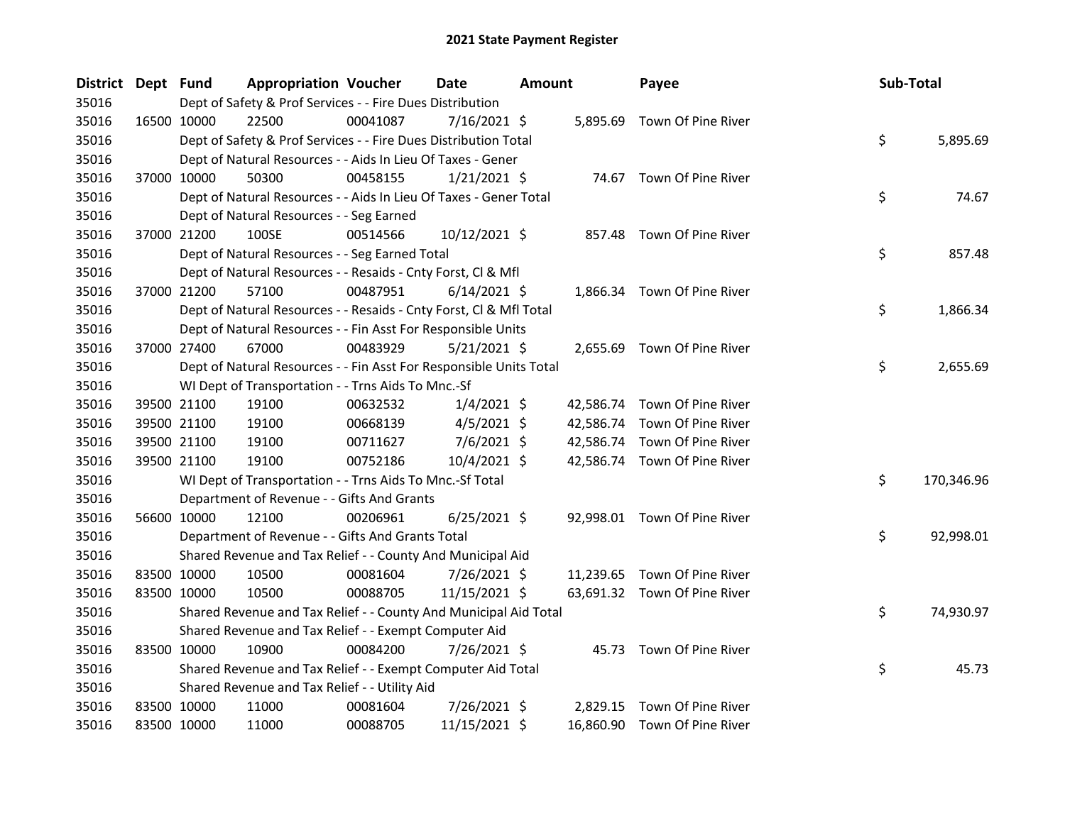# 2021 State Payment Register

| District | Dept | Fund | Appropriation | Voucher | Date | Amount | Payee | Sub-Total |
|---|---|---|---|---|---|---|---|---|
| 35016 | | Dept of Safety & Prof Services - - Fire Dues Distribution | | | | | | |
| 35016 | 16500 | 10000 | 22500 | 00041087 | 7/16/2021 | $ 5,895.69 | Town Of Pine River | |
| 35016 | | Dept of Safety & Prof Services - - Fire Dues Distribution Total | | | | | | $ 5,895.69 |
| 35016 | | Dept of Natural Resources - - Aids In Lieu Of Taxes - Gener | | | | | | |
| 35016 | 37000 | 10000 | 50300 | 00458155 | 1/21/2021 | $ 74.67 | Town Of Pine River | |
| 35016 | | Dept of Natural Resources - - Aids In Lieu Of Taxes - Gener Total | | | | | | $ 74.67 |
| 35016 | | Dept of Natural Resources - - Seg Earned | | | | | | |
| 35016 | 37000 | 21200 | 100SE | 00514566 | 10/12/2021 | $ 857.48 | Town Of Pine River | |
| 35016 | | Dept of Natural Resources - - Seg Earned Total | | | | | | $ 857.48 |
| 35016 | | Dept of Natural Resources - - Resaids - Cnty Forst, Cl & Mfl | | | | | | |
| 35016 | 37000 | 21200 | 57100 | 00487951 | 6/14/2021 | $ 1,866.34 | Town Of Pine River | |
| 35016 | | Dept of Natural Resources - - Resaids - Cnty Forst, Cl & Mfl Total | | | | | | $ 1,866.34 |
| 35016 | | Dept of Natural Resources - - Fin Asst For Responsible Units | | | | | | |
| 35016 | 37000 | 27400 | 67000 | 00483929 | 5/21/2021 | $ 2,655.69 | Town Of Pine River | |
| 35016 | | Dept of Natural Resources - - Fin Asst For Responsible Units Total | | | | | | $ 2,655.69 |
| 35016 | | WI Dept of Transportation - - Trns Aids To Mnc.-Sf | | | | | | |
| 35016 | 39500 | 21100 | 19100 | 00632532 | 1/4/2021 | $ 42,586.74 | Town Of Pine River | |
| 35016 | 39500 | 21100 | 19100 | 00668139 | 4/5/2021 | $ 42,586.74 | Town Of Pine River | |
| 35016 | 39500 | 21100 | 19100 | 00711627 | 7/6/2021 | $ 42,586.74 | Town Of Pine River | |
| 35016 | 39500 | 21100 | 19100 | 00752186 | 10/4/2021 | $ 42,586.74 | Town Of Pine River | |
| 35016 | | WI Dept of Transportation - - Trns Aids To Mnc.-Sf Total | | | | | | $ 170,346.96 |
| 35016 | | Department of Revenue - - Gifts And Grants | | | | | | |
| 35016 | 56600 | 10000 | 12100 | 00206961 | 6/25/2021 | $ 92,998.01 | Town Of Pine River | |
| 35016 | | Department of Revenue - - Gifts And Grants Total | | | | | | $ 92,998.01 |
| 35016 | | Shared Revenue and Tax Relief - - County And Municipal Aid | | | | | | |
| 35016 | 83500 | 10000 | 10500 | 00081604 | 7/26/2021 | $ 11,239.65 | Town Of Pine River | |
| 35016 | 83500 | 10000 | 10500 | 00088705 | 11/15/2021 | $ 63,691.32 | Town Of Pine River | |
| 35016 | | Shared Revenue and Tax Relief - - County And Municipal Aid Total | | | | | | $ 74,930.97 |
| 35016 | | Shared Revenue and Tax Relief - - Exempt Computer Aid | | | | | | |
| 35016 | 83500 | 10000 | 10900 | 00084200 | 7/26/2021 | $ 45.73 | Town Of Pine River | |
| 35016 | | Shared Revenue and Tax Relief - - Exempt Computer Aid Total | | | | | | $ 45.73 |
| 35016 | | Shared Revenue and Tax Relief - - Utility Aid | | | | | | |
| 35016 | 83500 | 10000 | 11000 | 00081604 | 7/26/2021 | $ 2,829.15 | Town Of Pine River | |
| 35016 | 83500 | 10000 | 11000 | 00088705 | 11/15/2021 | $ 16,860.90 | Town Of Pine River | |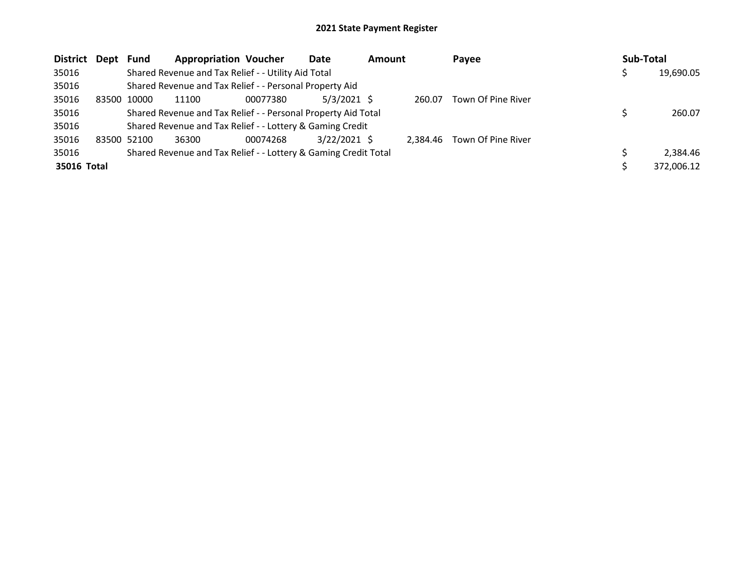# 2021 State Payment Register

| District | Dept | Fund | Appropriation | Voucher | Date | Amount | Payee | Sub-Total |
|---|---|---|---|---|---|---|---|---|
| 35016 | | Shared Revenue and Tax Relief - - Utility Aid Total | | | | | | $ 19,690.05 |
| 35016 | | Shared Revenue and Tax Relief - - Personal Property Aid | | | | | | |
| 35016 | 83500 | 10000 | 11100 | 00077380 | 5/3/2021 | $ 260.07 | Town Of Pine River | |
| 35016 | | Shared Revenue and Tax Relief - - Personal Property Aid Total | | | | | | $ 260.07 |
| 35016 | | Shared Revenue and Tax Relief - - Lottery & Gaming Credit | | | | | | |
| 35016 | 83500 | 52100 | 36300 | 00074268 | 3/22/2021 | $ 2,384.46 | Town Of Pine River | |
| 35016 | | Shared Revenue and Tax Relief - - Lottery & Gaming Credit Total | | | | | | $ 2,384.46 |
| **35016 Total** | | | | | | | | $ 372,006.12 |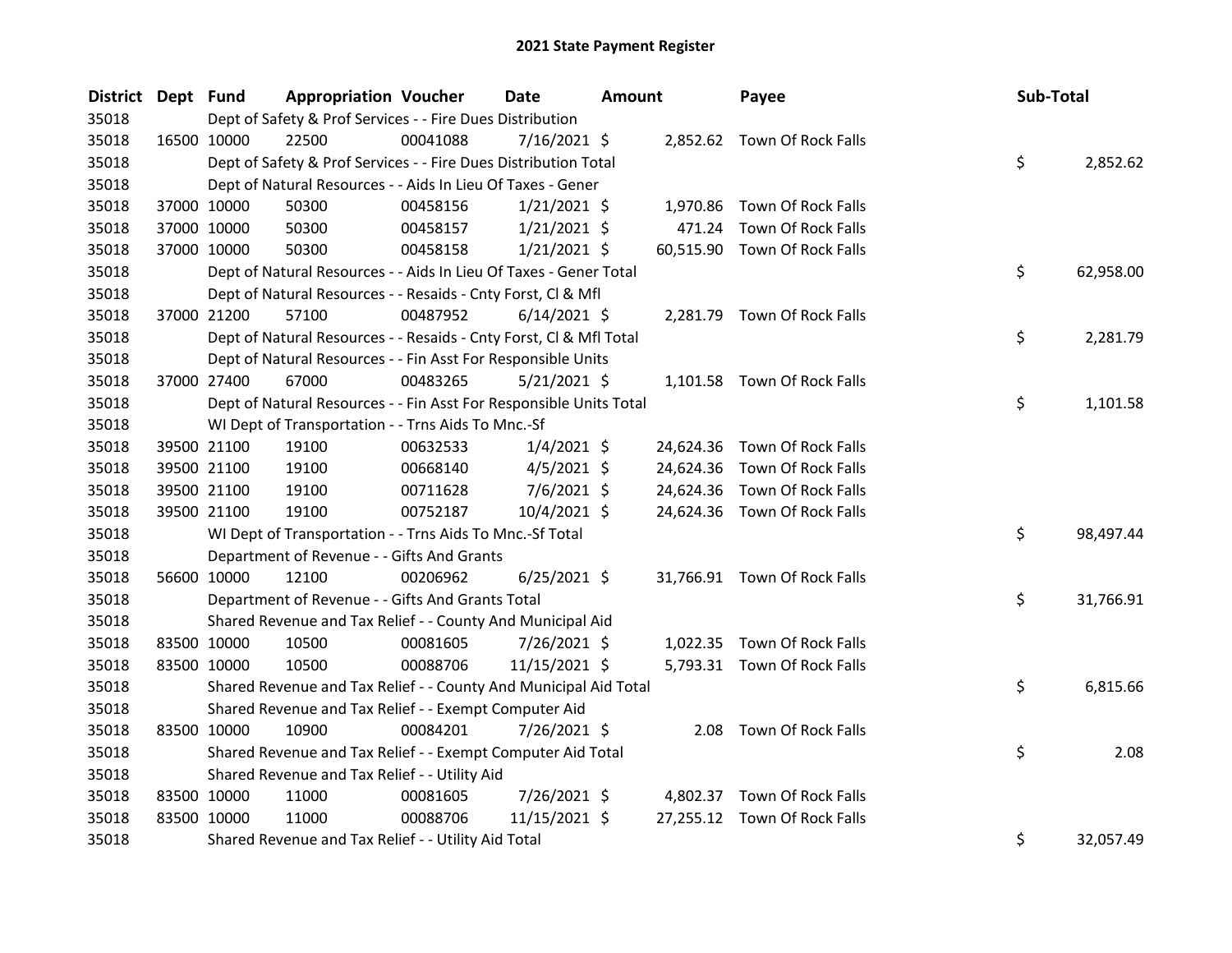# 2021 State Payment Register

| District | Dept | Fund | Appropriation | Voucher | Date | Amount | Payee | Sub-Total |
|---|---|---|---|---|---|---|---|---|
| 35018 | | Dept of Safety & Prof Services - - Fire Dues Distribution | | | | | | |
| 35018 | 16500 | 10000 | 22500 | 00041088 | 7/16/2021 | $ 2,852.62 | Town Of Rock Falls | |
| 35018 | | Dept of Safety & Prof Services - - Fire Dues Distribution Total | | | | | | $ 2,852.62 |
| 35018 | | Dept of Natural Resources - - Aids In Lieu Of Taxes - Gener | | | | | | |
| 35018 | 37000 | 10000 | 50300 | 00458156 | 1/21/2021 | $ 1,970.86 | Town Of Rock Falls | |
| 35018 | 37000 | 10000 | 50300 | 00458157 | 1/21/2021 | $ 471.24 | Town Of Rock Falls | |
| 35018 | 37000 | 10000 | 50300 | 00458158 | 1/21/2021 | $ 60,515.90 | Town Of Rock Falls | |
| 35018 | | Dept of Natural Resources - - Aids In Lieu Of Taxes - Gener Total | | | | | | $ 62,958.00 |
| 35018 | | Dept of Natural Resources - - Resaids - Cnty Forst, Cl & Mfl | | | | | | |
| 35018 | 37000 | 21200 | 57100 | 00487952 | 6/14/2021 | $ 2,281.79 | Town Of Rock Falls | |
| 35018 | | Dept of Natural Resources - - Resaids - Cnty Forst, Cl & Mfl Total | | | | | | $ 2,281.79 |
| 35018 | | Dept of Natural Resources - - Fin Asst For Responsible Units | | | | | | |
| 35018 | 37000 | 27400 | 67000 | 00483265 | 5/21/2021 | $ 1,101.58 | Town Of Rock Falls | |
| 35018 | | Dept of Natural Resources - - Fin Asst For Responsible Units Total | | | | | | $ 1,101.58 |
| 35018 | | WI Dept of Transportation - - Trns Aids To Mnc.-Sf | | | | | | |
| 35018 | 39500 | 21100 | 19100 | 00632533 | 1/4/2021 | $ 24,624.36 | Town Of Rock Falls | |
| 35018 | 39500 | 21100 | 19100 | 00668140 | 4/5/2021 | $ 24,624.36 | Town Of Rock Falls | |
| 35018 | 39500 | 21100 | 19100 | 00711628 | 7/6/2021 | $ 24,624.36 | Town Of Rock Falls | |
| 35018 | 39500 | 21100 | 19100 | 00752187 | 10/4/2021 | $ 24,624.36 | Town Of Rock Falls | |
| 35018 | | WI Dept of Transportation - - Trns Aids To Mnc.-Sf Total | | | | | | $ 98,497.44 |
| 35018 | | Department of Revenue - - Gifts And Grants | | | | | | |
| 35018 | 56600 | 10000 | 12100 | 00206962 | 6/25/2021 | $ 31,766.91 | Town Of Rock Falls | |
| 35018 | | Department of Revenue - - Gifts And Grants Total | | | | | | $ 31,766.91 |
| 35018 | | Shared Revenue and Tax Relief - - County And Municipal Aid | | | | | | |
| 35018 | 83500 | 10000 | 10500 | 00081605 | 7/26/2021 | $ 1,022.35 | Town Of Rock Falls | |
| 35018 | 83500 | 10000 | 10500 | 00088706 | 11/15/2021 | $ 5,793.31 | Town Of Rock Falls | |
| 35018 | | Shared Revenue and Tax Relief - - County And Municipal Aid Total | | | | | | $ 6,815.66 |
| 35018 | | Shared Revenue and Tax Relief - - Exempt Computer Aid | | | | | | |
| 35018 | 83500 | 10000 | 10900 | 00084201 | 7/26/2021 | $ 2.08 | Town Of Rock Falls | |
| 35018 | | Shared Revenue and Tax Relief - - Exempt Computer Aid Total | | | | | | $ 2.08 |
| 35018 | | Shared Revenue and Tax Relief - - Utility Aid | | | | | | |
| 35018 | 83500 | 10000 | 11000 | 00081605 | 7/26/2021 | $ 4,802.37 | Town Of Rock Falls | |
| 35018 | 83500 | 10000 | 11000 | 00088706 | 11/15/2021 | $ 27,255.12 | Town Of Rock Falls | |
| 35018 | | Shared Revenue and Tax Relief - - Utility Aid Total | | | | | | $ 32,057.49 |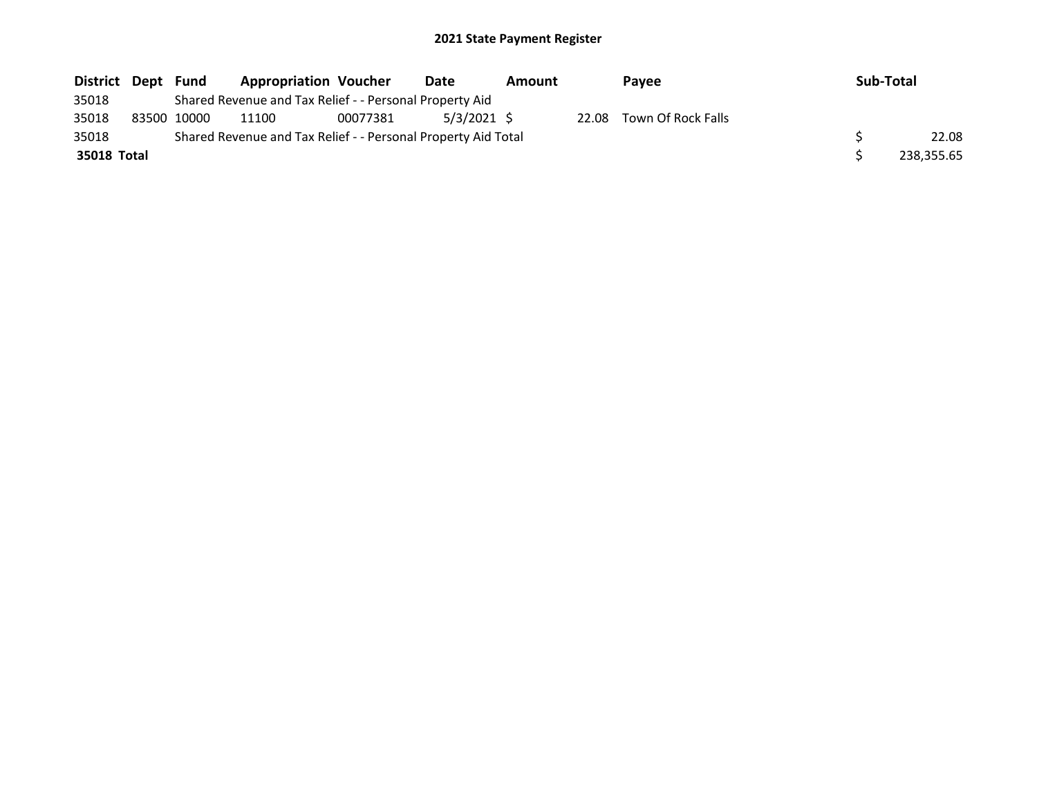## 2021 State Payment Register

| District | Dept | Fund | Appropriation | Voucher | Date | Amount | Payee | Sub-Total |
|---|---|---|---|---|---|---|---|---|
| 35018 | | Shared Revenue and Tax Relief - - Personal Property Aid | | | | | | |
| 35018 | 83500 | 10000 | 11100 | 00077381 | 5/3/2021 | $ 22.08 | Town Of Rock Falls | |
| 35018 | | Shared Revenue and Tax Relief - - Personal Property Aid Total | | | | | | $ 22.08 |
| **35018 Total** | | | | | | | | $ 238,355.65 |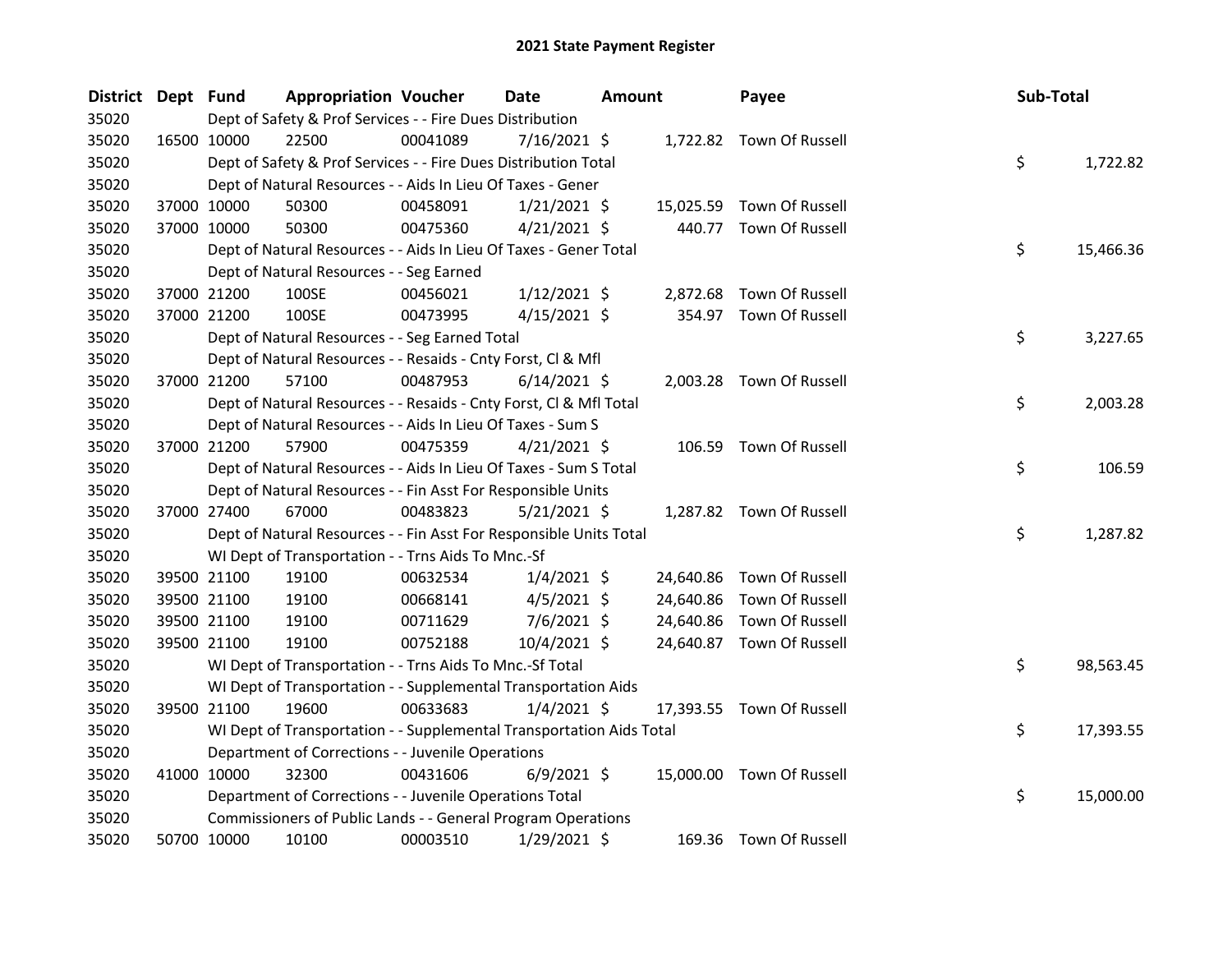# 2021 State Payment Register

| District | Dept | Fund | Appropriation | Voucher | Date | Amount | Payee | Sub-Total |
|---|---|---|---|---|---|---|---|---|
| 35020 | | Dept of Safety & Prof Services - - Fire Dues Distribution | | | | | | |
| 35020 | 16500 | 10000 | 22500 | 00041089 | 7/16/2021 | $ 1,722.82 | Town Of Russell | |
| 35020 | | Dept of Safety & Prof Services - - Fire Dues Distribution Total | | | | | | $ 1,722.82 |
| 35020 | | Dept of Natural Resources - - Aids In Lieu Of Taxes - Gener | | | | | | |
| 35020 | 37000 | 10000 | 50300 | 00458091 | 1/21/2021 | $ 15,025.59 | Town Of Russell | |
| 35020 | 37000 | 10000 | 50300 | 00475360 | 4/21/2021 | $ 440.77 | Town Of Russell | |
| 35020 | | Dept of Natural Resources - - Aids In Lieu Of Taxes - Gener Total | | | | | | $ 15,466.36 |
| 35020 | | Dept of Natural Resources - - Seg Earned | | | | | | |
| 35020 | 37000 | 21200 | 100SE | 00456021 | 1/12/2021 | $ 2,872.68 | Town Of Russell | |
| 35020 | 37000 | 21200 | 100SE | 00473995 | 4/15/2021 | $ 354.97 | Town Of Russell | |
| 35020 | | Dept of Natural Resources - - Seg Earned Total | | | | | | $ 3,227.65 |
| 35020 | | Dept of Natural Resources - - Resaids - Cnty Forst, Cl & Mfl | | | | | | |
| 35020 | 37000 | 21200 | 57100 | 00487953 | 6/14/2021 | $ 2,003.28 | Town Of Russell | |
| 35020 | | Dept of Natural Resources - - Resaids - Cnty Forst, Cl & Mfl Total | | | | | | $ 2,003.28 |
| 35020 | | Dept of Natural Resources - - Aids In Lieu Of Taxes - Sum S | | | | | | |
| 35020 | 37000 | 21200 | 57900 | 00475359 | 4/21/2021 | $ 106.59 | Town Of Russell | |
| 35020 | | Dept of Natural Resources - - Aids In Lieu Of Taxes - Sum S Total | | | | | | $ 106.59 |
| 35020 | | Dept of Natural Resources - - Fin Asst For Responsible Units | | | | | | |
| 35020 | 37000 | 27400 | 67000 | 00483823 | 5/21/2021 | $ 1,287.82 | Town Of Russell | |
| 35020 | | Dept of Natural Resources - - Fin Asst For Responsible Units Total | | | | | | $ 1,287.82 |
| 35020 | | WI Dept of Transportation - - Trns Aids To Mnc.-Sf | | | | | | |
| 35020 | 39500 | 21100 | 19100 | 00632534 | 1/4/2021 | $ 24,640.86 | Town Of Russell | |
| 35020 | 39500 | 21100 | 19100 | 00668141 | 4/5/2021 | $ 24,640.86 | Town Of Russell | |
| 35020 | 39500 | 21100 | 19100 | 00711629 | 7/6/2021 | $ 24,640.86 | Town Of Russell | |
| 35020 | 39500 | 21100 | 19100 | 00752188 | 10/4/2021 | $ 24,640.87 | Town Of Russell | |
| 35020 | | WI Dept of Transportation - - Trns Aids To Mnc.-Sf Total | | | | | | $ 98,563.45 |
| 35020 | | WI Dept of Transportation - - Supplemental Transportation Aids | | | | | | |
| 35020 | 39500 | 21100 | 19600 | 00633683 | 1/4/2021 | $ 17,393.55 | Town Of Russell | |
| 35020 | | WI Dept of Transportation - - Supplemental Transportation Aids Total | | | | | | $ 17,393.55 |
| 35020 | | Department of Corrections - - Juvenile Operations | | | | | | |
| 35020 | 41000 | 10000 | 32300 | 00431606 | 6/9/2021 | $ 15,000.00 | Town Of Russell | |
| 35020 | | Department of Corrections - - Juvenile Operations Total | | | | | | $ 15,000.00 |
| 35020 | | Commissioners of Public Lands - - General Program Operations | | | | | | |
| 35020 | 50700 | 10000 | 10100 | 00003510 | 1/29/2021 | $ 169.36 | Town Of Russell | |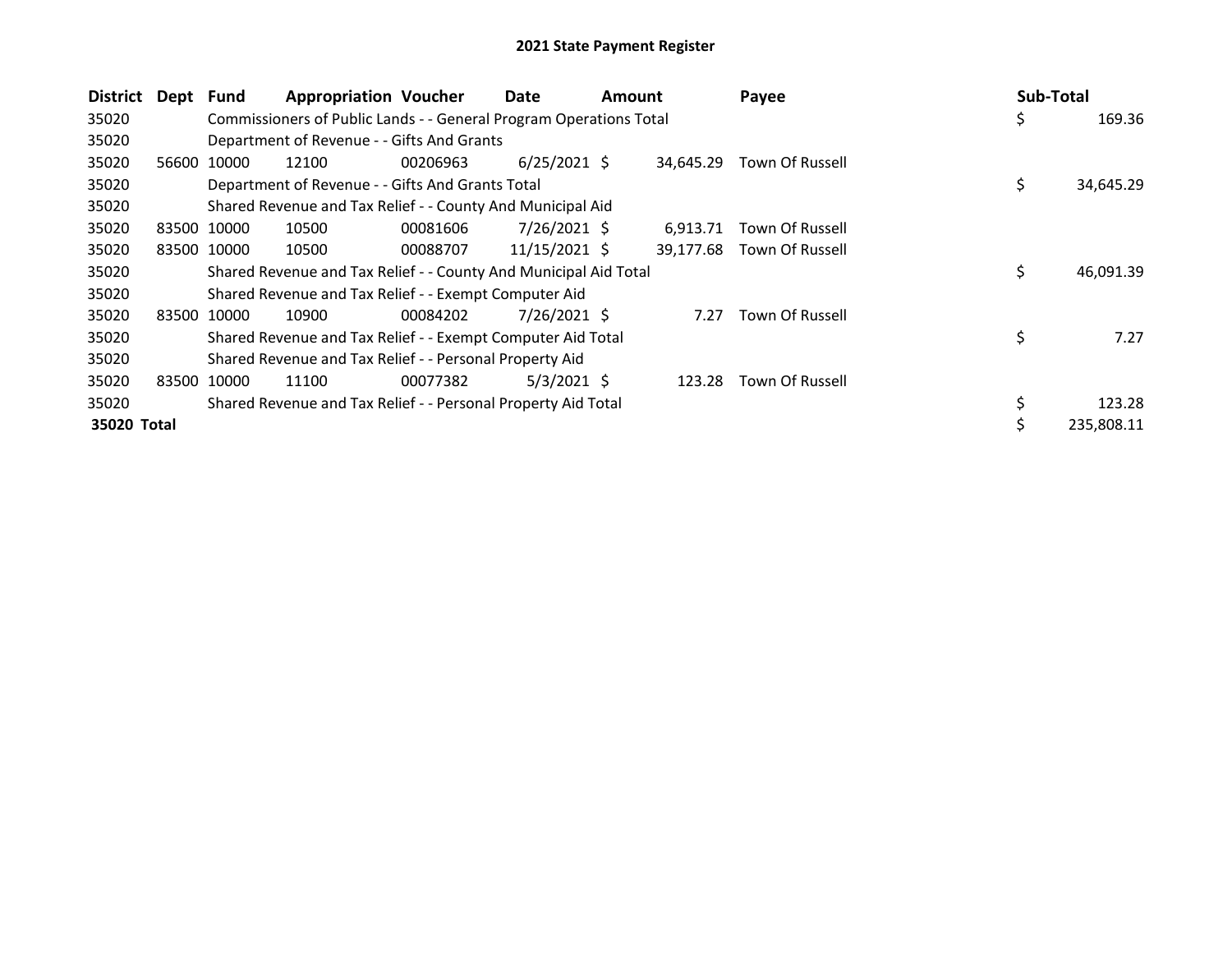**2021 State Payment Register**

| District | Dept | Fund | Appropriation | Voucher | Date | Amount | Payee | Sub-Total |
|---|---|---|---|---|---|---|---|---|
| 35020 | | Commissioners of Public Lands - - General Program Operations Total | | | | | | $ 169.36 |
| 35020 | | Department of Revenue - - Gifts And Grants | | | | | | |
| 35020 | 56600 | 10000 | 12100 | 00206963 | 6/25/2021 | $ 34,645.29 | Town Of Russell | |
| 35020 | | Department of Revenue - - Gifts And Grants Total | | | | | | $ 34,645.29 |
| 35020 | | Shared Revenue and Tax Relief - - County And Municipal Aid | | | | | | |
| 35020 | 83500 | 10000 | 10500 | 00081606 | 7/26/2021 | $ 6,913.71 | Town Of Russell | |
| 35020 | 83500 | 10000 | 10500 | 00088707 | 11/15/2021 | $ 39,177.68 | Town Of Russell | |
| 35020 | | Shared Revenue and Tax Relief - - County And Municipal Aid Total | | | | | | $ 46,091.39 |
| 35020 | | Shared Revenue and Tax Relief - - Exempt Computer Aid | | | | | | |
| 35020 | 83500 | 10000 | 10900 | 00084202 | 7/26/2021 | $ 7.27 | Town Of Russell | |
| 35020 | | Shared Revenue and Tax Relief - - Exempt Computer Aid Total | | | | | | $ 7.27 |
| 35020 | | Shared Revenue and Tax Relief - - Personal Property Aid | | | | | | |
| 35020 | 83500 | 10000 | 11100 | 00077382 | 5/3/2021 | $ 123.28 | Town Of Russell | |
| 35020 | | Shared Revenue and Tax Relief - - Personal Property Aid Total | | | | | | $ 123.28 |
| **35020 Total** | | | | | | | | $ 235,808.11 |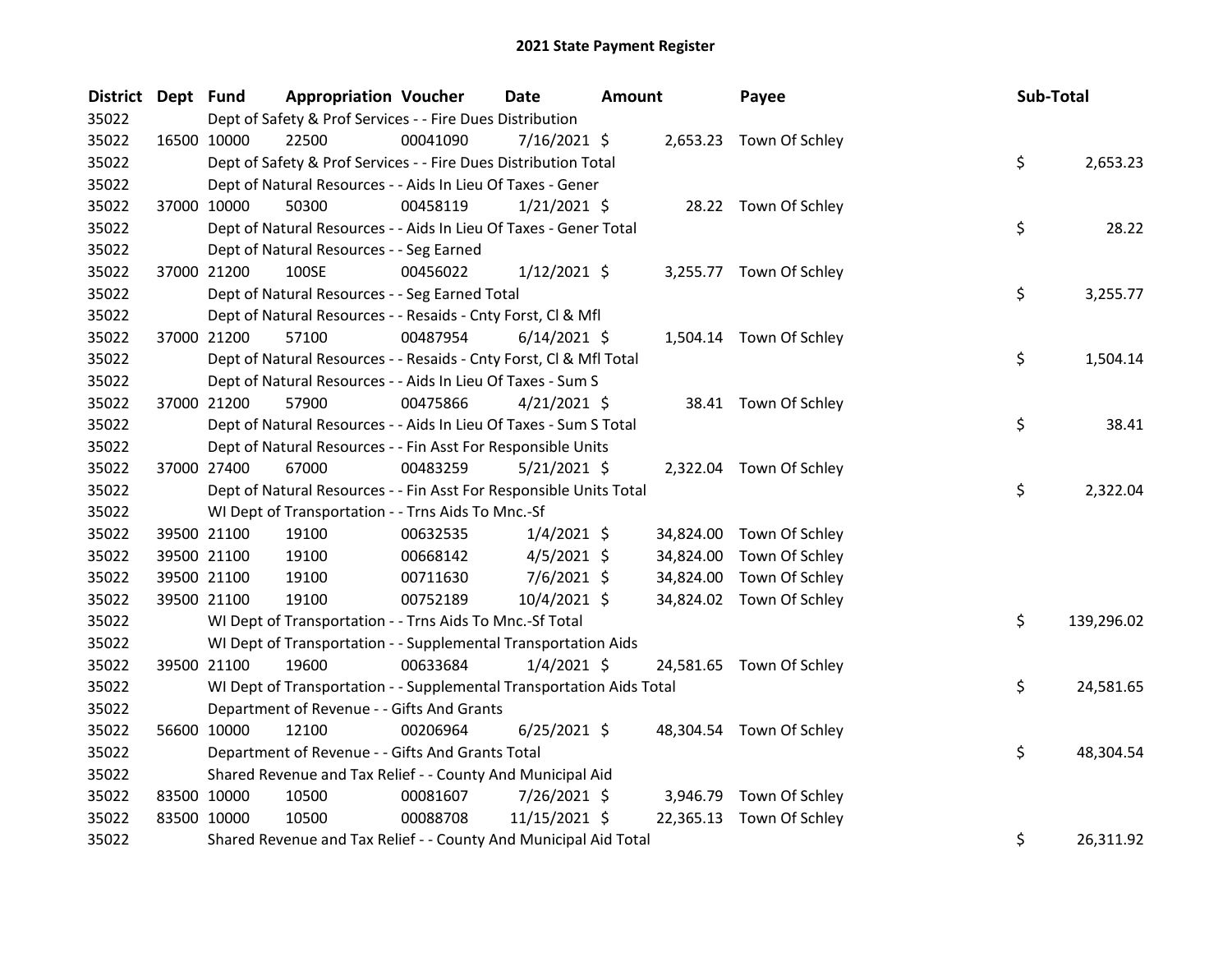# 2021 State Payment Register

| District | Dept | Fund | Appropriation | Voucher | Date | Amount | Payee | Sub-Total |
|---|---|---|---|---|---|---|---|---|
| 35022 | | Dept of Safety & Prof Services - - Fire Dues Distribution | | | | | | |
| 35022 | 16500 | 10000 | 22500 | 00041090 | 7/16/2021 | $ 2,653.23 | Town Of Schley | |
| 35022 | | Dept of Safety & Prof Services - - Fire Dues Distribution Total | | | | | | $ 2,653.23 |
| 35022 | | Dept of Natural Resources - - Aids In Lieu Of Taxes - Gener | | | | | | |
| 35022 | 37000 | 10000 | 50300 | 00458119 | 1/21/2021 | $ 28.22 | Town Of Schley | |
| 35022 | | Dept of Natural Resources - - Aids In Lieu Of Taxes - Gener Total | | | | | | $ 28.22 |
| 35022 | | Dept of Natural Resources - - Seg Earned | | | | | | |
| 35022 | 37000 | 21200 | 100SE | 00456022 | 1/12/2021 | $ 3,255.77 | Town Of Schley | |
| 35022 | | Dept of Natural Resources - - Seg Earned Total | | | | | | $ 3,255.77 |
| 35022 | | Dept of Natural Resources - - Resaids - Cnty Forst, Cl & Mfl | | | | | | |
| 35022 | 37000 | 21200 | 57100 | 00487954 | 6/14/2021 | $ 1,504.14 | Town Of Schley | |
| 35022 | | Dept of Natural Resources - - Resaids - Cnty Forst, Cl & Mfl Total | | | | | | $ 1,504.14 |
| 35022 | | Dept of Natural Resources - - Aids In Lieu Of Taxes - Sum S | | | | | | |
| 35022 | 37000 | 21200 | 57900 | 00475866 | 4/21/2021 | $ 38.41 | Town Of Schley | |
| 35022 | | Dept of Natural Resources - - Aids In Lieu Of Taxes - Sum S Total | | | | | | $ 38.41 |
| 35022 | | Dept of Natural Resources - - Fin Asst For Responsible Units | | | | | | |
| 35022 | 37000 | 27400 | 67000 | 00483259 | 5/21/2021 | $ 2,322.04 | Town Of Schley | |
| 35022 | | Dept of Natural Resources - - Fin Asst For Responsible Units Total | | | | | | $ 2,322.04 |
| 35022 | | WI Dept of Transportation - - Trns Aids To Mnc.-Sf | | | | | | |
| 35022 | 39500 | 21100 | 19100 | 00632535 | 1/4/2021 | $ 34,824.00 | Town Of Schley | |
| 35022 | 39500 | 21100 | 19100 | 00668142 | 4/5/2021 | $ 34,824.00 | Town Of Schley | |
| 35022 | 39500 | 21100 | 19100 | 00711630 | 7/6/2021 | $ 34,824.00 | Town Of Schley | |
| 35022 | 39500 | 21100 | 19100 | 00752189 | 10/4/2021 | $ 34,824.02 | Town Of Schley | |
| 35022 | | WI Dept of Transportation - - Trns Aids To Mnc.-Sf Total | | | | | | $ 139,296.02 |
| 35022 | | WI Dept of Transportation - - Supplemental Transportation Aids | | | | | | |
| 35022 | 39500 | 21100 | 19600 | 00633684 | 1/4/2021 | $ 24,581.65 | Town Of Schley | |
| 35022 | | WI Dept of Transportation - - Supplemental Transportation Aids Total | | | | | | $ 24,581.65 |
| 35022 | | Department of Revenue - - Gifts And Grants | | | | | | |
| 35022 | 56600 | 10000 | 12100 | 00206964 | 6/25/2021 | $ 48,304.54 | Town Of Schley | |
| 35022 | | Department of Revenue - - Gifts And Grants Total | | | | | | $ 48,304.54 |
| 35022 | | Shared Revenue and Tax Relief - - County And Municipal Aid | | | | | | |
| 35022 | 83500 | 10000 | 10500 | 00081607 | 7/26/2021 | $ 3,946.79 | Town Of Schley | |
| 35022 | 83500 | 10000 | 10500 | 00088708 | 11/15/2021 | $ 22,365.13 | Town Of Schley | |
| 35022 | | Shared Revenue and Tax Relief - - County And Municipal Aid Total | | | | | | $ 26,311.92 |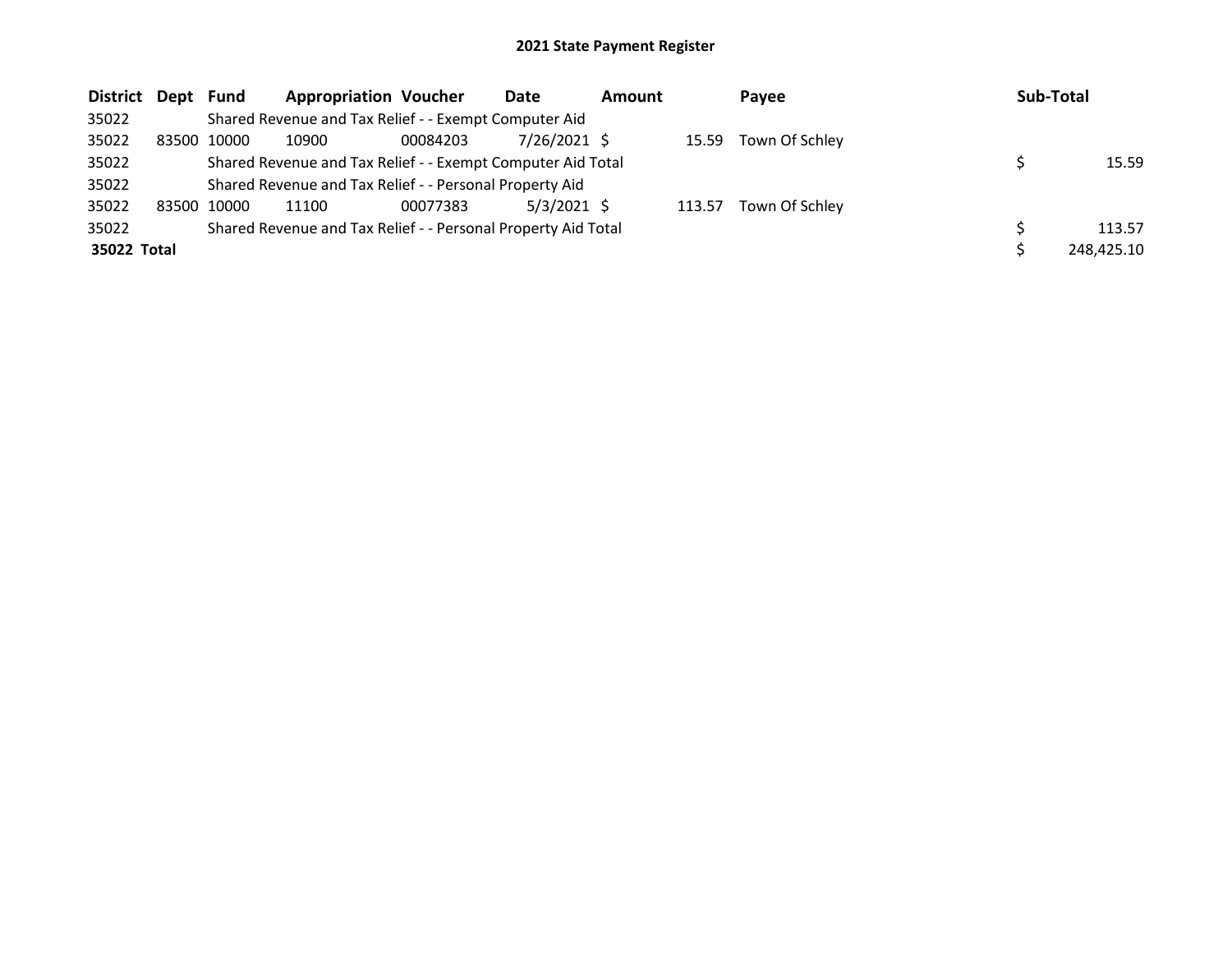# 2021 State Payment Register

| District | Dept | Fund | Appropriation | Voucher | Date | Amount | Payee | Sub-Total |
|---|---|---|---|---|---|---|---|---|
| 35022 | | Shared Revenue and Tax Relief - - Exempt Computer Aid | | | | | | |
| 35022 | 83500 | 10000 | 10900 | 00084203 | 7/26/2021 | $ 15.59 | Town Of Schley | |
| 35022 | | Shared Revenue and Tax Relief - - Exempt Computer Aid Total | | | | | | $ 15.59 |
| 35022 | | Shared Revenue and Tax Relief - - Personal Property Aid | | | | | | |
| 35022 | 83500 | 10000 | 11100 | 00077383 | 5/3/2021 | $ 113.57 | Town Of Schley | |
| 35022 | | Shared Revenue and Tax Relief - - Personal Property Aid Total | | | | | | $ 113.57 |
| **35022 Total** | | | | | | | | $ 248,425.10 |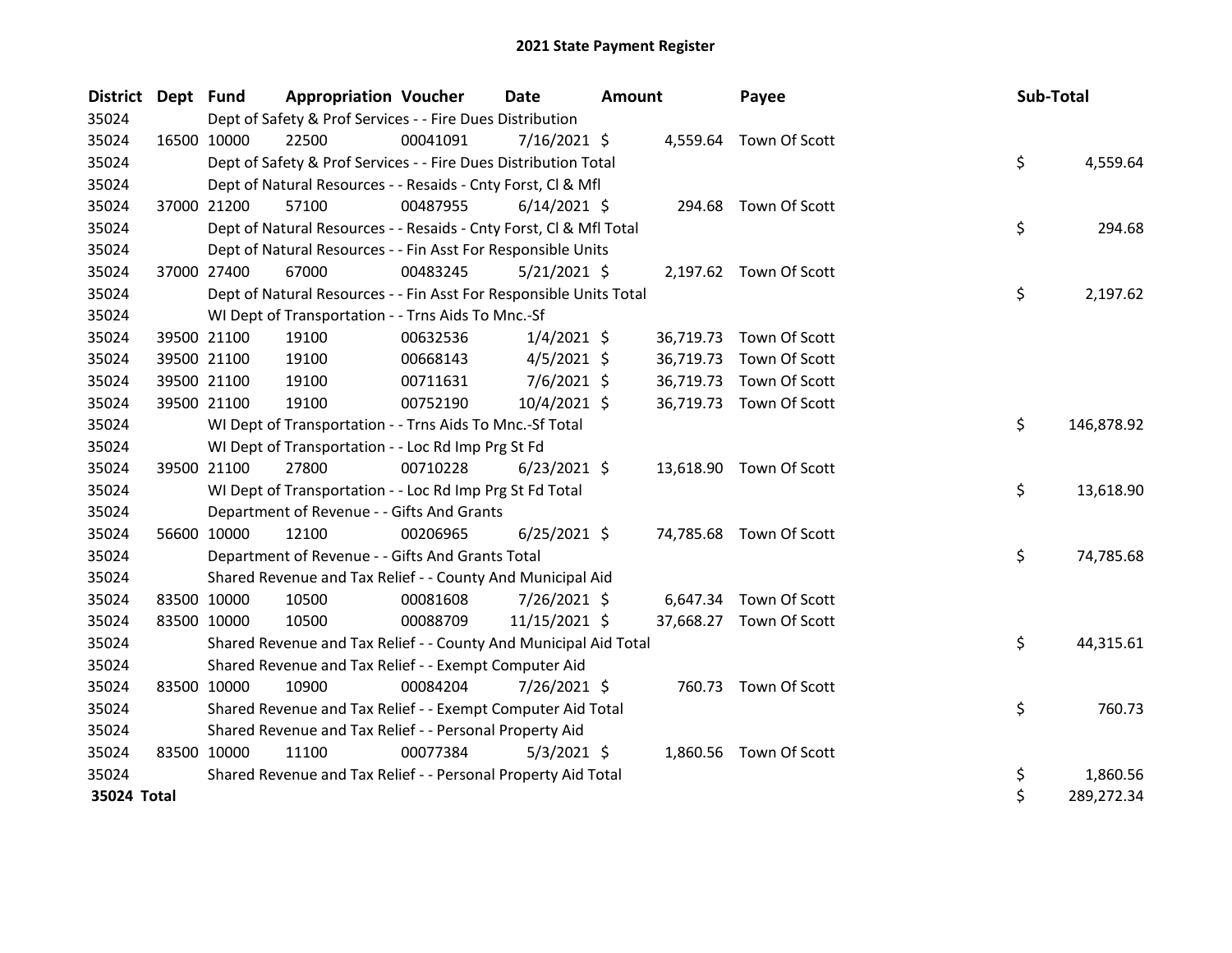# 2021 State Payment Register

| District | Dept | Fund | Appropriation | Voucher | Date | Amount | Payee | Sub-Total |
|---|---|---|---|---|---|---|---|---|
| 35024 | | Dept of Safety & Prof Services - - Fire Dues Distribution | | | | | | |
| 35024 | 16500 | 10000 | 22500 | 00041091 | 7/16/2021 | $ 4,559.64 | Town Of Scott | |
| 35024 | | Dept of Safety & Prof Services - - Fire Dues Distribution Total | | | | | | $ 4,559.64 |
| 35024 | | Dept of Natural Resources - - Resaids - Cnty Forst, Cl & Mfl | | | | | | |
| 35024 | 37000 | 21200 | 57100 | 00487955 | 6/14/2021 | $ 294.68 | Town Of Scott | |
| 35024 | | Dept of Natural Resources - - Resaids - Cnty Forst, Cl & Mfl Total | | | | | | $ 294.68 |
| 35024 | | Dept of Natural Resources - - Fin Asst For Responsible Units | | | | | | |
| 35024 | 37000 | 27400 | 67000 | 00483245 | 5/21/2021 | $ 2,197.62 | Town Of Scott | |
| 35024 | | Dept of Natural Resources - - Fin Asst For Responsible Units Total | | | | | | $ 2,197.62 |
| 35024 | | WI Dept of Transportation - - Trns Aids To Mnc.-Sf | | | | | | |
| 35024 | 39500 | 21100 | 19100 | 00632536 | 1/4/2021 | $ 36,719.73 | Town Of Scott | |
| 35024 | 39500 | 21100 | 19100 | 00668143 | 4/5/2021 | $ 36,719.73 | Town Of Scott | |
| 35024 | 39500 | 21100 | 19100 | 00711631 | 7/6/2021 | $ 36,719.73 | Town Of Scott | |
| 35024 | 39500 | 21100 | 19100 | 00752190 | 10/4/2021 | $ 36,719.73 | Town Of Scott | |
| 35024 | | WI Dept of Transportation - - Trns Aids To Mnc.-Sf Total | | | | | | $ 146,878.92 |
| 35024 | | WI Dept of Transportation - - Loc Rd Imp Prg St Fd | | | | | | |
| 35024 | 39500 | 21100 | 27800 | 00710228 | 6/23/2021 | $ 13,618.90 | Town Of Scott | |
| 35024 | | WI Dept of Transportation - - Loc Rd Imp Prg St Fd Total | | | | | | $ 13,618.90 |
| 35024 | | Department of Revenue - - Gifts And Grants | | | | | | |
| 35024 | 56600 | 10000 | 12100 | 00206965 | 6/25/2021 | $ 74,785.68 | Town Of Scott | |
| 35024 | | Department of Revenue - - Gifts And Grants Total | | | | | | $ 74,785.68 |
| 35024 | | Shared Revenue and Tax Relief - - County And Municipal Aid | | | | | | |
| 35024 | 83500 | 10000 | 10500 | 00081608 | 7/26/2021 | $ 6,647.34 | Town Of Scott | |
| 35024 | 83500 | 10000 | 10500 | 00088709 | 11/15/2021 | $ 37,668.27 | Town Of Scott | |
| 35024 | | Shared Revenue and Tax Relief - - County And Municipal Aid Total | | | | | | $ 44,315.61 |
| 35024 | | Shared Revenue and Tax Relief - - Exempt Computer Aid | | | | | | |
| 35024 | 83500 | 10000 | 10900 | 00084204 | 7/26/2021 | $ 760.73 | Town Of Scott | |
| 35024 | | Shared Revenue and Tax Relief - - Exempt Computer Aid Total | | | | | | $ 760.73 |
| 35024 | | Shared Revenue and Tax Relief - - Personal Property Aid | | | | | | |
| 35024 | 83500 | 10000 | 11100 | 00077384 | 5/3/2021 | $ 1,860.56 | Town Of Scott | |
| 35024 | | Shared Revenue and Tax Relief - - Personal Property Aid Total | | | | | | $ 1,860.56 |
| **35024 Total** | | | | | | | | $ 289,272.34 |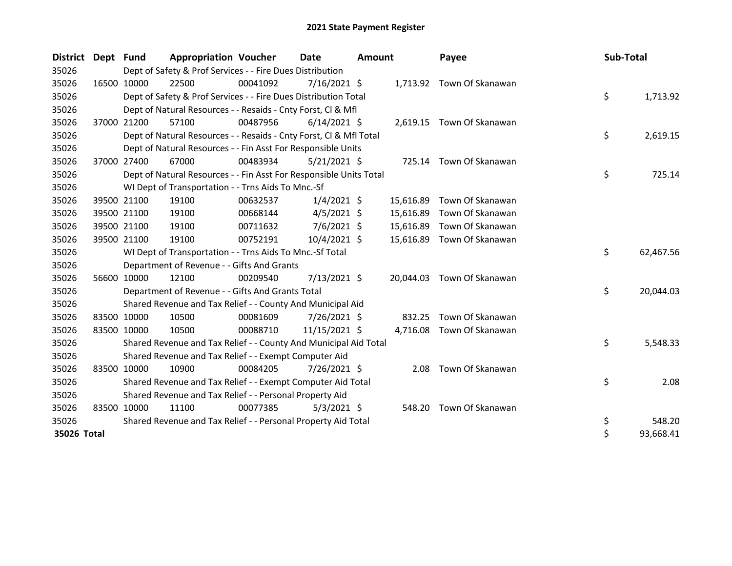# 2021 State Payment Register

| District | Dept | Fund | Appropriation | Voucher | Date | Amount | Payee | Sub-Total |
|---|---|---|---|---|---|---|---|---|
| 35026 | | Dept of Safety & Prof Services - - Fire Dues Distribution | | | | | | |
| 35026 | 16500 | 10000 | 22500 | 00041092 | 7/16/2021 | $ 1,713.92 | Town Of Skanawan | |
| 35026 | | Dept of Safety & Prof Services - - Fire Dues Distribution Total | | | | | | $ 1,713.92 |
| 35026 | | Dept of Natural Resources - - Resaids - Cnty Forst, Cl & Mfl | | | | | | |
| 35026 | 37000 | 21200 | 57100 | 00487956 | 6/14/2021 | $ 2,619.15 | Town Of Skanawan | |
| 35026 | | Dept of Natural Resources - - Resaids - Cnty Forst, Cl & Mfl Total | | | | | | $ 2,619.15 |
| 35026 | | Dept of Natural Resources - - Fin Asst For Responsible Units | | | | | | |
| 35026 | 37000 | 27400 | 67000 | 00483934 | 5/21/2021 | $ 725.14 | Town Of Skanawan | |
| 35026 | | Dept of Natural Resources - - Fin Asst For Responsible Units Total | | | | | | $ 725.14 |
| 35026 | | WI Dept of Transportation - - Trns Aids To Mnc.-Sf | | | | | | |
| 35026 | 39500 | 21100 | 19100 | 00632537 | 1/4/2021 | $ 15,616.89 | Town Of Skanawan | |
| 35026 | 39500 | 21100 | 19100 | 00668144 | 4/5/2021 | $ 15,616.89 | Town Of Skanawan | |
| 35026 | 39500 | 21100 | 19100 | 00711632 | 7/6/2021 | $ 15,616.89 | Town Of Skanawan | |
| 35026 | 39500 | 21100 | 19100 | 00752191 | 10/4/2021 | $ 15,616.89 | Town Of Skanawan | |
| 35026 | | WI Dept of Transportation - - Trns Aids To Mnc.-Sf Total | | | | | | $ 62,467.56 |
| 35026 | | Department of Revenue - - Gifts And Grants | | | | | | |
| 35026 | 56600 | 10000 | 12100 | 00209540 | 7/13/2021 | $ 20,044.03 | Town Of Skanawan | |
| 35026 | | Department of Revenue - - Gifts And Grants Total | | | | | | $ 20,044.03 |
| 35026 | | Shared Revenue and Tax Relief - - County And Municipal Aid | | | | | | |
| 35026 | 83500 | 10000 | 10500 | 00081609 | 7/26/2021 | $ 832.25 | Town Of Skanawan | |
| 35026 | 83500 | 10000 | 10500 | 00088710 | 11/15/2021 | $ 4,716.08 | Town Of Skanawan | |
| 35026 | | Shared Revenue and Tax Relief - - County And Municipal Aid Total | | | | | | $ 5,548.33 |
| 35026 | | Shared Revenue and Tax Relief - - Exempt Computer Aid | | | | | | |
| 35026 | 83500 | 10000 | 10900 | 00084205 | 7/26/2021 | $ 2.08 | Town Of Skanawan | |
| 35026 | | Shared Revenue and Tax Relief - - Exempt Computer Aid Total | | | | | | $ 2.08 |
| 35026 | | Shared Revenue and Tax Relief - - Personal Property Aid | | | | | | |
| 35026 | 83500 | 10000 | 11100 | 00077385 | 5/3/2021 | $ 548.20 | Town Of Skanawan | |
| 35026 | | Shared Revenue and Tax Relief - - Personal Property Aid Total | | | | | | $ 548.20 |
| **35026 Total** | | | | | | | | $ 93,668.41 |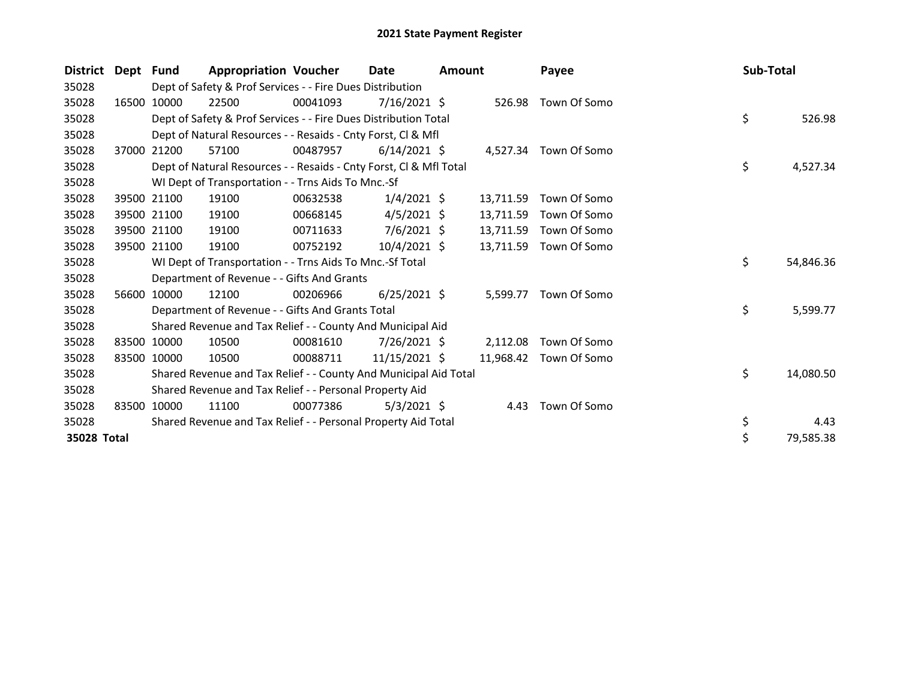# 2021 State Payment Register

| District | Dept | Fund | Appropriation | Voucher | Date | Amount | Payee | Sub-Total |
|---|---|---|---|---|---|---|---|---|
| 35028 | | Dept of Safety & Prof Services - - Fire Dues Distribution | | | | | | |
| 35028 | 16500 | 10000 | 22500 | 00041093 | 7/16/2021 | $ 526.98 | Town Of Somo | |
| 35028 | | Dept of Safety & Prof Services - - Fire Dues Distribution Total | | | | | | $ 526.98 |
| 35028 | | Dept of Natural Resources - - Resaids - Cnty Forst, Cl & Mfl | | | | | | |
| 35028 | 37000 | 21200 | 57100 | 00487957 | 6/14/2021 | $ 4,527.34 | Town Of Somo | |
| 35028 | | Dept of Natural Resources - - Resaids - Cnty Forst, Cl & Mfl Total | | | | | | $ 4,527.34 |
| 35028 | | WI Dept of Transportation - - Trns Aids To Mnc.-Sf | | | | | | |
| 35028 | 39500 | 21100 | 19100 | 00632538 | 1/4/2021 | $ 13,711.59 | Town Of Somo | |
| 35028 | 39500 | 21100 | 19100 | 00668145 | 4/5/2021 | $ 13,711.59 | Town Of Somo | |
| 35028 | 39500 | 21100 | 19100 | 00711633 | 7/6/2021 | $ 13,711.59 | Town Of Somo | |
| 35028 | 39500 | 21100 | 19100 | 00752192 | 10/4/2021 | $ 13,711.59 | Town Of Somo | |
| 35028 | | WI Dept of Transportation - - Trns Aids To Mnc.-Sf Total | | | | | | $ 54,846.36 |
| 35028 | | Department of Revenue - - Gifts And Grants | | | | | | |
| 35028 | 56600 | 10000 | 12100 | 00206966 | 6/25/2021 | $ 5,599.77 | Town Of Somo | |
| 35028 | | Department of Revenue - - Gifts And Grants Total | | | | | | $ 5,599.77 |
| 35028 | | Shared Revenue and Tax Relief - - County And Municipal Aid | | | | | | |
| 35028 | 83500 | 10000 | 10500 | 00081610 | 7/26/2021 | $ 2,112.08 | Town Of Somo | |
| 35028 | 83500 | 10000 | 10500 | 00088711 | 11/15/2021 | $ 11,968.42 | Town Of Somo | |
| 35028 | | Shared Revenue and Tax Relief - - County And Municipal Aid Total | | | | | | $ 14,080.50 |
| 35028 | | Shared Revenue and Tax Relief - - Personal Property Aid | | | | | | |
| 35028 | 83500 | 10000 | 11100 | 00077386 | 5/3/2021 | $ 4.43 | Town Of Somo | |
| 35028 | | Shared Revenue and Tax Relief - - Personal Property Aid Total | | | | | | $ 4.43 |
| **35028 Total** | | | | | | | | $ 79,585.38 |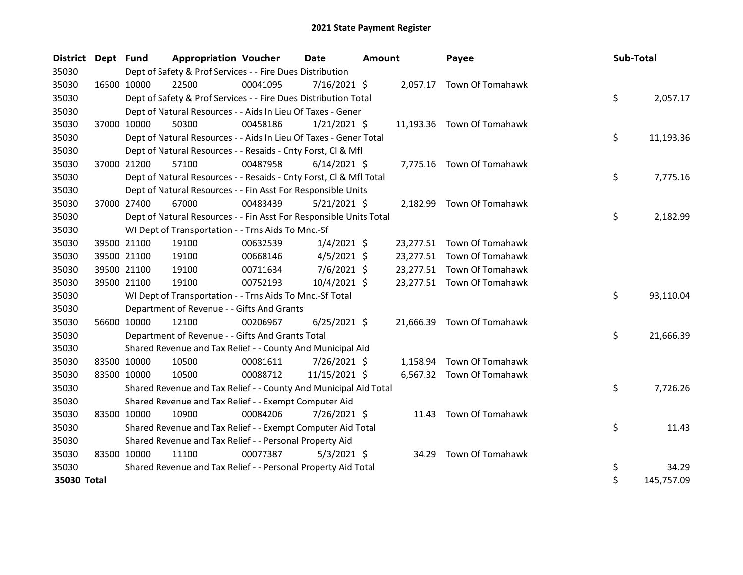# 2021 State Payment Register

| District | Dept | Fund | Appropriation | Voucher | Date | Amount | Payee | Sub-Total |
|---|---|---|---|---|---|---|---|---|
| 35030 | | Dept of Safety & Prof Services - - Fire Dues Distribution | | | | | | |
| 35030 | 16500 | 10000 | 22500 | 00041095 | 7/16/2021 | $ 2,057.17 | Town Of Tomahawk | |
| 35030 | | Dept of Safety & Prof Services - - Fire Dues Distribution Total | | | | | | $ 2,057.17 |
| 35030 | | Dept of Natural Resources - - Aids In Lieu Of Taxes - Gener | | | | | | |
| 35030 | 37000 | 10000 | 50300 | 00458186 | 1/21/2021 | $ 11,193.36 | Town Of Tomahawk | |
| 35030 | | Dept of Natural Resources - - Aids In Lieu Of Taxes - Gener Total | | | | | | $ 11,193.36 |
| 35030 | | Dept of Natural Resources - - Resaids - Cnty Forst, Cl & Mfl | | | | | | |
| 35030 | 37000 | 21200 | 57100 | 00487958 | 6/14/2021 | $ 7,775.16 | Town Of Tomahawk | |
| 35030 | | Dept of Natural Resources - - Resaids - Cnty Forst, Cl & Mfl Total | | | | | | $ 7,775.16 |
| 35030 | | Dept of Natural Resources - - Fin Asst For Responsible Units | | | | | | |
| 35030 | 37000 | 27400 | 67000 | 00483439 | 5/21/2021 | $ 2,182.99 | Town Of Tomahawk | |
| 35030 | | Dept of Natural Resources - - Fin Asst For Responsible Units Total | | | | | | $ 2,182.99 |
| 35030 | | WI Dept of Transportation - - Trns Aids To Mnc.-Sf | | | | | | |
| 35030 | 39500 | 21100 | 19100 | 00632539 | 1/4/2021 | $ 23,277.51 | Town Of Tomahawk | |
| 35030 | 39500 | 21100 | 19100 | 00668146 | 4/5/2021 | $ 23,277.51 | Town Of Tomahawk | |
| 35030 | 39500 | 21100 | 19100 | 00711634 | 7/6/2021 | $ 23,277.51 | Town Of Tomahawk | |
| 35030 | 39500 | 21100 | 19100 | 00752193 | 10/4/2021 | $ 23,277.51 | Town Of Tomahawk | |
| 35030 | | WI Dept of Transportation - - Trns Aids To Mnc.-Sf Total | | | | | | $ 93,110.04 |
| 35030 | | Department of Revenue - - Gifts And Grants | | | | | | |
| 35030 | 56600 | 10000 | 12100 | 00206967 | 6/25/2021 | $ 21,666.39 | Town Of Tomahawk | |
| 35030 | | Department of Revenue - - Gifts And Grants Total | | | | | | $ 21,666.39 |
| 35030 | | Shared Revenue and Tax Relief - - County And Municipal Aid | | | | | | |
| 35030 | 83500 | 10000 | 10500 | 00081611 | 7/26/2021 | $ 1,158.94 | Town Of Tomahawk | |
| 35030 | 83500 | 10000 | 10500 | 00088712 | 11/15/2021 | $ 6,567.32 | Town Of Tomahawk | |
| 35030 | | Shared Revenue and Tax Relief - - County And Municipal Aid Total | | | | | | $ 7,726.26 |
| 35030 | | Shared Revenue and Tax Relief - - Exempt Computer Aid | | | | | | |
| 35030 | 83500 | 10000 | 10900 | 00084206 | 7/26/2021 | $ 11.43 | Town Of Tomahawk | |
| 35030 | | Shared Revenue and Tax Relief - - Exempt Computer Aid Total | | | | | | $ 11.43 |
| 35030 | | Shared Revenue and Tax Relief - - Personal Property Aid | | | | | | |
| 35030 | 83500 | 10000 | 11100 | 00077387 | 5/3/2021 | $ 34.29 | Town Of Tomahawk | |
| 35030 | | Shared Revenue and Tax Relief - - Personal Property Aid Total | | | | | | $ 34.29 |
| **35030 Total** | | | | | | | | $ 145,757.09 |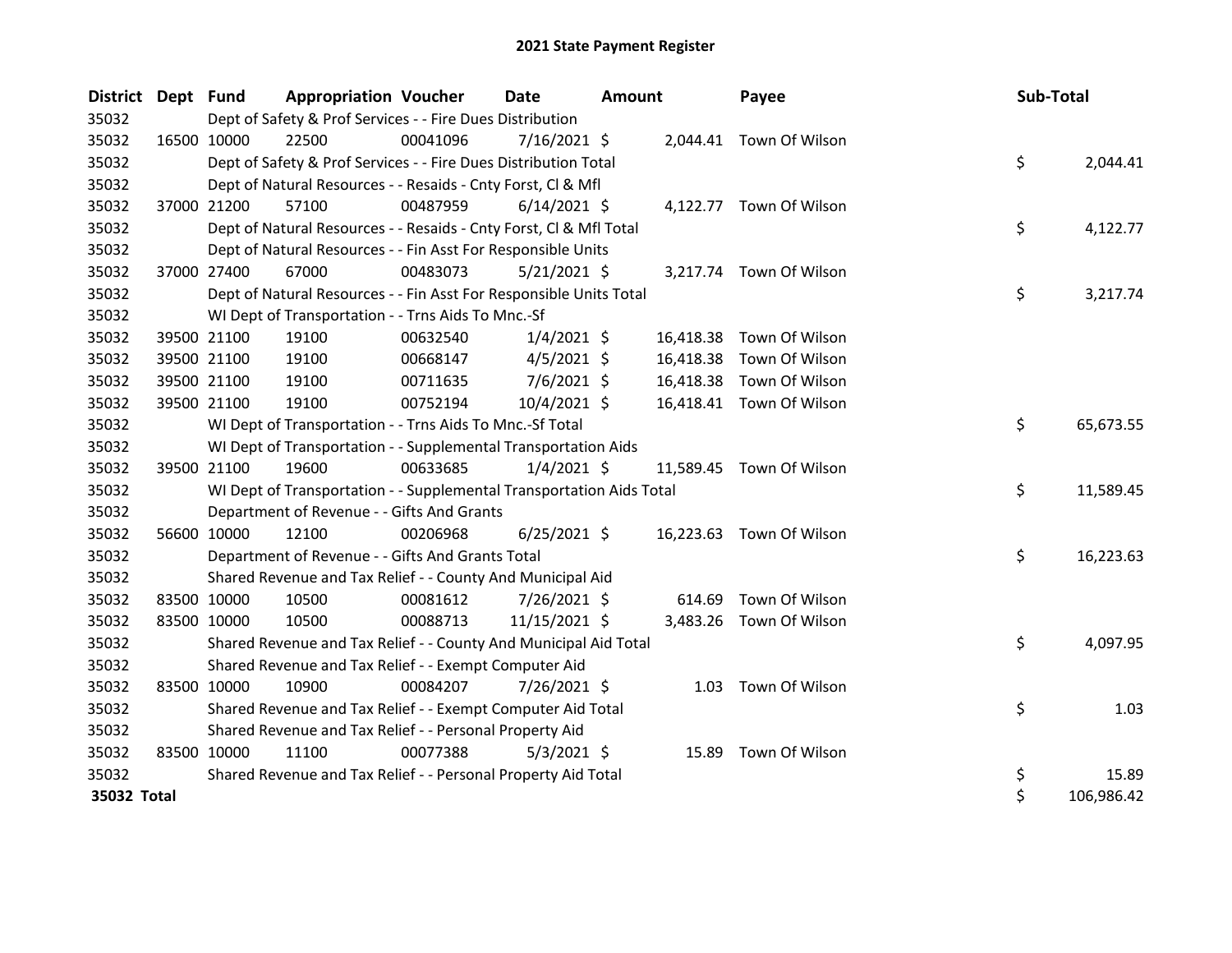# 2021 State Payment Register

| District | Dept | Fund | Appropriation | Voucher | Date | Amount | Payee | Sub-Total |
|---|---|---|---|---|---|---|---|---|
| 35032 | Dept of Safety & Prof Services - - Fire Dues Distribution | | | | | | | |
| 35032 | 16500 | 10000 | 22500 | 00041096 | 7/16/2021 | $ 2,044.41 | Town Of Wilson | |
| 35032 | Dept of Safety & Prof Services - - Fire Dues Distribution Total | | | | | | | $ 2,044.41 |
| 35032 | Dept of Natural Resources - - Resaids - Cnty Forst, Cl & Mfl | | | | | | | |
| 35032 | 37000 | 21200 | 57100 | 00487959 | 6/14/2021 | $ 4,122.77 | Town Of Wilson | |
| 35032 | Dept of Natural Resources - - Resaids - Cnty Forst, Cl & Mfl Total | | | | | | | $ 4,122.77 |
| 35032 | Dept of Natural Resources - - Fin Asst For Responsible Units | | | | | | | |
| 35032 | 37000 | 27400 | 67000 | 00483073 | 5/21/2021 | $ 3,217.74 | Town Of Wilson | |
| 35032 | Dept of Natural Resources - - Fin Asst For Responsible Units Total | | | | | | | $ 3,217.74 |
| 35032 | WI Dept of Transportation - - Trns Aids To Mnc.-Sf | | | | | | | |
| 35032 | 39500 | 21100 | 19100 | 00632540 | 1/4/2021 | $ 16,418.38 | Town Of Wilson | |
| 35032 | 39500 | 21100 | 19100 | 00668147 | 4/5/2021 | $ 16,418.38 | Town Of Wilson | |
| 35032 | 39500 | 21100 | 19100 | 00711635 | 7/6/2021 | $ 16,418.38 | Town Of Wilson | |
| 35032 | 39500 | 21100 | 19100 | 00752194 | 10/4/2021 | $ 16,418.41 | Town Of Wilson | |
| 35032 | WI Dept of Transportation - - Trns Aids To Mnc.-Sf Total | | | | | | | $ 65,673.55 |
| 35032 | WI Dept of Transportation - - Supplemental Transportation Aids | | | | | | | |
| 35032 | 39500 | 21100 | 19600 | 00633685 | 1/4/2021 | $ 11,589.45 | Town Of Wilson | |
| 35032 | WI Dept of Transportation - - Supplemental Transportation Aids Total | | | | | | | $ 11,589.45 |
| 35032 | Department of Revenue - - Gifts And Grants | | | | | | | |
| 35032 | 56600 | 10000 | 12100 | 00206968 | 6/25/2021 | $ 16,223.63 | Town Of Wilson | |
| 35032 | Department of Revenue - - Gifts And Grants Total | | | | | | | $ 16,223.63 |
| 35032 | Shared Revenue and Tax Relief - - County And Municipal Aid | | | | | | | |
| 35032 | 83500 | 10000 | 10500 | 00081612 | 7/26/2021 | $ 614.69 | Town Of Wilson | |
| 35032 | 83500 | 10000 | 10500 | 00088713 | 11/15/2021 | $ 3,483.26 | Town Of Wilson | |
| 35032 | Shared Revenue and Tax Relief - - County And Municipal Aid Total | | | | | | | $ 4,097.95 |
| 35032 | Shared Revenue and Tax Relief - - Exempt Computer Aid | | | | | | | |
| 35032 | 83500 | 10000 | 10900 | 00084207 | 7/26/2021 | $ 1.03 | Town Of Wilson | |
| 35032 | Shared Revenue and Tax Relief - - Exempt Computer Aid Total | | | | | | | $ 1.03 |
| 35032 | Shared Revenue and Tax Relief - - Personal Property Aid | | | | | | | |
| 35032 | 83500 | 10000 | 11100 | 00077388 | 5/3/2021 | $ 15.89 | Town Of Wilson | |
| 35032 | Shared Revenue and Tax Relief - - Personal Property Aid Total | | | | | | | $ 15.89 |
| **35032 Total** | | | | | | | | $ 106,986.42 |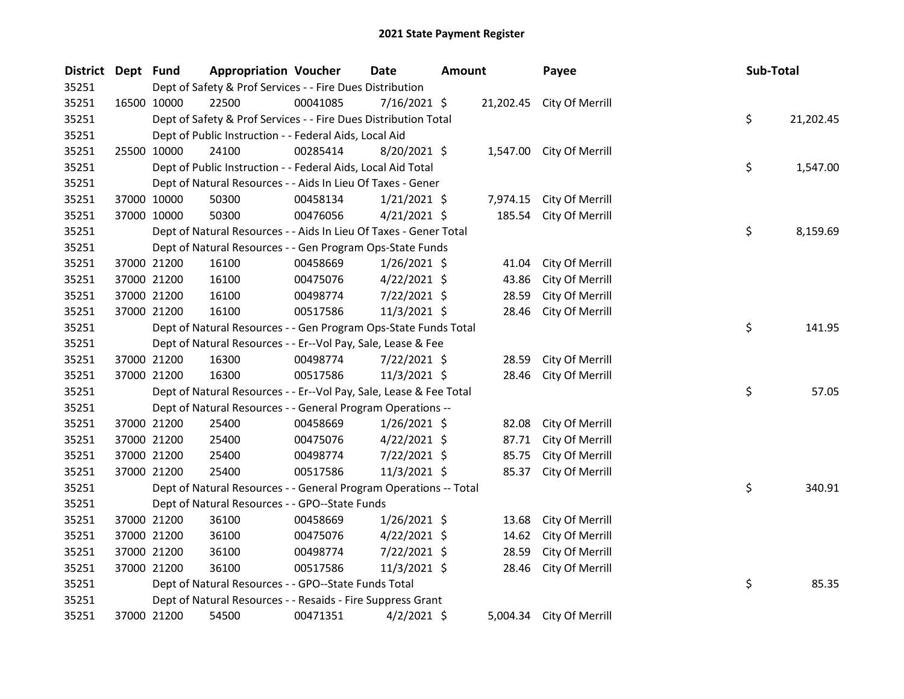# 2021 State Payment Register

| District | Dept | Fund | Appropriation | Voucher | Date | Amount | Payee | Sub-Total |
|---|---|---|---|---|---|---|---|---|
| 35251 | | Dept of Safety & Prof Services - - Fire Dues Distribution | | | | | | |
| 35251 | 16500 | 10000 | 22500 | 00041085 | 7/16/2021 | $ 21,202.45 | City Of Merrill | |
| 35251 | | Dept of Safety & Prof Services - - Fire Dues Distribution Total | | | | | | $ 21,202.45 |
| 35251 | | Dept of Public Instruction - - Federal Aids, Local Aid | | | | | | |
| 35251 | 25500 | 10000 | 24100 | 00285414 | 8/20/2021 | $ 1,547.00 | City Of Merrill | |
| 35251 | | Dept of Public Instruction - - Federal Aids, Local Aid Total | | | | | | $ 1,547.00 |
| 35251 | | Dept of Natural Resources - - Aids In Lieu Of Taxes - Gener | | | | | | |
| 35251 | 37000 | 10000 | 50300 | 00458134 | 1/21/2021 | $ 7,974.15 | City Of Merrill | |
| 35251 | 37000 | 10000 | 50300 | 00476056 | 4/21/2021 | $ 185.54 | City Of Merrill | |
| 35251 | | Dept of Natural Resources - - Aids In Lieu Of Taxes - Gener Total | | | | | | $ 8,159.69 |
| 35251 | | Dept of Natural Resources - - Gen Program Ops-State Funds | | | | | | |
| 35251 | 37000 | 21200 | 16100 | 00458669 | 1/26/2021 | $ 41.04 | City Of Merrill | |
| 35251 | 37000 | 21200 | 16100 | 00475076 | 4/22/2021 | $ 43.86 | City Of Merrill | |
| 35251 | 37000 | 21200 | 16100 | 00498774 | 7/22/2021 | $ 28.59 | City Of Merrill | |
| 35251 | 37000 | 21200 | 16100 | 00517586 | 11/3/2021 | $ 28.46 | City Of Merrill | |
| 35251 | | Dept of Natural Resources - - Gen Program Ops-State Funds Total | | | | | | $ 141.95 |
| 35251 | | Dept of Natural Resources - - Er--Vol Pay, Sale, Lease & Fee | | | | | | |
| 35251 | 37000 | 21200 | 16300 | 00498774 | 7/22/2021 | $ 28.59 | City Of Merrill | |
| 35251 | 37000 | 21200 | 16300 | 00517586 | 11/3/2021 | $ 28.46 | City Of Merrill | |
| 35251 | | Dept of Natural Resources - - Er--Vol Pay, Sale, Lease & Fee Total | | | | | | $ 57.05 |
| 35251 | | Dept of Natural Resources - - General Program Operations -- | | | | | | |
| 35251 | 37000 | 21200 | 25400 | 00458669 | 1/26/2021 | $ 82.08 | City Of Merrill | |
| 35251 | 37000 | 21200 | 25400 | 00475076 | 4/22/2021 | $ 87.71 | City Of Merrill | |
| 35251 | 37000 | 21200 | 25400 | 00498774 | 7/22/2021 | $ 85.75 | City Of Merrill | |
| 35251 | 37000 | 21200 | 25400 | 00517586 | 11/3/2021 | $ 85.37 | City Of Merrill | |
| 35251 | | Dept of Natural Resources - - General Program Operations -- Total | | | | | | $ 340.91 |
| 35251 | | Dept of Natural Resources - - GPO--State Funds | | | | | | |
| 35251 | 37000 | 21200 | 36100 | 00458669 | 1/26/2021 | $ 13.68 | City Of Merrill | |
| 35251 | 37000 | 21200 | 36100 | 00475076 | 4/22/2021 | $ 14.62 | City Of Merrill | |
| 35251 | 37000 | 21200 | 36100 | 00498774 | 7/22/2021 | $ 28.59 | City Of Merrill | |
| 35251 | 37000 | 21200 | 36100 | 00517586 | 11/3/2021 | $ 28.46 | City Of Merrill | |
| 35251 | | Dept of Natural Resources - - GPO--State Funds Total | | | | | | $ 85.35 |
| 35251 | | Dept of Natural Resources - - Resaids - Fire Suppress Grant | | | | | | |
| 35251 | 37000 | 21200 | 54500 | 00471351 | 4/2/2021 | $ 5,004.34 | City Of Merrill | |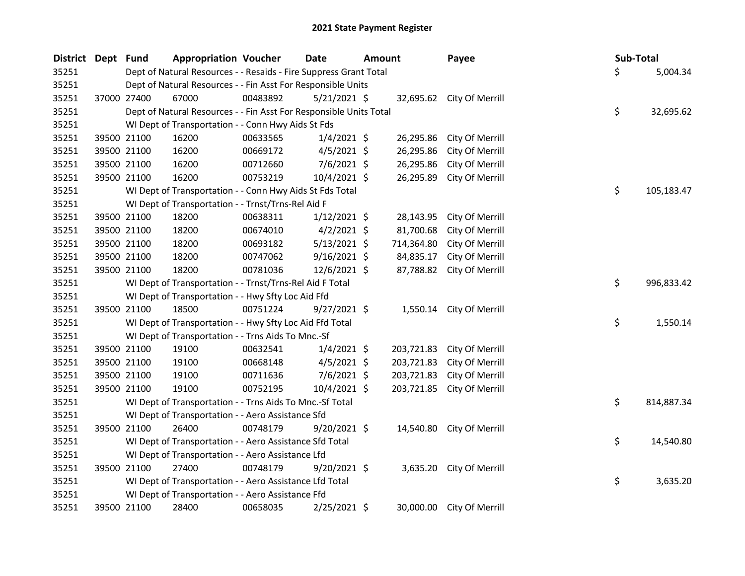# 2021 State Payment Register

| District | Dept | Fund | Appropriation | Voucher | Date | Amount | Payee | Sub-Total |
|---|---|---|---|---|---|---|---|---|
| 35251 | | Dept of Natural Resources - - Resaids - Fire Suppress Grant Total | | | | | | $ 5,004.34 |
| 35251 | | Dept of Natural Resources - - Fin Asst For Responsible Units | | | | | | |
| 35251 | 37000 | 27400 | 67000 | 00483892 | 5/21/2021 | $ 32,695.62 | City Of Merrill | |
| 35251 | | Dept of Natural Resources - - Fin Asst For Responsible Units Total | | | | | | $ 32,695.62 |
| 35251 | | WI Dept of Transportation - - Conn Hwy Aids St Fds | | | | | | |
| 35251 | 39500 | 21100 | 16200 | 00633565 | 1/4/2021 | $ 26,295.86 | City Of Merrill | |
| 35251 | 39500 | 21100 | 16200 | 00669172 | 4/5/2021 | $ 26,295.86 | City Of Merrill | |
| 35251 | 39500 | 21100 | 16200 | 00712660 | 7/6/2021 | $ 26,295.86 | City Of Merrill | |
| 35251 | 39500 | 21100 | 16200 | 00753219 | 10/4/2021 | $ 26,295.89 | City Of Merrill | |
| 35251 | | WI Dept of Transportation - - Conn Hwy Aids St Fds Total | | | | | | $ 105,183.47 |
| 35251 | | WI Dept of Transportation - - Trnst/Trns-Rel Aid F | | | | | | |
| 35251 | 39500 | 21100 | 18200 | 00638311 | 1/12/2021 | $ 28,143.95 | City Of Merrill | |
| 35251 | 39500 | 21100 | 18200 | 00674010 | 4/2/2021 | $ 81,700.68 | City Of Merrill | |
| 35251 | 39500 | 21100 | 18200 | 00693182 | 5/13/2021 | $ 714,364.80 | City Of Merrill | |
| 35251 | 39500 | 21100 | 18200 | 00747062 | 9/16/2021 | $ 84,835.17 | City Of Merrill | |
| 35251 | 39500 | 21100 | 18200 | 00781036 | 12/6/2021 | $ 87,788.82 | City Of Merrill | |
| 35251 | | WI Dept of Transportation - - Trnst/Trns-Rel Aid F Total | | | | | | $ 996,833.42 |
| 35251 | | WI Dept of Transportation - - Hwy Sfty Loc Aid Ffd | | | | | | |
| 35251 | 39500 | 21100 | 18500 | 00751224 | 9/27/2021 | $ 1,550.14 | City Of Merrill | |
| 35251 | | WI Dept of Transportation - - Hwy Sfty Loc Aid Ffd Total | | | | | | $ 1,550.14 |
| 35251 | | WI Dept of Transportation - - Trns Aids To Mnc.-Sf | | | | | | |
| 35251 | 39500 | 21100 | 19100 | 00632541 | 1/4/2021 | $ 203,721.83 | City Of Merrill | |
| 35251 | 39500 | 21100 | 19100 | 00668148 | 4/5/2021 | $ 203,721.83 | City Of Merrill | |
| 35251 | 39500 | 21100 | 19100 | 00711636 | 7/6/2021 | $ 203,721.83 | City Of Merrill | |
| 35251 | 39500 | 21100 | 19100 | 00752195 | 10/4/2021 | $ 203,721.85 | City Of Merrill | |
| 35251 | | WI Dept of Transportation - - Trns Aids To Mnc.-Sf Total | | | | | | $ 814,887.34 |
| 35251 | | WI Dept of Transportation - - Aero Assistance Sfd | | | | | | |
| 35251 | 39500 | 21100 | 26400 | 00748179 | 9/20/2021 | $ 14,540.80 | City Of Merrill | |
| 35251 | | WI Dept of Transportation - - Aero Assistance Sfd Total | | | | | | $ 14,540.80 |
| 35251 | | WI Dept of Transportation - - Aero Assistance Lfd | | | | | | |
| 35251 | 39500 | 21100 | 27400 | 00748179 | 9/20/2021 | $ 3,635.20 | City Of Merrill | |
| 35251 | | WI Dept of Transportation - - Aero Assistance Lfd Total | | | | | | $ 3,635.20 |
| 35251 | | WI Dept of Transportation - - Aero Assistance Ffd | | | | | | |
| 35251 | 39500 | 21100 | 28400 | 00658035 | 2/25/2021 | $ 30,000.00 | City Of Merrill | |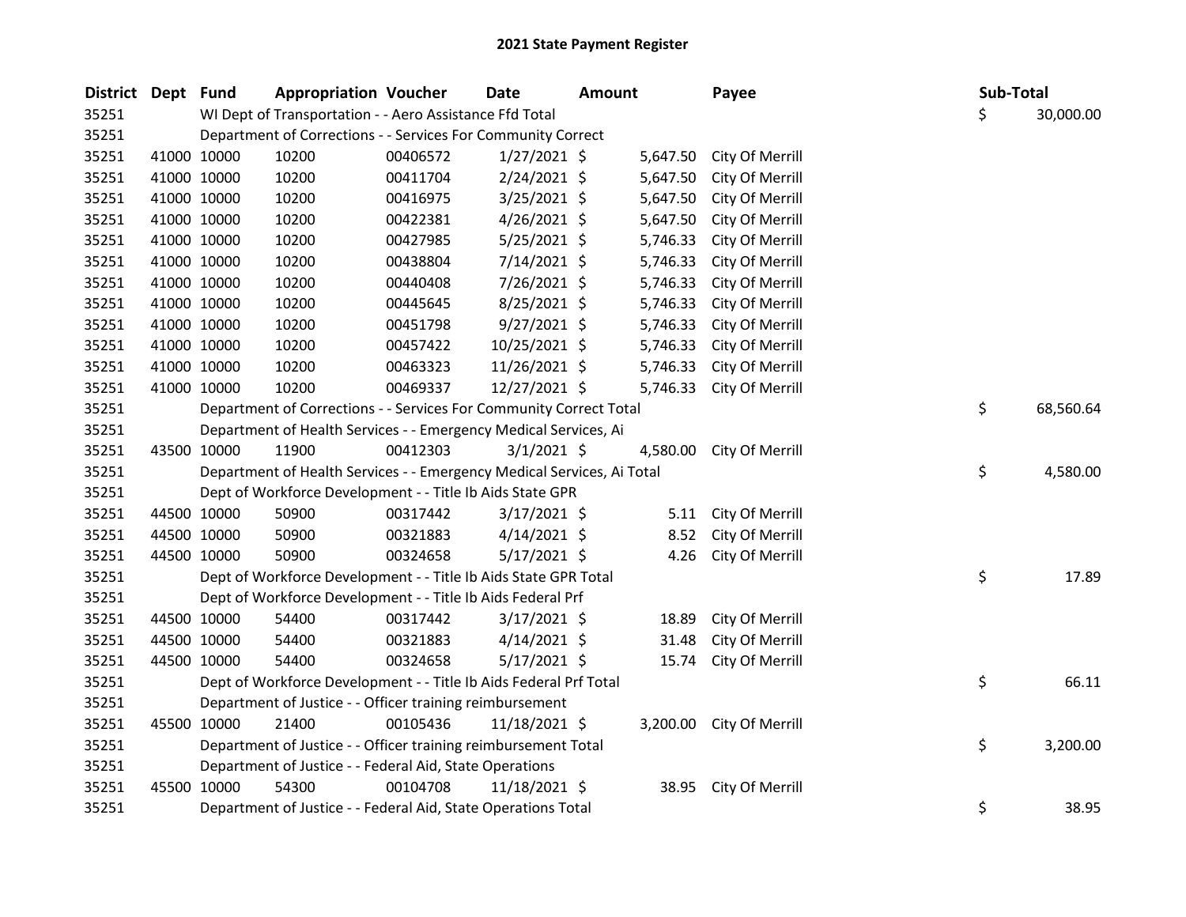# 2021 State Payment Register

| District | Dept | Fund | Appropriation | Voucher | Date | Amount | Payee | Sub-Total |
|---|---|---|---|---|---|---|---|---|
| 35251 | | WI Dept of Transportation - - Aero Assistance Ffd Total | | | | | | $ 30,000.00 |
| 35251 | | Department of Corrections - - Services For Community Correct | | | | | | |
| 35251 | 41000 | 10000 | 10200 | 00406572 | 1/27/2021 | $ 5,647.50 | City Of Merrill | |
| 35251 | 41000 | 10000 | 10200 | 00411704 | 2/24/2021 | $ 5,647.50 | City Of Merrill | |
| 35251 | 41000 | 10000 | 10200 | 00416975 | 3/25/2021 | $ 5,647.50 | City Of Merrill | |
| 35251 | 41000 | 10000 | 10200 | 00422381 | 4/26/2021 | $ 5,647.50 | City Of Merrill | |
| 35251 | 41000 | 10000 | 10200 | 00427985 | 5/25/2021 | $ 5,746.33 | City Of Merrill | |
| 35251 | 41000 | 10000 | 10200 | 00438804 | 7/14/2021 | $ 5,746.33 | City Of Merrill | |
| 35251 | 41000 | 10000 | 10200 | 00440408 | 7/26/2021 | $ 5,746.33 | City Of Merrill | |
| 35251 | 41000 | 10000 | 10200 | 00445645 | 8/25/2021 | $ 5,746.33 | City Of Merrill | |
| 35251 | 41000 | 10000 | 10200 | 00451798 | 9/27/2021 | $ 5,746.33 | City Of Merrill | |
| 35251 | 41000 | 10000 | 10200 | 00457422 | 10/25/2021 | $ 5,746.33 | City Of Merrill | |
| 35251 | 41000 | 10000 | 10200 | 00463323 | 11/26/2021 | $ 5,746.33 | City Of Merrill | |
| 35251 | 41000 | 10000 | 10200 | 00469337 | 12/27/2021 | $ 5,746.33 | City Of Merrill | |
| 35251 | | Department of Corrections - - Services For Community Correct Total | | | | | | $ 68,560.64 |
| 35251 | | Department of Health Services - - Emergency Medical Services, Ai | | | | | | |
| 35251 | 43500 | 10000 | 11900 | 00412303 | 3/1/2021 | $ 4,580.00 | City Of Merrill | |
| 35251 | | Department of Health Services - - Emergency Medical Services, Ai Total | | | | | | $ 4,580.00 |
| 35251 | | Dept of Workforce Development - - Title Ib Aids State GPR | | | | | | |
| 35251 | 44500 | 10000 | 50900 | 00317442 | 3/17/2021 | $ 5.11 | City Of Merrill | |
| 35251 | 44500 | 10000 | 50900 | 00321883 | 4/14/2021 | $ 8.52 | City Of Merrill | |
| 35251 | 44500 | 10000 | 50900 | 00324658 | 5/17/2021 | $ 4.26 | City Of Merrill | |
| 35251 | | Dept of Workforce Development - - Title Ib Aids State GPR Total | | | | | | $ 17.89 |
| 35251 | | Dept of Workforce Development - - Title Ib Aids Federal Prf | | | | | | |
| 35251 | 44500 | 10000 | 54400 | 00317442 | 3/17/2021 | $ 18.89 | City Of Merrill | |
| 35251 | 44500 | 10000 | 54400 | 00321883 | 4/14/2021 | $ 31.48 | City Of Merrill | |
| 35251 | 44500 | 10000 | 54400 | 00324658 | 5/17/2021 | $ 15.74 | City Of Merrill | |
| 35251 | | Dept of Workforce Development - - Title Ib Aids Federal Prf Total | | | | | | $ 66.11 |
| 35251 | | Department of Justice - - Officer training reimbursement | | | | | | |
| 35251 | 45500 | 10000 | 21400 | 00105436 | 11/18/2021 | $ 3,200.00 | City Of Merrill | |
| 35251 | | Department of Justice - - Officer training reimbursement Total | | | | | | $ 3,200.00 |
| 35251 | | Department of Justice - - Federal Aid, State Operations | | | | | | |
| 35251 | 45500 | 10000 | 54300 | 00104708 | 11/18/2021 | $ 38.95 | City Of Merrill | |
| 35251 | | Department of Justice - - Federal Aid, State Operations Total | | | | | | $ 38.95 |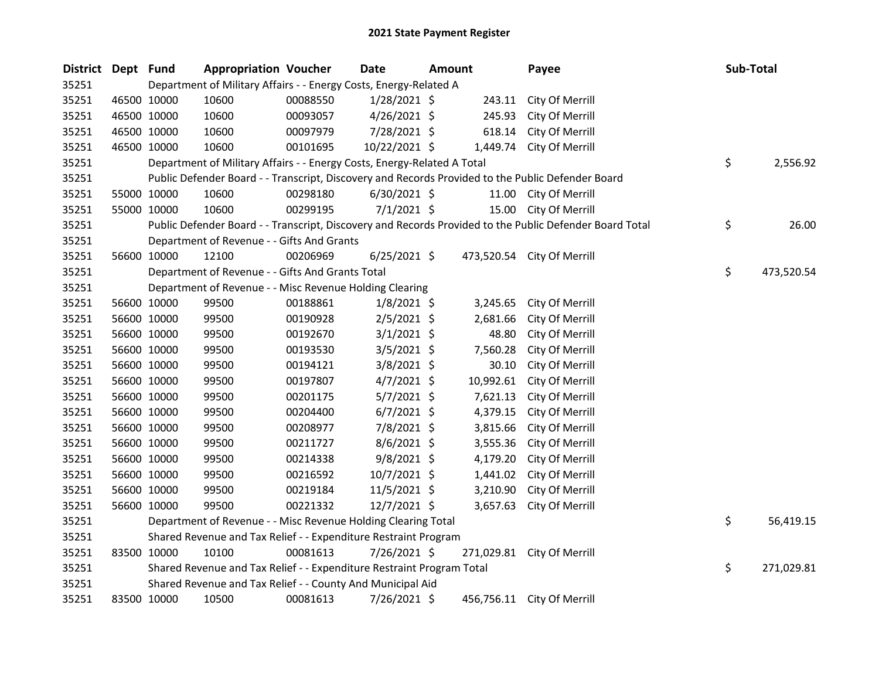# 2021 State Payment Register

| District | Dept | Fund | Appropriation | Voucher | Date | Amount | Payee | Sub-Total |
|---|---|---|---|---|---|---|---|---|
| 35251 | | Department of Military Affairs - - Energy Costs, Energy-Related A | | | | | | |
| 35251 | 46500 | 10000 | 10600 | 00088550 | 1/28/2021 | $ 243.11 | City Of Merrill | |
| 35251 | 46500 | 10000 | 10600 | 00093057 | 4/26/2021 | $ 245.93 | City Of Merrill | |
| 35251 | 46500 | 10000 | 10600 | 00097979 | 7/28/2021 | $ 618.14 | City Of Merrill | |
| 35251 | 46500 | 10000 | 10600 | 00101695 | 10/22/2021 | $ 1,449.74 | City Of Merrill | |
| 35251 | | Department of Military Affairs - - Energy Costs, Energy-Related A Total | | | | | | $ 2,556.92 |
| 35251 | | Public Defender Board - - Transcript, Discovery and Records Provided to the Public Defender Board | | | | | | |
| 35251 | 55000 | 10000 | 10600 | 00298180 | 6/30/2021 | $ 11.00 | City Of Merrill | |
| 35251 | 55000 | 10000 | 10600 | 00299195 | 7/1/2021 | $ 15.00 | City Of Merrill | |
| 35251 | | Public Defender Board - - Transcript, Discovery and Records Provided to the Public Defender Board Total | | | | | | $ 26.00 |
| 35251 | | Department of Revenue - - Gifts And Grants | | | | | | |
| 35251 | 56600 | 10000 | 12100 | 00206969 | 6/25/2021 | $ 473,520.54 | City Of Merrill | |
| 35251 | | Department of Revenue - - Gifts And Grants Total | | | | | | $ 473,520.54 |
| 35251 | | Department of Revenue - - Misc Revenue Holding Clearing | | | | | | |
| 35251 | 56600 | 10000 | 99500 | 00188861 | 1/8/2021 | $ 3,245.65 | City Of Merrill | |
| 35251 | 56600 | 10000 | 99500 | 00190928 | 2/5/2021 | $ 2,681.66 | City Of Merrill | |
| 35251 | 56600 | 10000 | 99500 | 00192670 | 3/1/2021 | $ 48.80 | City Of Merrill | |
| 35251 | 56600 | 10000 | 99500 | 00193530 | 3/5/2021 | $ 7,560.28 | City Of Merrill | |
| 35251 | 56600 | 10000 | 99500 | 00194121 | 3/8/2021 | $ 30.10 | City Of Merrill | |
| 35251 | 56600 | 10000 | 99500 | 00197807 | 4/7/2021 | $ 10,992.61 | City Of Merrill | |
| 35251 | 56600 | 10000 | 99500 | 00201175 | 5/7/2021 | $ 7,621.13 | City Of Merrill | |
| 35251 | 56600 | 10000 | 99500 | 00204400 | 6/7/2021 | $ 4,379.15 | City Of Merrill | |
| 35251 | 56600 | 10000 | 99500 | 00208977 | 7/8/2021 | $ 3,815.66 | City Of Merrill | |
| 35251 | 56600 | 10000 | 99500 | 00211727 | 8/6/2021 | $ 3,555.36 | City Of Merrill | |
| 35251 | 56600 | 10000 | 99500 | 00214338 | 9/8/2021 | $ 4,179.20 | City Of Merrill | |
| 35251 | 56600 | 10000 | 99500 | 00216592 | 10/7/2021 | $ 1,441.02 | City Of Merrill | |
| 35251 | 56600 | 10000 | 99500 | 00219184 | 11/5/2021 | $ 3,210.90 | City Of Merrill | |
| 35251 | 56600 | 10000 | 99500 | 00221332 | 12/7/2021 | $ 3,657.63 | City Of Merrill | |
| 35251 | | Department of Revenue - - Misc Revenue Holding Clearing Total | | | | | | $ 56,419.15 |
| 35251 | | Shared Revenue and Tax Relief - - Expenditure Restraint Program | | | | | | |
| 35251 | 83500 | 10000 | 10100 | 00081613 | 7/26/2021 | $ 271,029.81 | City Of Merrill | |
| 35251 | | Shared Revenue and Tax Relief - - Expenditure Restraint Program Total | | | | | | $ 271,029.81 |
| 35251 | | Shared Revenue and Tax Relief - - County And Municipal Aid | | | | | | |
| 35251 | 83500 | 10000 | 10500 | 00081613 | 7/26/2021 | $ 456,756.11 | City Of Merrill | |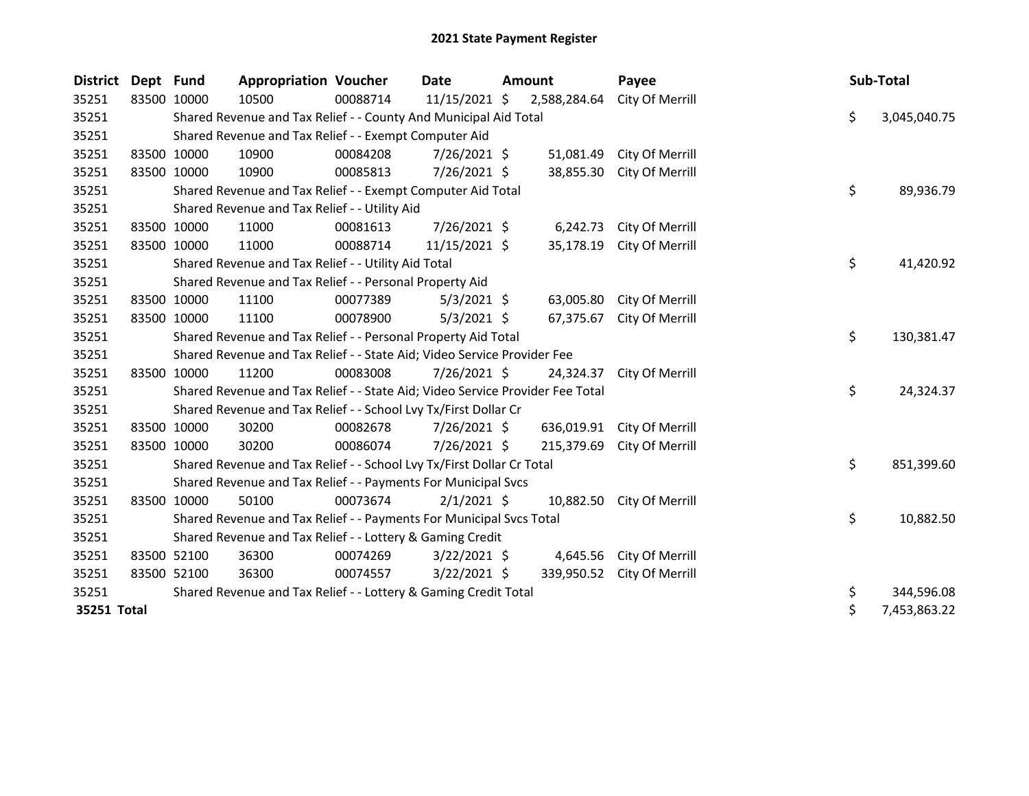# 2021 State Payment Register

| District | Dept | Fund | Appropriation | Voucher | Date | Amount | Payee | Sub-Total |
|---|---|---|---|---|---|---|---|---|
| 35251 | 83500 | 10000 | 10500 | 00088714 | 11/15/2021 | $ 2,588,284.64 | City Of Merrill | |
| 35251 | | Shared Revenue and Tax Relief - - County And Municipal Aid Total | | | | | | $ 3,045,040.75 |
| 35251 | | Shared Revenue and Tax Relief - - Exempt Computer Aid | | | | | | |
| 35251 | 83500 | 10000 | 10900 | 00084208 | 7/26/2021 | $ 51,081.49 | City Of Merrill | |
| 35251 | 83500 | 10000 | 10900 | 00085813 | 7/26/2021 | $ 38,855.30 | City Of Merrill | |
| 35251 | | Shared Revenue and Tax Relief - - Exempt Computer Aid Total | | | | | | $ 89,936.79 |
| 35251 | | Shared Revenue and Tax Relief - - Utility Aid | | | | | | |
| 35251 | 83500 | 10000 | 11000 | 00081613 | 7/26/2021 | $ 6,242.73 | City Of Merrill | |
| 35251 | 83500 | 10000 | 11000 | 00088714 | 11/15/2021 | $ 35,178.19 | City Of Merrill | |
| 35251 | | Shared Revenue and Tax Relief - - Utility Aid Total | | | | | | $ 41,420.92 |
| 35251 | | Shared Revenue and Tax Relief - - Personal Property Aid | | | | | | |
| 35251 | 83500 | 10000 | 11100 | 00077389 | 5/3/2021 | $ 63,005.80 | City Of Merrill | |
| 35251 | 83500 | 10000 | 11100 | 00078900 | 5/3/2021 | $ 67,375.67 | City Of Merrill | |
| 35251 | | Shared Revenue and Tax Relief - - Personal Property Aid Total | | | | | | $ 130,381.47 |
| 35251 | | Shared Revenue and Tax Relief - - State Aid; Video Service Provider Fee | | | | | | |
| 35251 | 83500 | 10000 | 11200 | 00083008 | 7/26/2021 | $ 24,324.37 | City Of Merrill | |
| 35251 | | Shared Revenue and Tax Relief - - State Aid; Video Service Provider Fee Total | | | | | | $ 24,324.37 |
| 35251 | | Shared Revenue and Tax Relief - - School Lvy Tx/First Dollar Cr | | | | | | |
| 35251 | 83500 | 10000 | 30200 | 00082678 | 7/26/2021 | $ 636,019.91 | City Of Merrill | |
| 35251 | 83500 | 10000 | 30200 | 00086074 | 7/26/2021 | $ 215,379.69 | City Of Merrill | |
| 35251 | | Shared Revenue and Tax Relief - - School Lvy Tx/First Dollar Cr Total | | | | | | $ 851,399.60 |
| 35251 | | Shared Revenue and Tax Relief - - Payments For Municipal Svcs | | | | | | |
| 35251 | 83500 | 10000 | 50100 | 00073674 | 2/1/2021 | $ 10,882.50 | City Of Merrill | |
| 35251 | | Shared Revenue and Tax Relief - - Payments For Municipal Svcs Total | | | | | | $ 10,882.50 |
| 35251 | | Shared Revenue and Tax Relief - - Lottery & Gaming Credit | | | | | | |
| 35251 | 83500 | 52100 | 36300 | 00074269 | 3/22/2021 | $ 4,645.56 | City Of Merrill | |
| 35251 | 83500 | 52100 | 36300 | 00074557 | 3/22/2021 | $ 339,950.52 | City Of Merrill | |
| 35251 | | Shared Revenue and Tax Relief - - Lottery & Gaming Credit Total | | | | | | $ 344,596.08 |
| **35251 Total** | | | | | | | | $ 7,453,863.22 |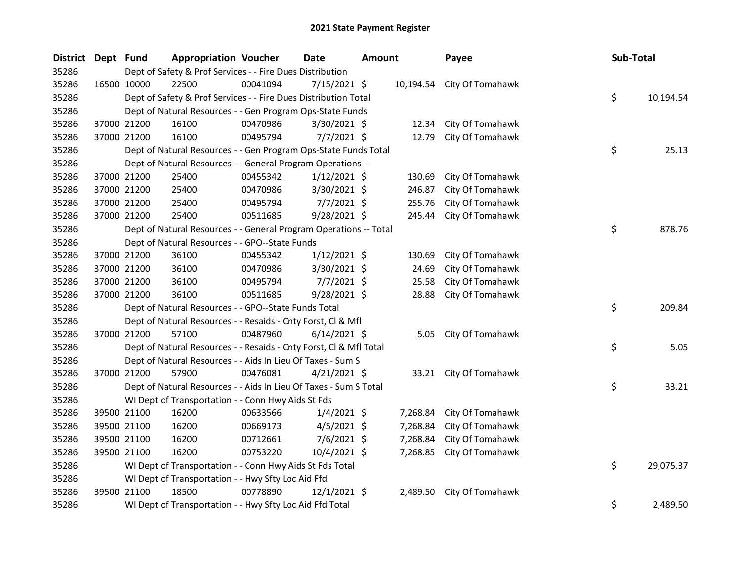## 2021 State Payment Register

| District | Dept | Fund | Appropriation | Voucher | Date | Amount | Payee | Sub-Total |
|---|---|---|---|---|---|---|---|---|
| 35286 | | Dept of Safety & Prof Services - - Fire Dues Distribution | | | | | | |
| 35286 | 16500 | 10000 | 22500 | 00041094 | 7/15/2021 | $ 10,194.54 | City Of Tomahawk | |
| 35286 | | Dept of Safety & Prof Services - - Fire Dues Distribution Total | | | | | | $ 10,194.54 |
| 35286 | | Dept of Natural Resources - - Gen Program Ops-State Funds | | | | | | |
| 35286 | 37000 | 21200 | 16100 | 00470986 | 3/30/2021 | $ 12.34 | City Of Tomahawk | |
| 35286 | 37000 | 21200 | 16100 | 00495794 | 7/7/2021 | $ 12.79 | City Of Tomahawk | |
| 35286 | | Dept of Natural Resources - - Gen Program Ops-State Funds Total | | | | | | $ 25.13 |
| 35286 | | Dept of Natural Resources - - General Program Operations -- | | | | | | |
| 35286 | 37000 | 21200 | 25400 | 00455342 | 1/12/2021 | $ 130.69 | City Of Tomahawk | |
| 35286 | 37000 | 21200 | 25400 | 00470986 | 3/30/2021 | $ 246.87 | City Of Tomahawk | |
| 35286 | 37000 | 21200 | 25400 | 00495794 | 7/7/2021 | $ 255.76 | City Of Tomahawk | |
| 35286 | 37000 | 21200 | 25400 | 00511685 | 9/28/2021 | $ 245.44 | City Of Tomahawk | |
| 35286 | | Dept of Natural Resources - - General Program Operations -- Total | | | | | | $ 878.76 |
| 35286 | | Dept of Natural Resources - - GPO--State Funds | | | | | | |
| 35286 | 37000 | 21200 | 36100 | 00455342 | 1/12/2021 | $ 130.69 | City Of Tomahawk | |
| 35286 | 37000 | 21200 | 36100 | 00470986 | 3/30/2021 | $ 24.69 | City Of Tomahawk | |
| 35286 | 37000 | 21200 | 36100 | 00495794 | 7/7/2021 | $ 25.58 | City Of Tomahawk | |
| 35286 | 37000 | 21200 | 36100 | 00511685 | 9/28/2021 | $ 28.88 | City Of Tomahawk | |
| 35286 | | Dept of Natural Resources - - GPO--State Funds Total | | | | | | $ 209.84 |
| 35286 | | Dept of Natural Resources - - Resaids - Cnty Forst, Cl & Mfl | | | | | | |
| 35286 | 37000 | 21200 | 57100 | 00487960 | 6/14/2021 | $ 5.05 | City Of Tomahawk | |
| 35286 | | Dept of Natural Resources - - Resaids - Cnty Forst, Cl & Mfl Total | | | | | | $ 5.05 |
| 35286 | | Dept of Natural Resources - - Aids In Lieu Of Taxes - Sum S | | | | | | |
| 35286 | 37000 | 21200 | 57900 | 00476081 | 4/21/2021 | $ 33.21 | City Of Tomahawk | |
| 35286 | | Dept of Natural Resources - - Aids In Lieu Of Taxes - Sum S Total | | | | | | $ 33.21 |
| 35286 | | WI Dept of Transportation - - Conn Hwy Aids St Fds | | | | | | |
| 35286 | 39500 | 21100 | 16200 | 00633566 | 1/4/2021 | $ 7,268.84 | City Of Tomahawk | |
| 35286 | 39500 | 21100 | 16200 | 00669173 | 4/5/2021 | $ 7,268.84 | City Of Tomahawk | |
| 35286 | 39500 | 21100 | 16200 | 00712661 | 7/6/2021 | $ 7,268.84 | City Of Tomahawk | |
| 35286 | 39500 | 21100 | 16200 | 00753220 | 10/4/2021 | $ 7,268.85 | City Of Tomahawk | |
| 35286 | | WI Dept of Transportation - - Conn Hwy Aids St Fds Total | | | | | | $ 29,075.37 |
| 35286 | | WI Dept of Transportation - - Hwy Sfty Loc Aid Ffd | | | | | | |
| 35286 | 39500 | 21100 | 18500 | 00778890 | 12/1/2021 | $ 2,489.50 | City Of Tomahawk | |
| 35286 | | WI Dept of Transportation - - Hwy Sfty Loc Aid Ffd Total | | | | | | $ 2,489.50 |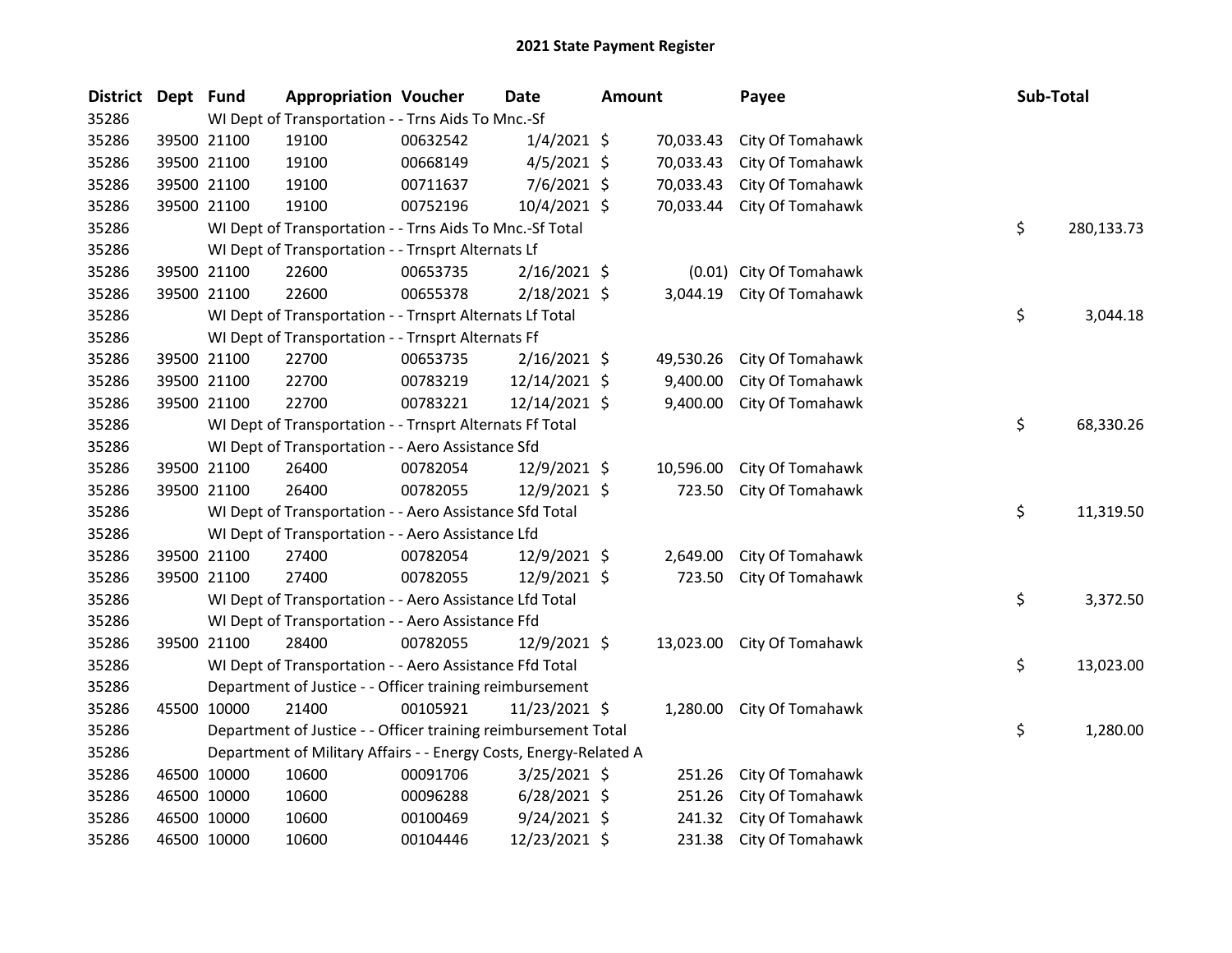# 2021 State Payment Register

| District | Dept | Fund | Appropriation | Voucher | Date | Amount | Payee | Sub-Total |
|---|---|---|---|---|---|---|---|---|
| 35286 | | WI Dept of Transportation - - Trns Aids To Mnc.-Sf | | | | | | |
| 35286 | 39500 | 21100 | 19100 | 00632542 | 1/4/2021 | $ 70,033.43 | City Of Tomahawk | |
| 35286 | 39500 | 21100 | 19100 | 00668149 | 4/5/2021 | $ 70,033.43 | City Of Tomahawk | |
| 35286 | 39500 | 21100 | 19100 | 00711637 | 7/6/2021 | $ 70,033.43 | City Of Tomahawk | |
| 35286 | 39500 | 21100 | 19100 | 00752196 | 10/4/2021 | $ 70,033.44 | City Of Tomahawk | |
| 35286 | | WI Dept of Transportation - - Trns Aids To Mnc.-Sf Total | | | | | | $ 280,133.73 |
| 35286 | | WI Dept of Transportation - - Trnsprt Alternats Lf | | | | | | |
| 35286 | 39500 | 21100 | 22600 | 00653735 | 2/16/2021 | $ (0.01) | City Of Tomahawk | |
| 35286 | 39500 | 21100 | 22600 | 00655378 | 2/18/2021 | $ 3,044.19 | City Of Tomahawk | |
| 35286 | | WI Dept of Transportation - - Trnsprt Alternats Lf Total | | | | | | $ 3,044.18 |
| 35286 | | WI Dept of Transportation - - Trnsprt Alternats Ff | | | | | | |
| 35286 | 39500 | 21100 | 22700 | 00653735 | 2/16/2021 | $ 49,530.26 | City Of Tomahawk | |
| 35286 | 39500 | 21100 | 22700 | 00783219 | 12/14/2021 | $ 9,400.00 | City Of Tomahawk | |
| 35286 | 39500 | 21100 | 22700 | 00783221 | 12/14/2021 | $ 9,400.00 | City Of Tomahawk | |
| 35286 | | WI Dept of Transportation - - Trnsprt Alternats Ff Total | | | | | | $ 68,330.26 |
| 35286 | | WI Dept of Transportation - - Aero Assistance Sfd | | | | | | |
| 35286 | 39500 | 21100 | 26400 | 00782054 | 12/9/2021 | $ 10,596.00 | City Of Tomahawk | |
| 35286 | 39500 | 21100 | 26400 | 00782055 | 12/9/2021 | $ 723.50 | City Of Tomahawk | |
| 35286 | | WI Dept of Transportation - - Aero Assistance Sfd Total | | | | | | $ 11,319.50 |
| 35286 | | WI Dept of Transportation - - Aero Assistance Lfd | | | | | | |
| 35286 | 39500 | 21100 | 27400 | 00782054 | 12/9/2021 | $ 2,649.00 | City Of Tomahawk | |
| 35286 | 39500 | 21100 | 27400 | 00782055 | 12/9/2021 | $ 723.50 | City Of Tomahawk | |
| 35286 | | WI Dept of Transportation - - Aero Assistance Lfd Total | | | | | | $ 3,372.50 |
| 35286 | | WI Dept of Transportation - - Aero Assistance Ffd | | | | | | |
| 35286 | 39500 | 21100 | 28400 | 00782055 | 12/9/2021 | $ 13,023.00 | City Of Tomahawk | |
| 35286 | | WI Dept of Transportation - - Aero Assistance Ffd Total | | | | | | $ 13,023.00 |
| 35286 | | Department of Justice - - Officer training reimbursement | | | | | | |
| 35286 | 45500 | 10000 | 21400 | 00105921 | 11/23/2021 | $ 1,280.00 | City Of Tomahawk | |
| 35286 | | Department of Justice - - Officer training reimbursement Total | | | | | | $ 1,280.00 |
| 35286 | | Department of Military Affairs - - Energy Costs, Energy-Related A | | | | | | |
| 35286 | 46500 | 10000 | 10600 | 00091706 | 3/25/2021 | $ 251.26 | City Of Tomahawk | |
| 35286 | 46500 | 10000 | 10600 | 00096288 | 6/28/2021 | $ 251.26 | City Of Tomahawk | |
| 35286 | 46500 | 10000 | 10600 | 00100469 | 9/24/2021 | $ 241.32 | City Of Tomahawk | |
| 35286 | 46500 | 10000 | 10600 | 00104446 | 12/23/2021 | $ 231.38 | City Of Tomahawk | |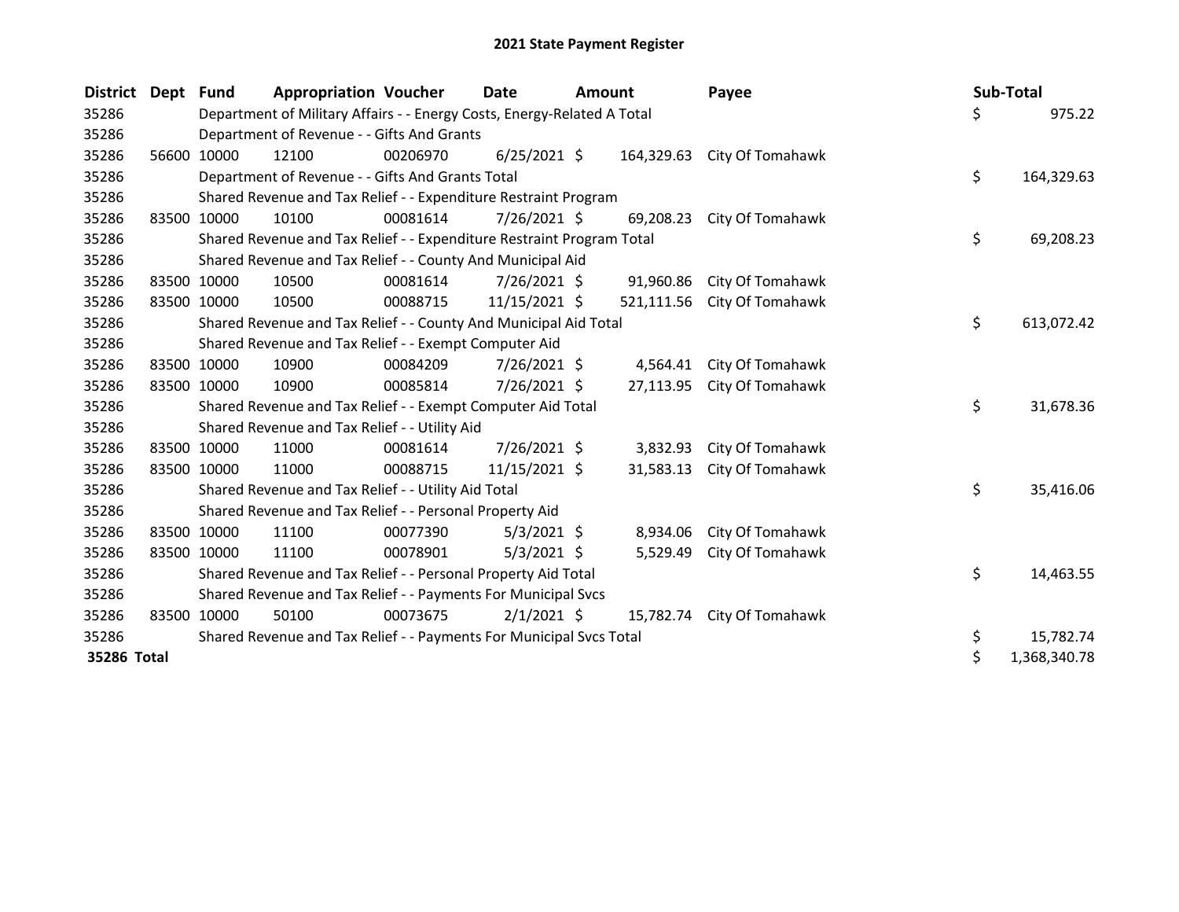# 2021 State Payment Register

| District | Dept | Fund | Appropriation | Voucher | Date | Amount | Payee | Sub-Total |
|---|---|---|---|---|---|---|---|---|
| 35286 | | Department of Military Affairs - - Energy Costs, Energy-Related A Total | | | | | | $ 975.22 |
| 35286 | | Department of Revenue - - Gifts And Grants | | | | | | |
| 35286 | 56600 | 10000 | 12100 | 00206970 | 6/25/2021 | $ 164,329.63 | City Of Tomahawk | |
| 35286 | | Department of Revenue - - Gifts And Grants Total | | | | | | $ 164,329.63 |
| 35286 | | Shared Revenue and Tax Relief - - Expenditure Restraint Program | | | | | | |
| 35286 | 83500 | 10000 | 10100 | 00081614 | 7/26/2021 | $ 69,208.23 | City Of Tomahawk | |
| 35286 | | Shared Revenue and Tax Relief - - Expenditure Restraint Program Total | | | | | | $ 69,208.23 |
| 35286 | | Shared Revenue and Tax Relief - - County And Municipal Aid | | | | | | |
| 35286 | 83500 | 10000 | 10500 | 00081614 | 7/26/2021 | $ 91,960.86 | City Of Tomahawk | |
| 35286 | 83500 | 10000 | 10500 | 00088715 | 11/15/2021 | $ 521,111.56 | City Of Tomahawk | |
| 35286 | | Shared Revenue and Tax Relief - - County And Municipal Aid Total | | | | | | $ 613,072.42 |
| 35286 | | Shared Revenue and Tax Relief - - Exempt Computer Aid | | | | | | |
| 35286 | 83500 | 10000 | 10900 | 00084209 | 7/26/2021 | $ 4,564.41 | City Of Tomahawk | |
| 35286 | 83500 | 10000 | 10900 | 00085814 | 7/26/2021 | $ 27,113.95 | City Of Tomahawk | |
| 35286 | | Shared Revenue and Tax Relief - - Exempt Computer Aid Total | | | | | | $ 31,678.36 |
| 35286 | | Shared Revenue and Tax Relief - - Utility Aid | | | | | | |
| 35286 | 83500 | 10000 | 11000 | 00081614 | 7/26/2021 | $ 3,832.93 | City Of Tomahawk | |
| 35286 | 83500 | 10000 | 11000 | 00088715 | 11/15/2021 | $ 31,583.13 | City Of Tomahawk | |
| 35286 | | Shared Revenue and Tax Relief - - Utility Aid Total | | | | | | $ 35,416.06 |
| 35286 | | Shared Revenue and Tax Relief - - Personal Property Aid | | | | | | |
| 35286 | 83500 | 10000 | 11100 | 00077390 | 5/3/2021 | $ 8,934.06 | City Of Tomahawk | |
| 35286 | 83500 | 10000 | 11100 | 00078901 | 5/3/2021 | $ 5,529.49 | City Of Tomahawk | |
| 35286 | | Shared Revenue and Tax Relief - - Personal Property Aid Total | | | | | | $ 14,463.55 |
| 35286 | | Shared Revenue and Tax Relief - - Payments For Municipal Svcs | | | | | | |
| 35286 | 83500 | 10000 | 50100 | 00073675 | 2/1/2021 | $ 15,782.74 | City Of Tomahawk | |
| 35286 | | Shared Revenue and Tax Relief - - Payments For Municipal Svcs Total | | | | | | $ 15,782.74 |
| **35286 Total** | | | | | | | | $ 1,368,340.78 |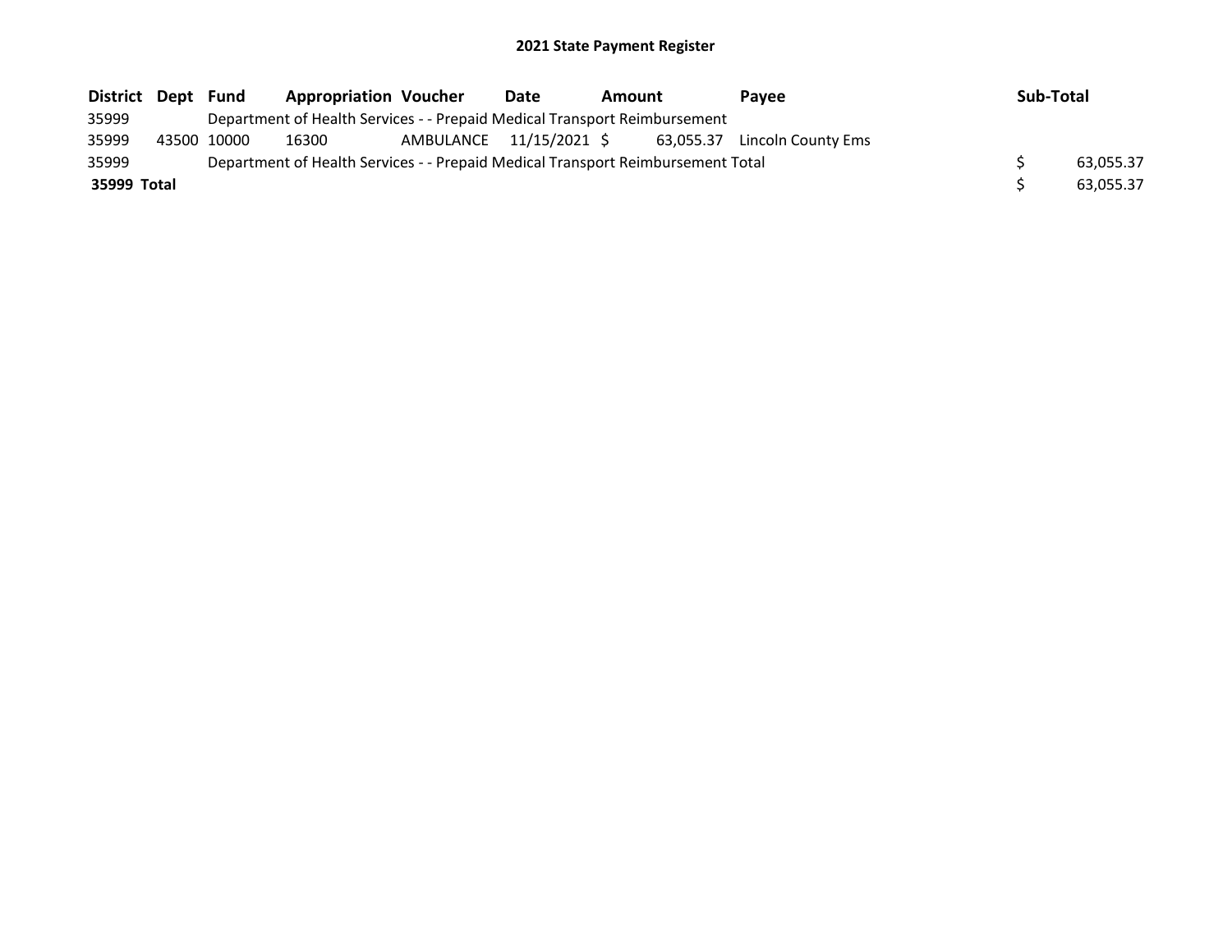**2021 State Payment Register**

| District | Dept | Fund | Appropriation | Voucher | Date | Amount | Payee | Sub-Total |
|---|---|---|---|---|---|---|---|---|
| 35999 | | Department of Health Services - - Prepaid Medical Transport Reimbursement | | | | | | |
| 35999 | 43500 | 10000 | 16300 | AMBULANCE | 11/15/2021 | $ 63,055.37 | Lincoln County Ems | |
| 35999 | | Department of Health Services - - Prepaid Medical Transport Reimbursement Total | | | | | | $ 63,055.37 |
| **35999 Total** | | | | | | | | $ 63,055.37 |